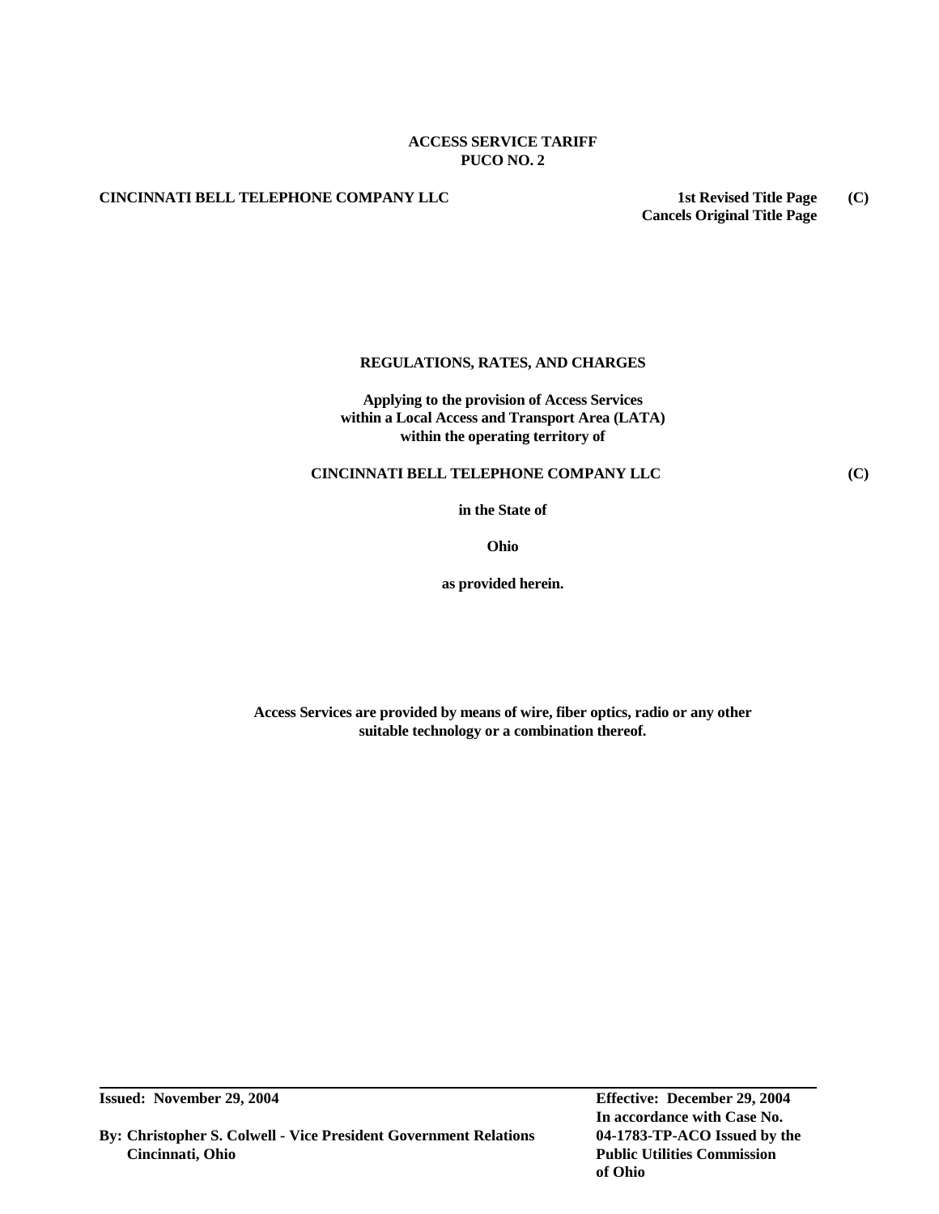**ACCESS SERVICE TARIFF**
**PUCO NO. 2**

**CINCINNATI BELL TELEPHONE COMPANY LLC** **1st Revised Title Page** **(C)**
**Cancels Original Title Page**

**REGULATIONS, RATES, AND CHARGES**

**Applying to the provision of Access Services within a Local Access and Transport Area (LATA) within the operating territory of**

**CINCINNATI BELL TELEPHONE COMPANY LLC** **(C)**

**in the State of**

**Ohio**

**as provided herein.**

**Access Services are provided by means of wire, fiber optics, radio or any other suitable technology or a combination thereof.**

---

**Issued: November 29, 2004**

**By: Christopher S. Colwell - Vice President Government Relations**
**Cincinnati, Ohio**

**Effective: December 29, 2004**
**In accordance with Case No. 04-1783-TP-ACO Issued by the Public Utilities Commission of Ohio**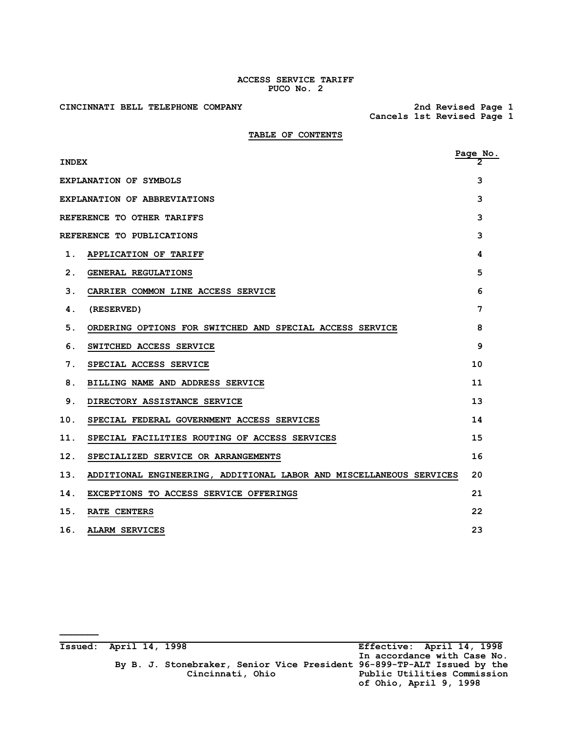ACCESS SERVICE TARIFF
PUCO No. 2

CINCINNATI BELL TELEPHONE COMPANY

2nd Revised Page 1
Cancels 1st Revised Page 1

## TABLE OF CONTENTS

| | Page No. |
|---|---|
| INDEX | 2 |
| EXPLANATION OF SYMBOLS | 3 |
| EXPLANATION OF ABBREVIATIONS | 3 |
| REFERENCE TO OTHER TARIFFS | 3 |
| REFERENCE TO PUBLICATIONS | 3 |
| 1. APPLICATION OF TARIFF | 4 |
| 2. GENERAL REGULATIONS | 5 |
| 3. CARRIER COMMON LINE ACCESS SERVICE | 6 |
| 4. (RESERVED) | 7 |
| 5. ORDERING OPTIONS FOR SWITCHED AND SPECIAL ACCESS SERVICE | 8 |
| 6. SWITCHED ACCESS SERVICE | 9 |
| 7. SPECIAL ACCESS SERVICE | 10 |
| 8. BILLING NAME AND ADDRESS SERVICE | 11 |
| 9. DIRECTORY ASSISTANCE SERVICE | 13 |
| 10. SPECIAL FEDERAL GOVERNMENT ACCESS SERVICES | 14 |
| 11. SPECIAL FACILITIES ROUTING OF ACCESS SERVICES | 15 |
| 12. SPECIALIZED SERVICE OR ARRANGEMENTS | 16 |
| 13. ADDITIONAL ENGINEERING, ADDITIONAL LABOR AND MISCELLANEOUS SERVICES | 20 |
| 14. EXCEPTIONS TO ACCESS SERVICE OFFERINGS | 21 |
| 15. RATE CENTERS | 22 |
| 16. ALARM SERVICES | 23 |

Issued: April 14, 1998

By B. J. Stonebraker, Senior Vice President
Cincinnati, Ohio

Effective: April 14, 1998
In accordance with Case No. 96-899-TP-ALT Issued by the Public Utilities Commission of Ohio, April 9, 1998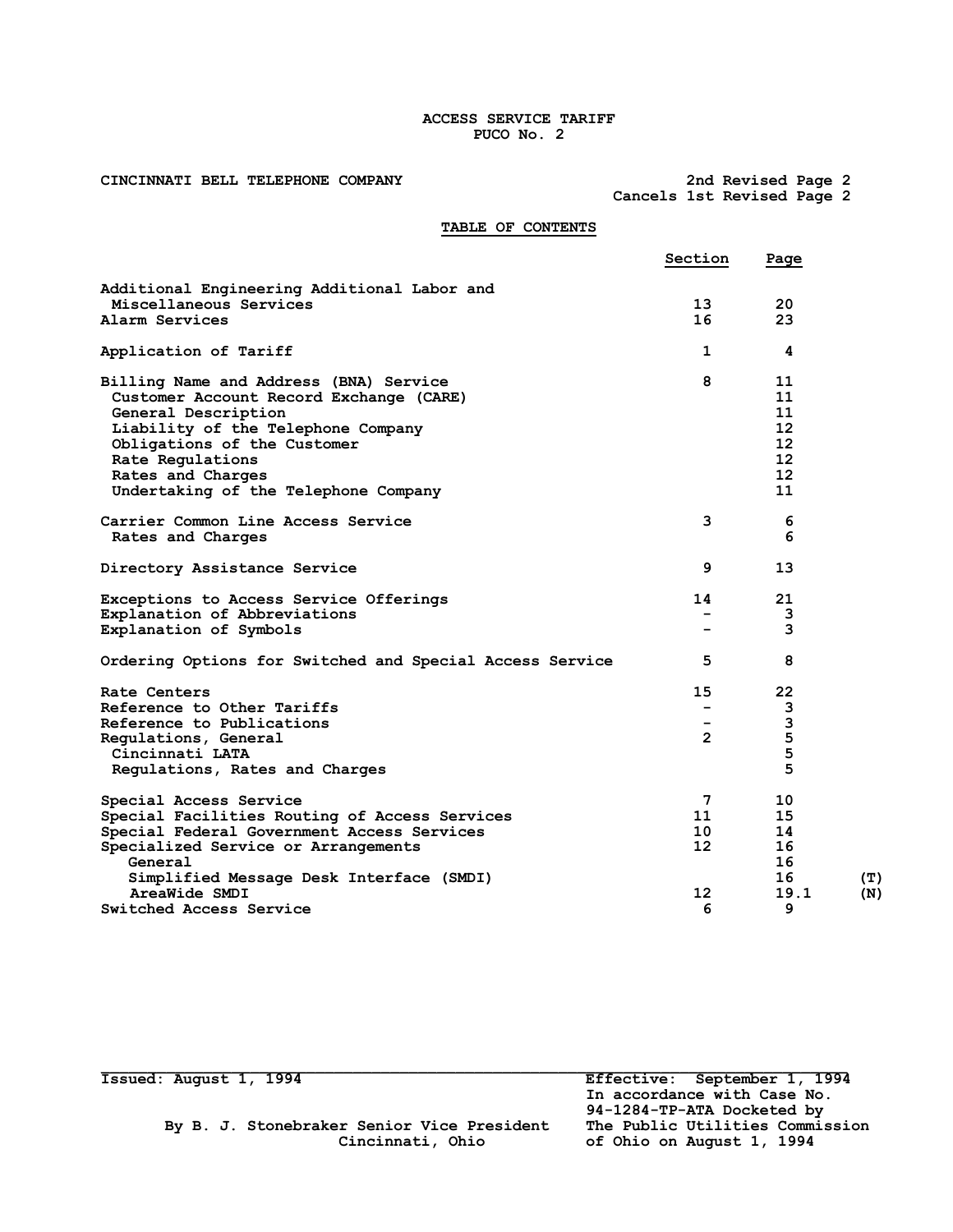ACCESS SERVICE TARIFF
PUCO No. 2

CINCINNATI BELL TELEPHONE COMPANY

2nd Revised Page 2
Cancels 1st Revised Page 2

## TABLE OF CONTENTS

| | Section | Page | |
|---|---|---|---|
| Additional Engineering Additional Labor and Miscellaneous Services | 13 | 20 | |
| Alarm Services | 16 | 23 | |
| Application of Tariff | 1 | 4 | |
| Billing Name and Address (BNA) Service | 8 | 11 | |
| Customer Account Record Exchange (CARE) | | 11 | |
| General Description | | 11 | |
| Liability of the Telephone Company | | 12 | |
| Obligations of the Customer | | 12 | |
| Rate Regulations | | 12 | |
| Rates and Charges | | 12 | |
| Undertaking of the Telephone Company | | 11 | |
| Carrier Common Line Access Service | 3 | 6 | |
| Rates and Charges | | 6 | |
| Directory Assistance Service | 9 | 13 | |
| Exceptions to Access Service Offerings | 14 | 21 | |
| Explanation of Abbreviations | - | 3 | |
| Explanation of Symbols | - | 3 | |
| Ordering Options for Switched and Special Access Service | 5 | 8 | |
| Rate Centers | 15 | 22 | |
| Reference to Other Tariffs | - | 3 | |
| Reference to Publications | - | 3 | |
| Regulations, General | 2 | 5 | |
| Cincinnati LATA | | 5 | |
| Regulations, Rates and Charges | | 5 | |
| Special Access Service | 7 | 10 | |
| Special Facilities Routing of Access Services | 11 | 15 | |
| Special Federal Government Access Services | 10 | 14 | |
| Specialized Service or Arrangements | 12 | 16 | |
| General | | 16 | |
| Simplified Message Desk Interface (SMDI) | | 16 | (T) |
| AreaWide SMDI | 12 | 19.1 | (N) |
| Switched Access Service | 6 | 9 | |

Issued: August 1, 1994

By B. J. Stonebraker Senior Vice President
Cincinnati, Ohio

Effective: September 1, 1994
In accordance with Case No. 94-1284-TP-ATA Docketed by The Public Utilities Commission of Ohio on August 1, 1994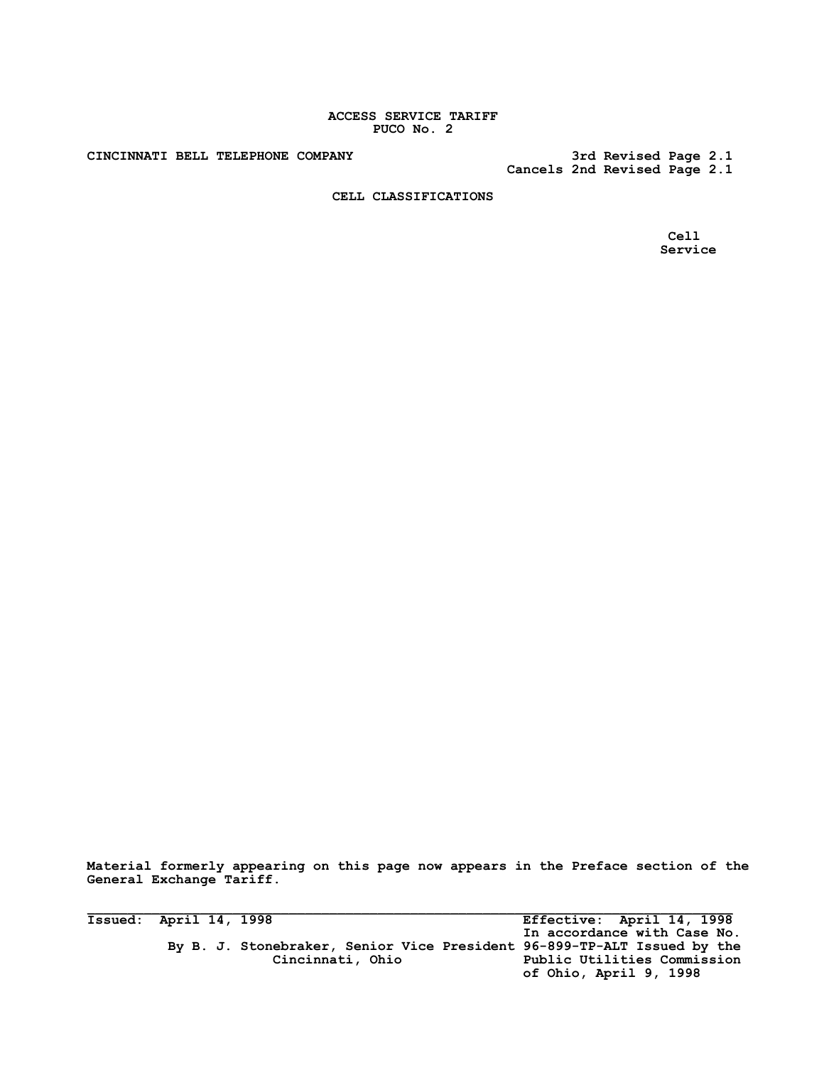ACCESS SERVICE TARIFF
PUCO No. 2

CINCINNATI BELL TELEPHONE COMPANY

3rd Revised Page 2.1
Cancels 2nd Revised Page 2.1

# CELL CLASSIFICATIONS

Cell
Service

Material formerly appearing on this page now appears in the Preface section of the General Exchange Tariff.

Issued: April 14, 1998

By B. J. Stonebraker, Senior Vice President
Cincinnati, Ohio

Effective: April 14, 1998
In accordance with Case No. 96-899-TP-ALT Issued by the Public Utilities Commission of Ohio, April 9, 1998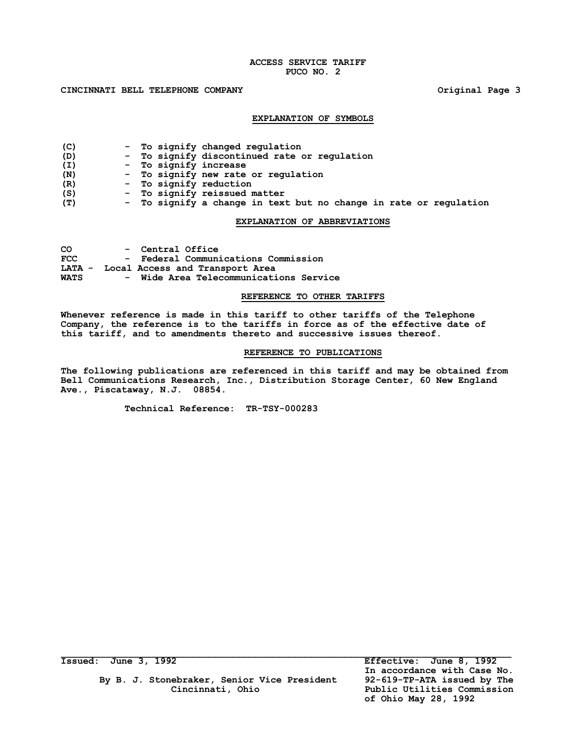## EXPLANATION OF SYMBOLS

| Symbol | Meaning |
|---|---|
| (C) | To signify changed regulation |
| (D) | To signify discontinued rate or regulation |
| (I) | To signify increase |
| (N) | To signify new rate or regulation |
| (R) | To signify reduction |
| (S) | To signify reissued matter |
| (T) | To signify a change in text but no change in rate or regulation |

## EXPLANATION OF ABBREVIATIONS

| Abbreviation | Meaning |
|---|---|
| CO | Central Office |
| FCC | Federal Communications Commission |
| LATA | Local Access and Transport Area |
| WATS | Wide Area Telecommunications Service |

## REFERENCE TO OTHER TARIFFS

Whenever reference is made in this tariff to other tariffs of the Telephone Company, the reference is to the tariffs in force as of the effective date of this tariff, and to amendments thereto and successive issues thereof.

## REFERENCE TO PUBLICATIONS

The following publications are referenced in this tariff and may be obtained from Bell Communications Research, Inc., Distribution Storage Center, 60 New England Ave., Piscataway, N.J. 08854.

Technical Reference: TR-TSY-000283

Issued: June 3, 1992

By B. J. Stonebraker, Senior Vice President
Cincinnati, Ohio

Effective: June 8, 1992
In accordance with Case No. 92-619-TP-ATA issued by The Public Utilities Commission of Ohio May 28, 1992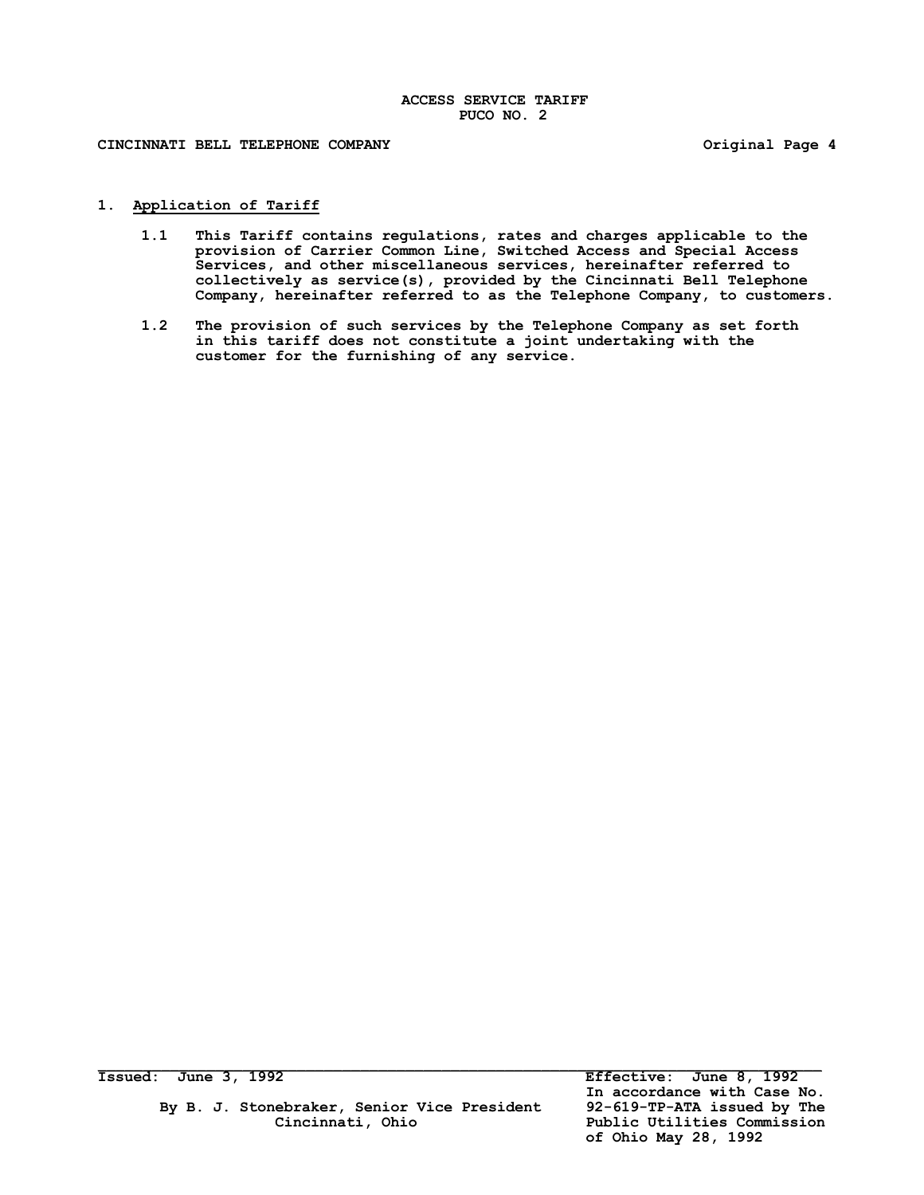# 1. Application of Tariff

1.1 This Tariff contains regulations, rates and charges applicable to the provision of Carrier Common Line, Switched Access and Special Access Services, and other miscellaneous services, hereinafter referred to collectively as service(s), provided by the Cincinnati Bell Telephone Company, hereinafter referred to as the Telephone Company, to customers.

1.2 The provision of such services by the Telephone Company as set forth in this tariff does not constitute a joint undertaking with the customer for the furnishing of any service.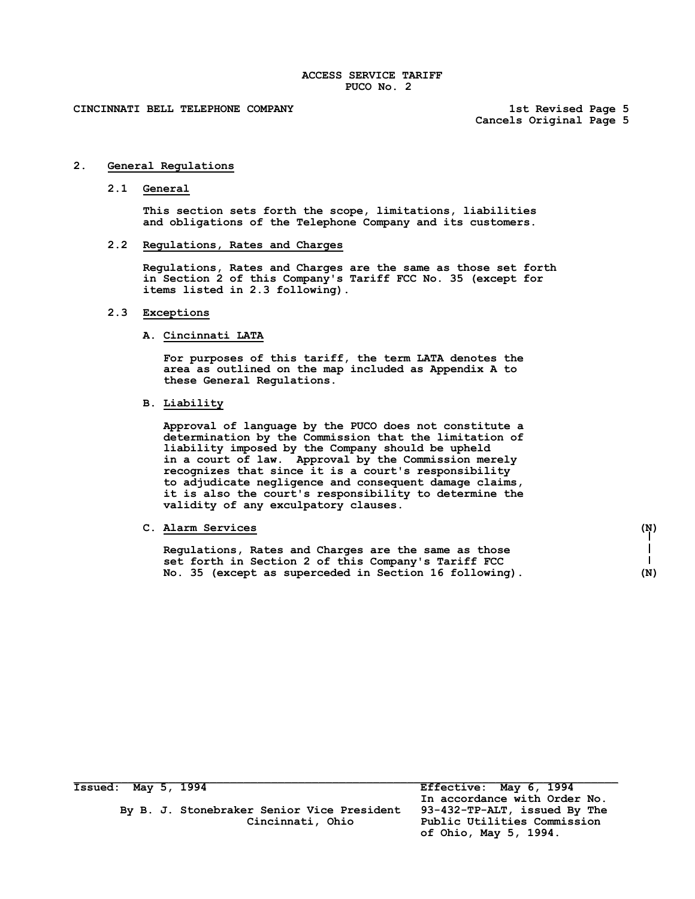## 2. General Regulations

### 2.1 General

This section sets forth the scope, limitations, liabilities and obligations of the Telephone Company and its customers.

### 2.2 Regulations, Rates and Charges

Regulations, Rates and Charges are the same as those set forth in Section 2 of this Company's Tariff FCC No. 35 (except for items listed in 2.3 following).

### 2.3 Exceptions

#### A. Cincinnati LATA

For purposes of this tariff, the term LATA denotes the area as outlined on the map included as Appendix A to these General Regulations.

#### B. Liability

Approval of language by the PUCO does not constitute a determination by the Commission that the limitation of liability imposed by the Company should be upheld in a court of law. Approval by the Commission merely recognizes that since it is a court's responsibility to adjudicate negligence and consequent damage claims, it is also the court's responsibility to determine the validity of any exculpatory clauses.

#### C. Alarm Services (N)

Regulations, Rates and Charges are the same as those set forth in Section 2 of this Company's Tariff FCC No. 35 (except as superceded in Section 16 following). (N)

Issued: May 5, 1994

By B. J. Stonebraker Senior Vice President
Cincinnati, Ohio

Effective: May 6, 1994
In accordance with Order No. 93-432-TP-ALT, issued By The Public Utilities Commission of Ohio, May 5, 1994.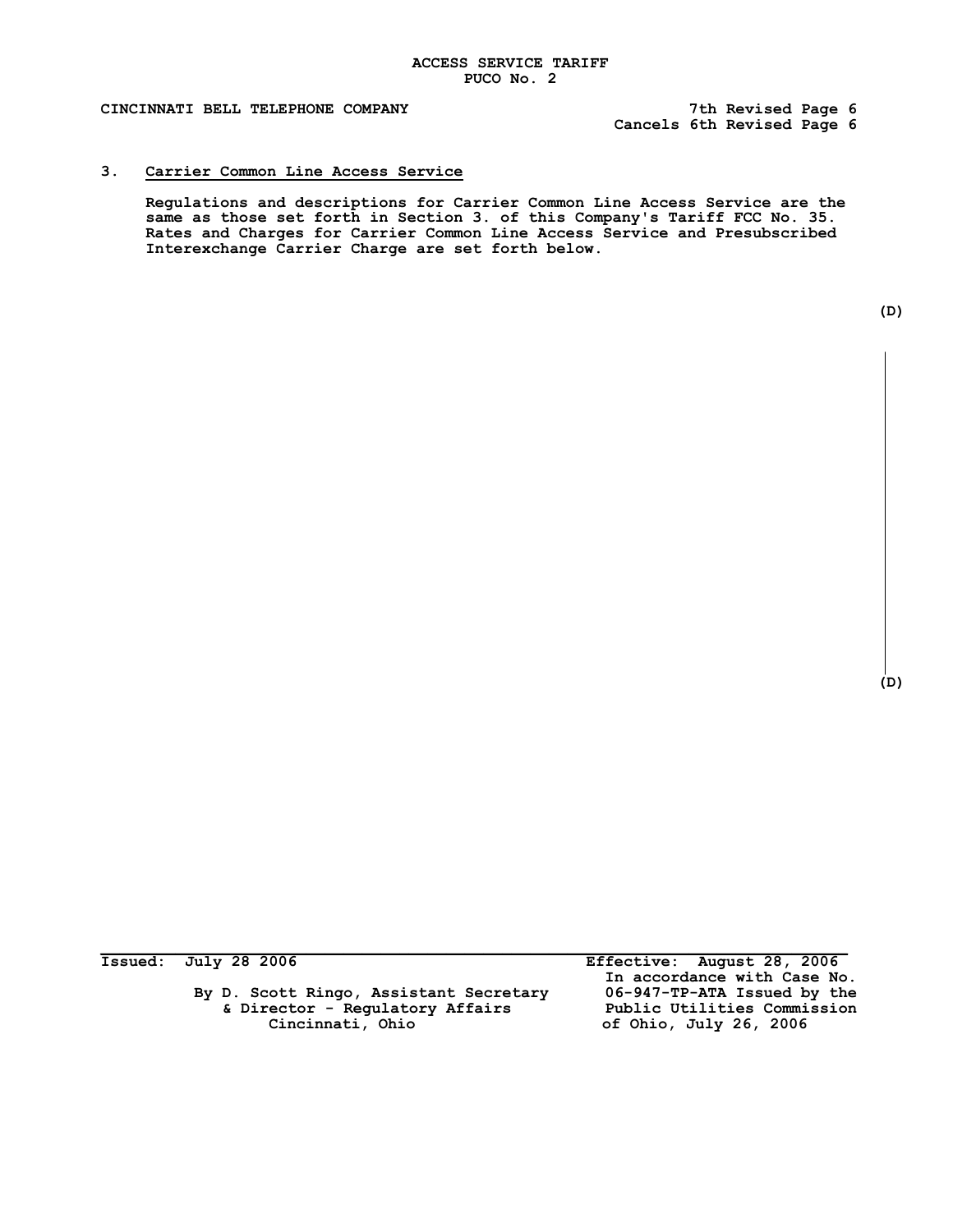ACCESS SERVICE TARIFF
PUCO No. 2

CINCINNATI BELL TELEPHONE COMPANY

7th Revised Page 6
Cancels 6th Revised Page 6

## 3. Carrier Common Line Access Service

Regulations and descriptions for Carrier Common Line Access Service are the same as those set forth in Section 3. of this Company's Tariff FCC No. 35. Rates and Charges for Carrier Common Line Access Service and Presubscribed Interexchange Carrier Charge are set forth below.

(D)

(D)

Issued: July 28 2006

By D. Scott Ringo, Assistant Secretary
& Director - Regulatory Affairs
Cincinnati, Ohio

Effective: August 28, 2006
In accordance with Case No. 06-947-TP-ATA Issued by the Public Utilities Commission of Ohio, July 26, 2006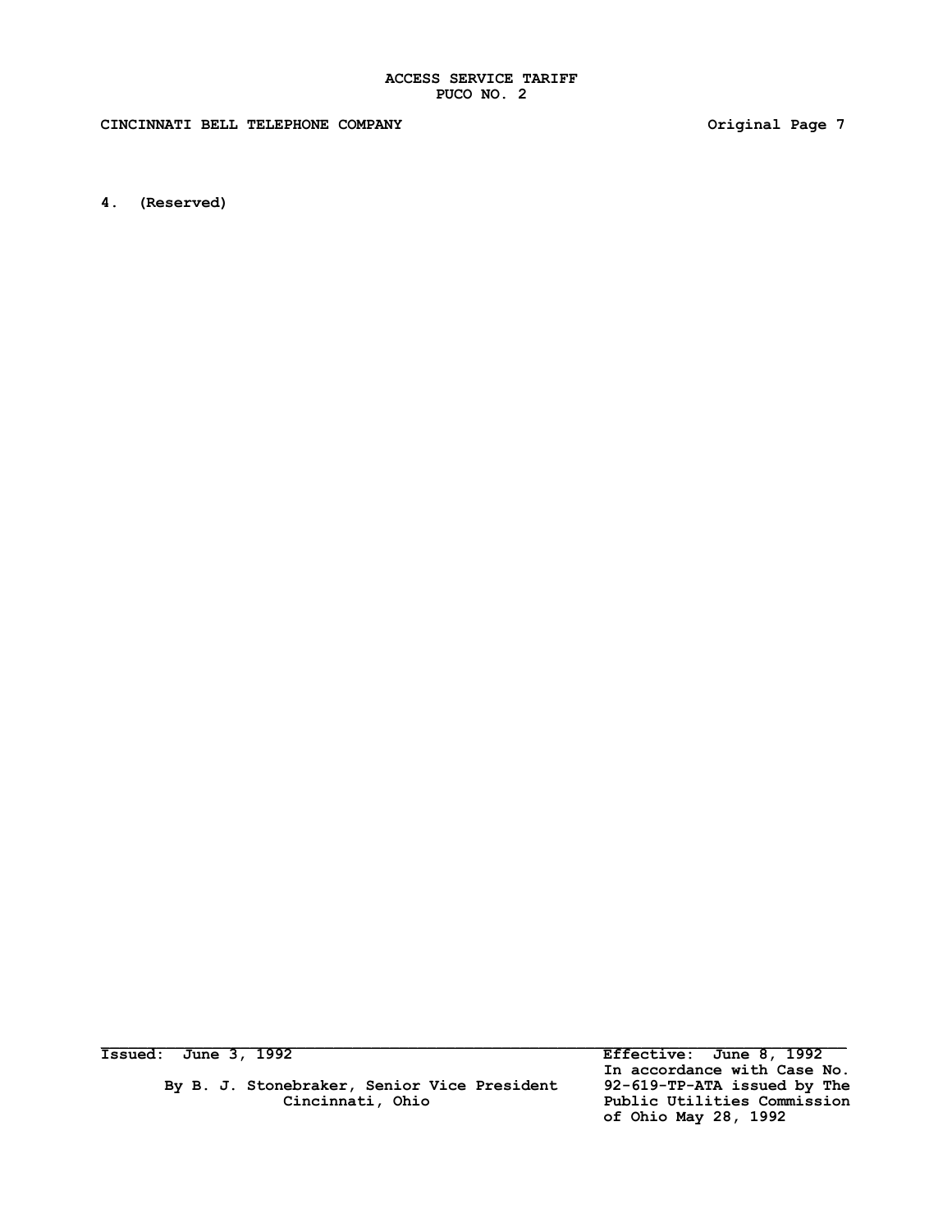**4. (Reserved)**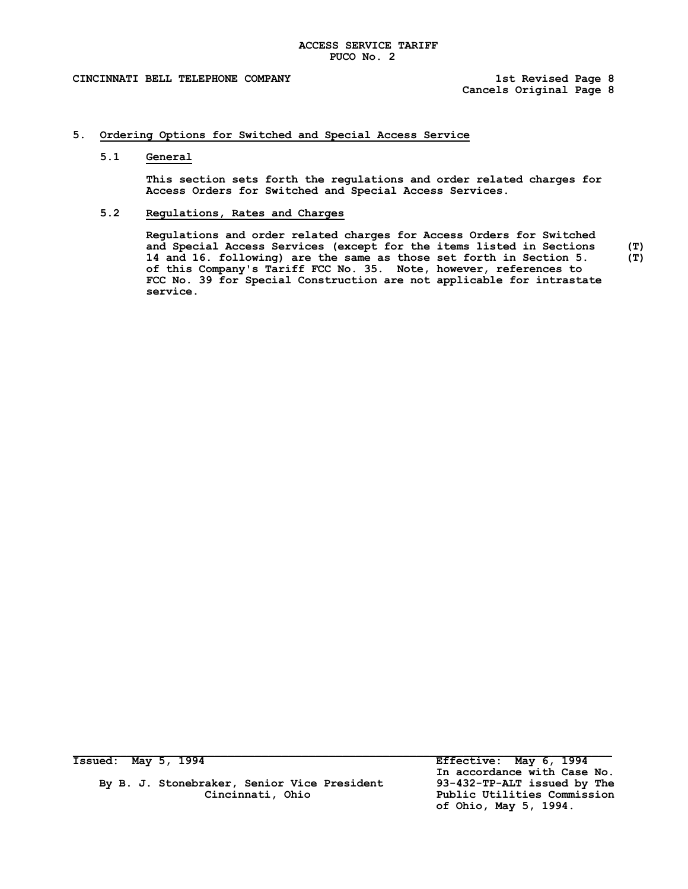## 5. Ordering Options for Switched and Special Access Service

### 5.1 General

This section sets forth the regulations and order related charges for Access Orders for Switched and Special Access Services.

### 5.2 Regulations, Rates and Charges

Regulations and order related charges for Access Orders for Switched and Special Access Services (except for the items listed in Sections 14 and 16. following) are the same as those set forth in Section 5. of this Company's Tariff FCC No. 35. Note, however, references to FCC No. 39 for Special Construction are not applicable for intrastate service. (T) (T)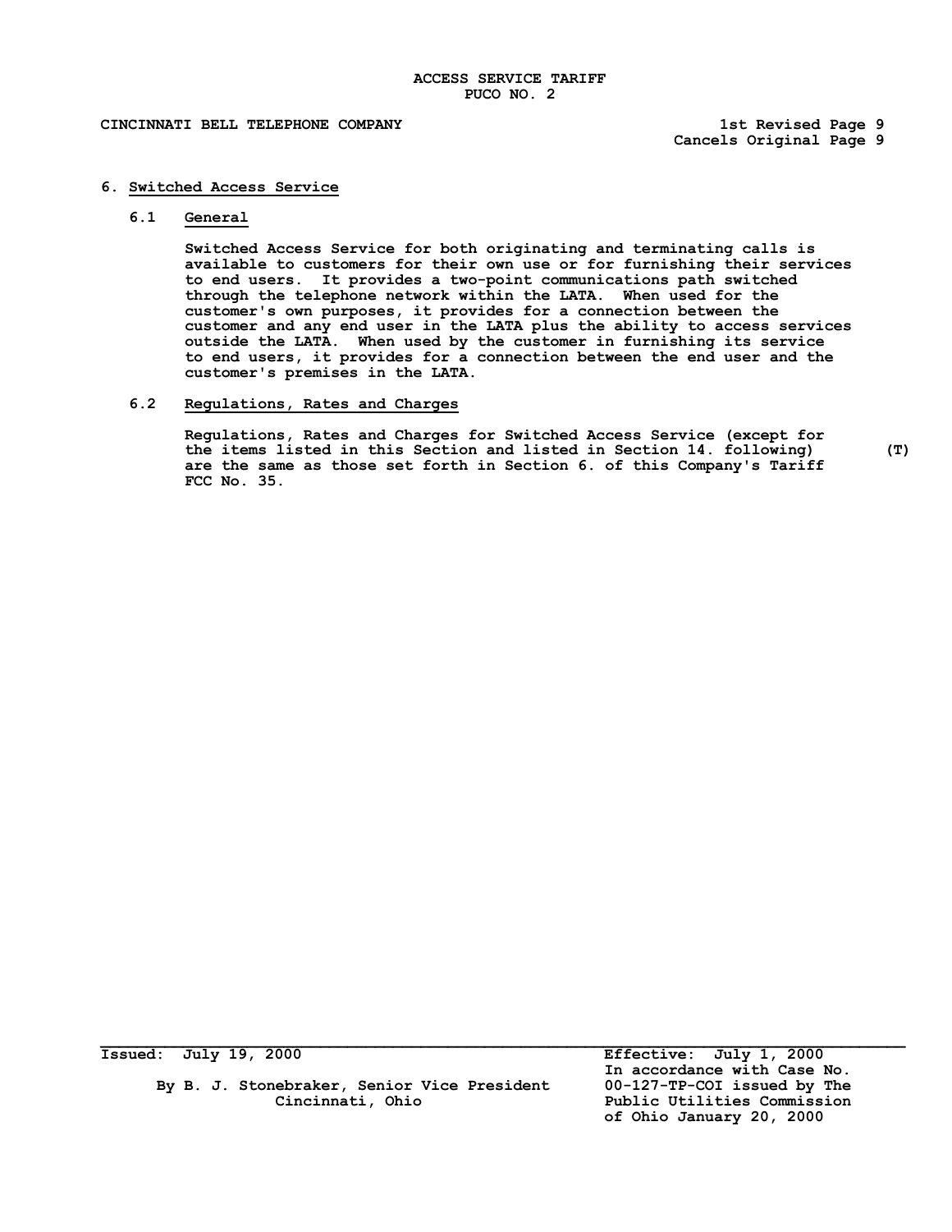# 6. Switched Access Service

## 6.1 General

Switched Access Service for both originating and terminating calls is available to customers for their own use or for furnishing their services to end users. It provides a two-point communications path switched through the telephone network within the LATA. When used for the customer's own purposes, it provides for a connection between the customer and any end user in the LATA plus the ability to access services outside the LATA. When used by the customer in furnishing its service to end users, it provides for a connection between the end user and the customer's premises in the LATA.

## 6.2 Regulations, Rates and Charges

Regulations, Rates and Charges for Switched Access Service (except for the items listed in this Section and listed in Section 14. following) (T) are the same as those set forth in Section 6. of this Company's Tariff FCC No. 35.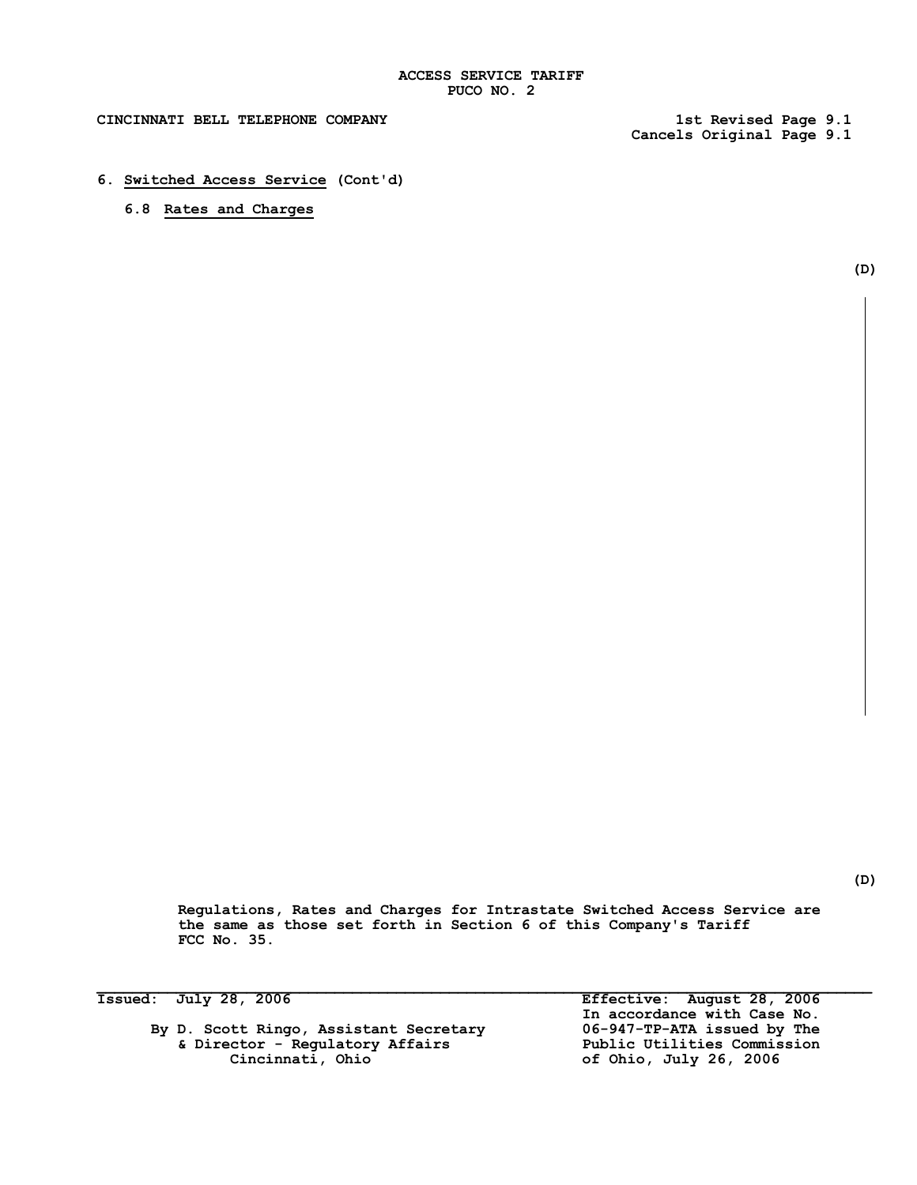## 6. Switched Access Service (Cont'd)

### 6.8 Rates and Charges

(D)

(D)

Regulations, Rates and Charges for Intrastate Switched Access Service are the same as those set forth in Section 6 of this Company's Tariff FCC No. 35.

Issued: July 28, 2006

By D. Scott Ringo, Assistant Secretary
& Director - Regulatory Affairs
Cincinnati, Ohio

Effective: August 28, 2006
In accordance with Case No. 06-947-TP-ATA issued by The Public Utilities Commission of Ohio, July 26, 2006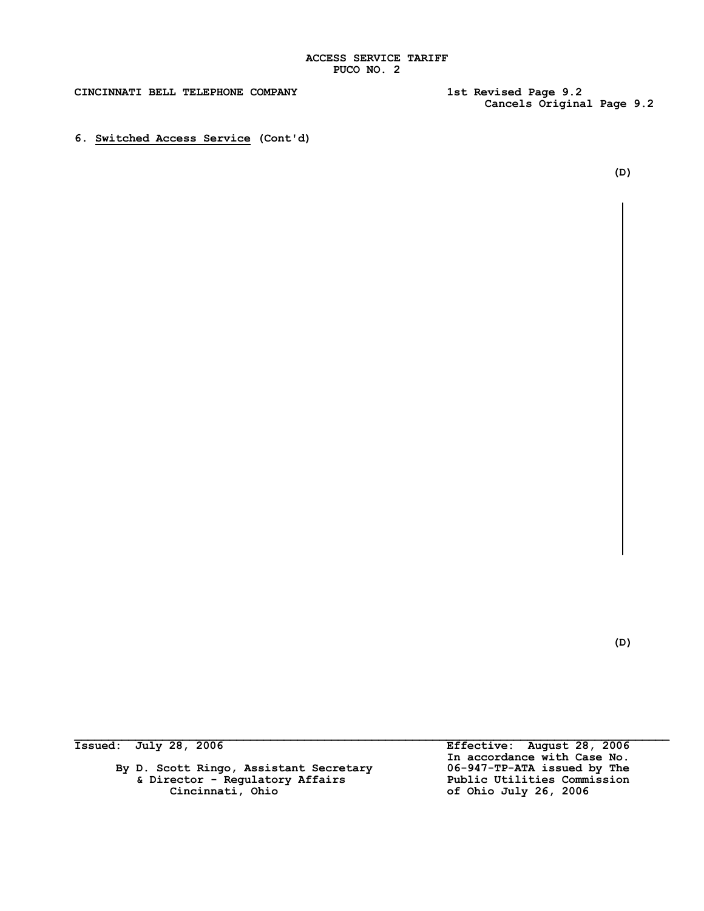ACCESS SERVICE TARIFF
PUCO NO. 2

CINCINNATI BELL TELEPHONE COMPANY

1st Revised Page 9.2
Cancels Original Page 9.2

6. Switched Access Service (Cont'd)

(D)

(D)

Issued: July 28, 2006

By D. Scott Ringo, Assistant Secretary
& Director - Regulatory Affairs
Cincinnati, Ohio

Effective: August 28, 2006
In accordance with Case No. 06-947-TP-ATA issued by The Public Utilities Commission of Ohio July 26, 2006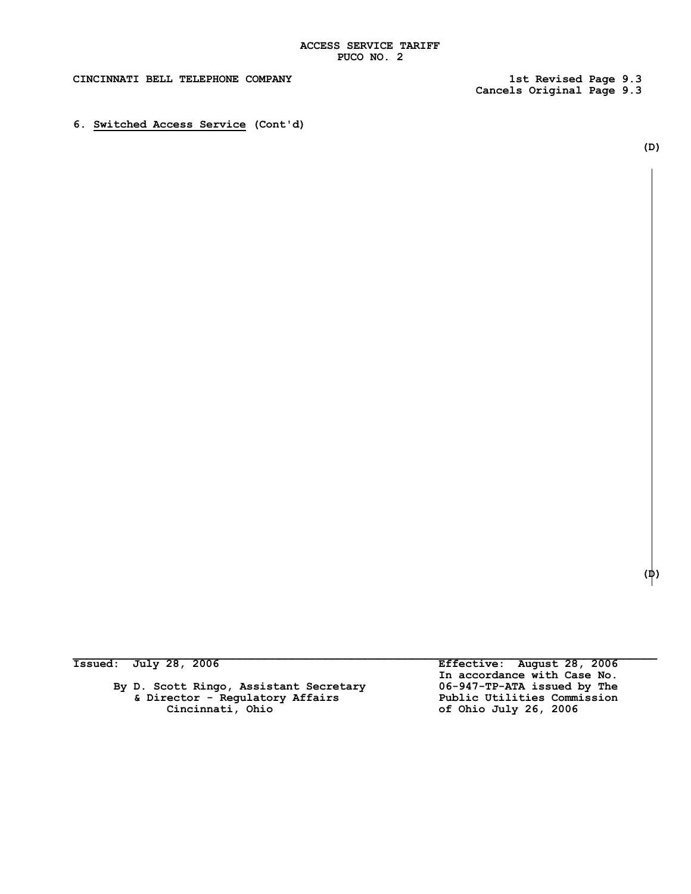ACCESS SERVICE TARIFF
PUCO NO. 2

CINCINNATI BELL TELEPHONE COMPANY

1st Revised Page 9.3
Cancels Original Page 9.3

6. Switched Access Service (Cont'd)

(D)

(D)

Issued: July 28, 2006

By D. Scott Ringo, Assistant Secretary
& Director - Regulatory Affairs
Cincinnati, Ohio

Effective: August 28, 2006
In accordance with Case No.
06-947-TP-ATA issued by The
Public Utilities Commission
of Ohio July 26, 2006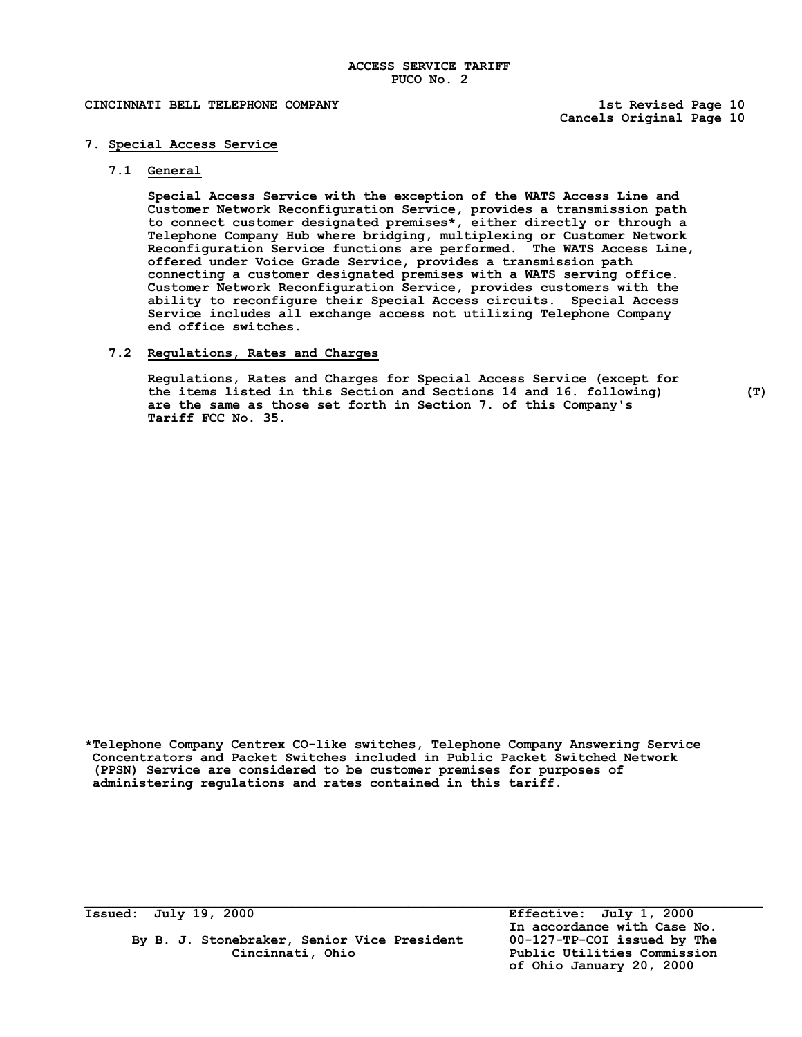# 7. Special Access Service

## 7.1 General

Special Access Service with the exception of the WATS Access Line and Customer Network Reconfiguration Service, provides a transmission path to connect customer designated premises*, either directly or through a Telephone Company Hub where bridging, multiplexing or Customer Network Reconfiguration Service functions are performed. The WATS Access Line, offered under Voice Grade Service, provides a transmission path connecting a customer designated premises with a WATS serving office. Customer Network Reconfiguration Service, provides customers with the ability to reconfigure their Special Access circuits. Special Access Service includes all exchange access not utilizing Telephone Company end office switches.

## 7.2 Regulations, Rates and Charges

Regulations, Rates and Charges for Special Access Service (except for the items listed in this Section and Sections 14 and 16. following) (T) are the same as those set forth in Section 7. of this Company's Tariff FCC No. 35.

*Telephone Company Centrex CO-like switches, Telephone Company Answering Service Concentrators and Packet Switches included in Public Packet Switched Network (PPSN) Service are considered to be customer premises for purposes of administering regulations and rates contained in this tariff.

Issued: July 19, 2000

By B. J. Stonebraker, Senior Vice President
Cincinnati, Ohio

Effective: July 1, 2000
In accordance with Case No. 00-127-TP-COI issued by The Public Utilities Commission of Ohio January 20, 2000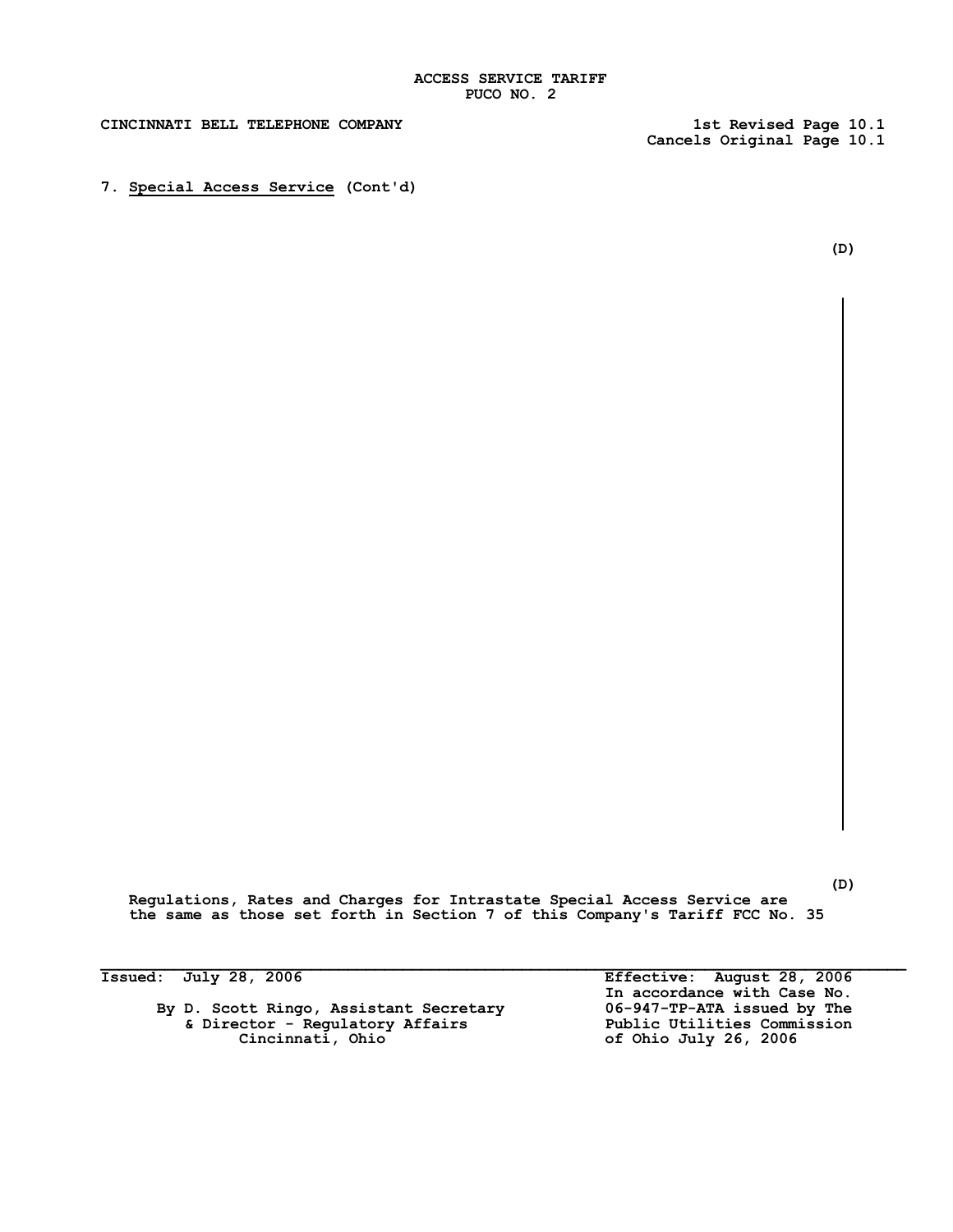7. Special Access Service (Cont'd)

(D)

(D)

Regulations, Rates and Charges for Intrastate Special Access Service are the same as those set forth in Section 7 of this Company's Tariff FCC No. 35

Issued: July 28, 2006

By D. Scott Ringo, Assistant Secretary
& Director - Regulatory Affairs
Cincinnati, Ohio

Effective: August 28, 2006
In accordance with Case No. 06-947-TP-ATA issued by The Public Utilities Commission of Ohio July 26, 2006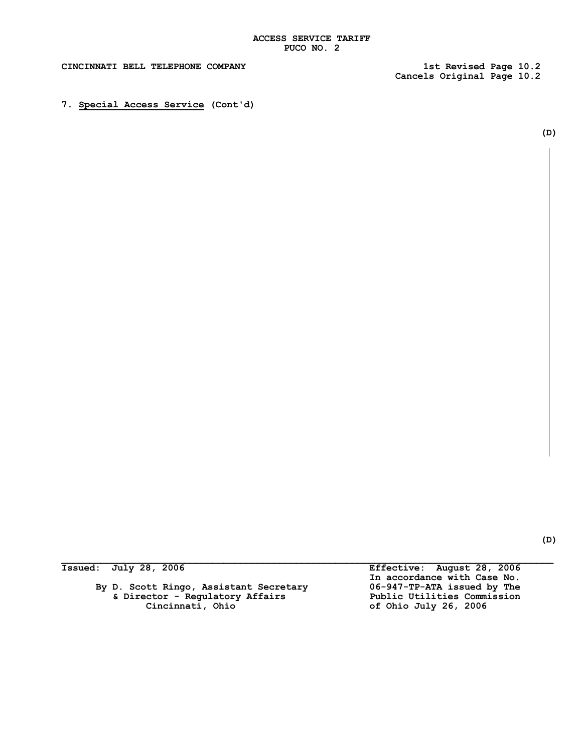ACCESS SERVICE TARIFF
PUCO NO. 2

CINCINNATI BELL TELEPHONE COMPANY

1st Revised Page 10.2
Cancels Original Page 10.2

7. Special Access Service (Cont'd)

(D)

(D)

Issued: July 28, 2006

By D. Scott Ringo, Assistant Secretary
& Director - Regulatory Affairs
Cincinnati, Ohio

Effective: August 28, 2006
In accordance with Case No.
06-947-TP-ATA issued by The
Public Utilities Commission
of Ohio July 26, 2006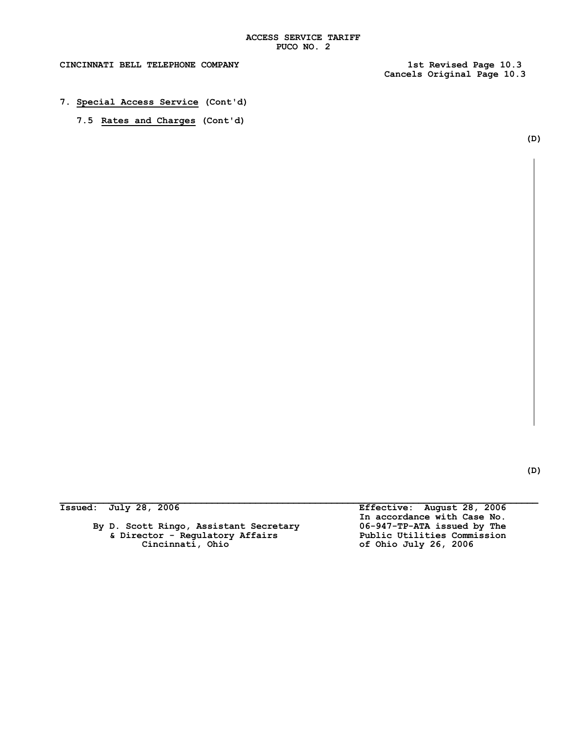ACCESS SERVICE TARIFF
PUCO NO. 2

CINCINNATI BELL TELEPHONE COMPANY

1st Revised Page 10.3
Cancels Original Page 10.3

## 7. Special Access Service (Cont'd)

### 7.5 Rates and Charges (Cont'd)

(D)

(D)

Issued: July 28, 2006

By D. Scott Ringo, Assistant Secretary
& Director - Regulatory Affairs
Cincinnati, Ohio

Effective: August 28, 2006
In accordance with Case No. 06-947-TP-ATA issued by The Public Utilities Commission of Ohio July 26, 2006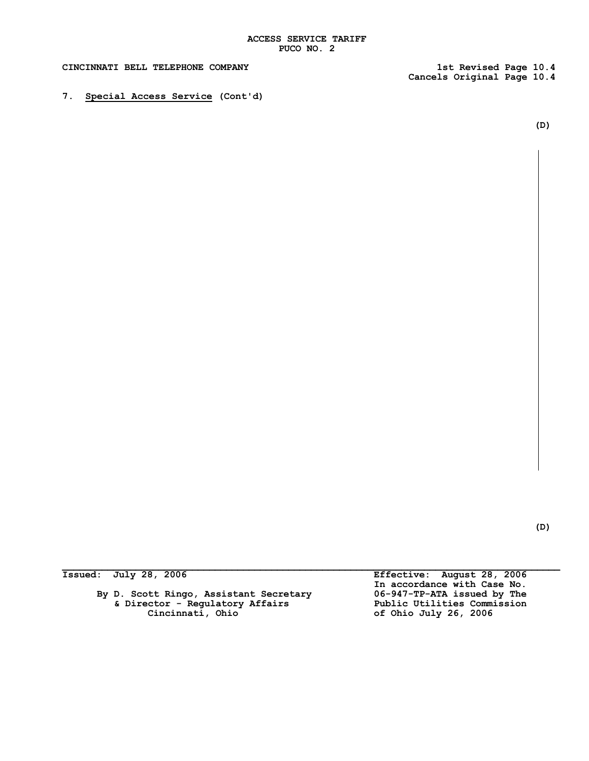ACCESS SERVICE TARIFF
PUCO NO. 2

CINCINNATI BELL TELEPHONE COMPANY

1st Revised Page 10.4
Cancels Original Page 10.4

7. Special Access Service (Cont'd)

(D)

(D)

Issued: July 28, 2006

Effective: August 28, 2006
In accordance with Case No. 06-947-TP-ATA issued by The Public Utilities Commission of Ohio July 26, 2006

By D. Scott Ringo, Assistant Secretary
& Director - Regulatory Affairs
Cincinnati, Ohio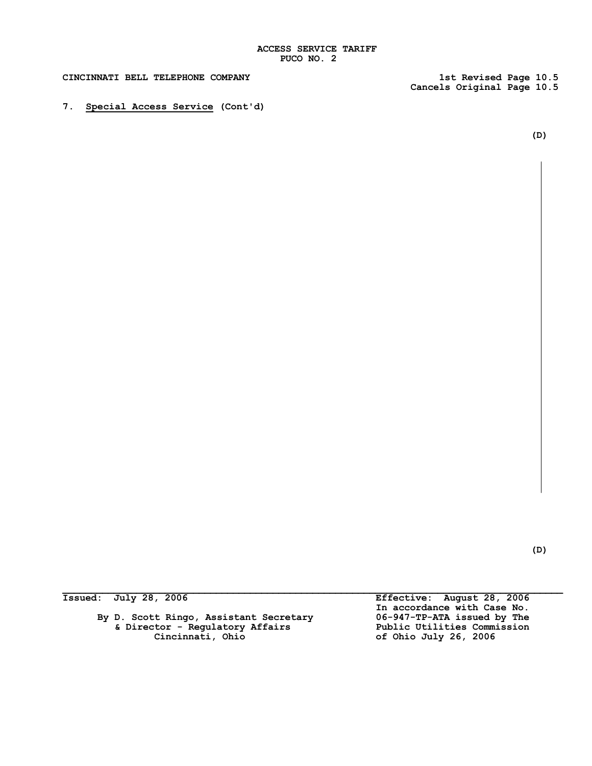ACCESS SERVICE TARIFF
PUCO NO. 2

CINCINNATI BELL TELEPHONE COMPANY

1st Revised Page 10.5
Cancels Original Page 10.5

7. Special Access Service (Cont'd)

(D)

(D)

Issued: July 28, 2006

By D. Scott Ringo, Assistant Secretary
& Director - Regulatory Affairs
Cincinnati, Ohio

Effective: August 28, 2006
In accordance with Case No.
06-947-TP-ATA issued by The
Public Utilities Commission
of Ohio July 26, 2006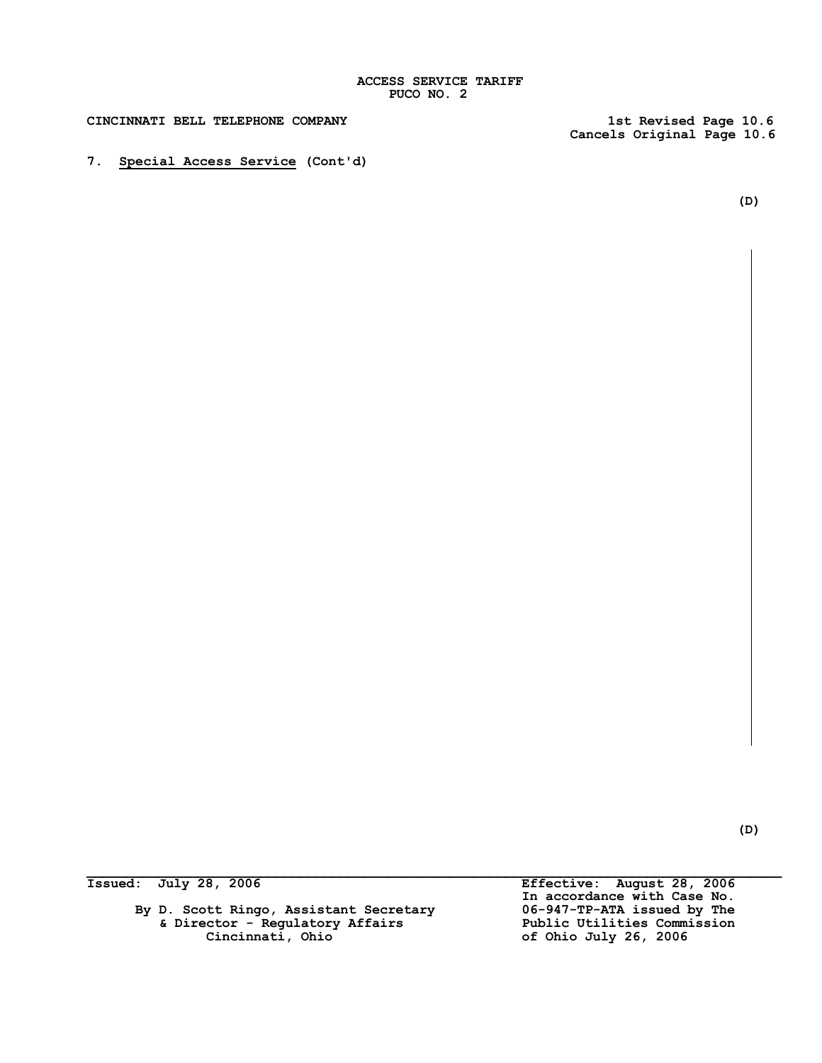ACCESS SERVICE TARIFF
PUCO NO. 2

CINCINNATI BELL TELEPHONE COMPANY

1st Revised Page 10.6
Cancels Original Page 10.6

7. **Special Access Service** (Cont'd)

(D)

(D)

Issued: July 28, 2006

By D. Scott Ringo, Assistant Secretary
& Director - Regulatory Affairs
Cincinnati, Ohio

Effective: August 28, 2006
In accordance with Case No.
06-947-TP-ATA issued by The
Public Utilities Commission
of Ohio July 26, 2006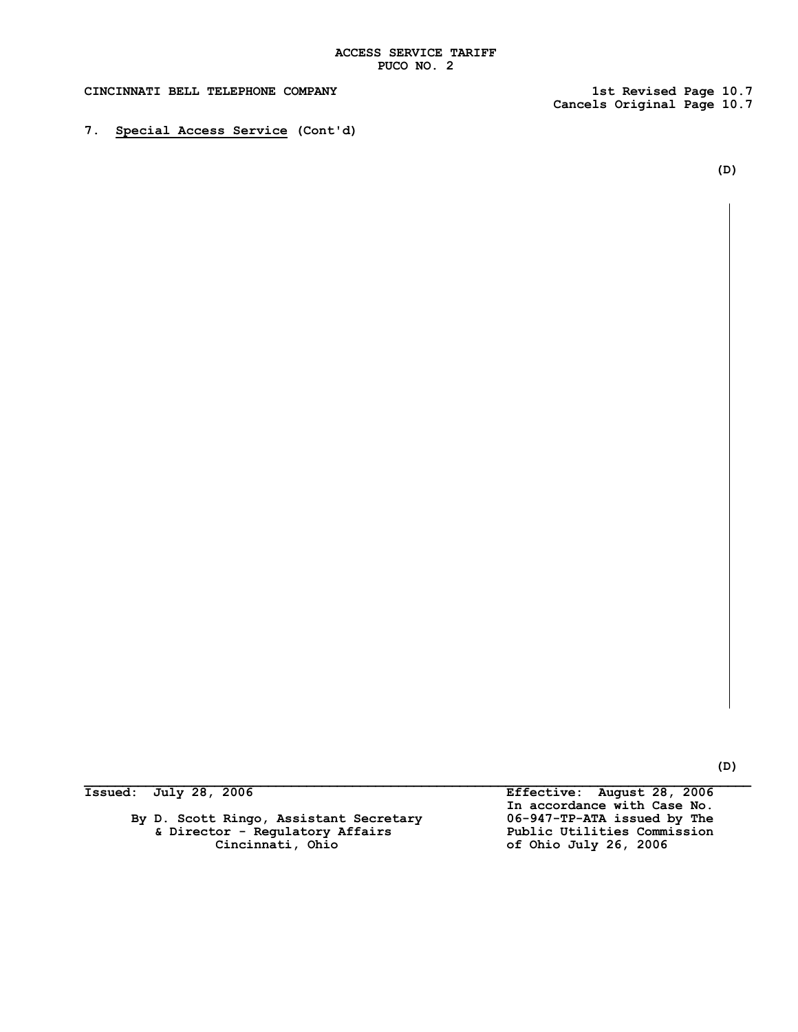ACCESS SERVICE TARIFF
PUCO NO. 2

CINCINNATI BELL TELEPHONE COMPANY

1st Revised Page 10.7
Cancels Original Page 10.7

7. Special Access Service (Cont'd)

(D)

(D)

Issued: July 28, 2006

By D. Scott Ringo, Assistant Secretary
& Director - Regulatory Affairs
Cincinnati, Ohio

Effective: August 28, 2006
In accordance with Case No. 06-947-TP-ATA issued by The Public Utilities Commission of Ohio July 26, 2006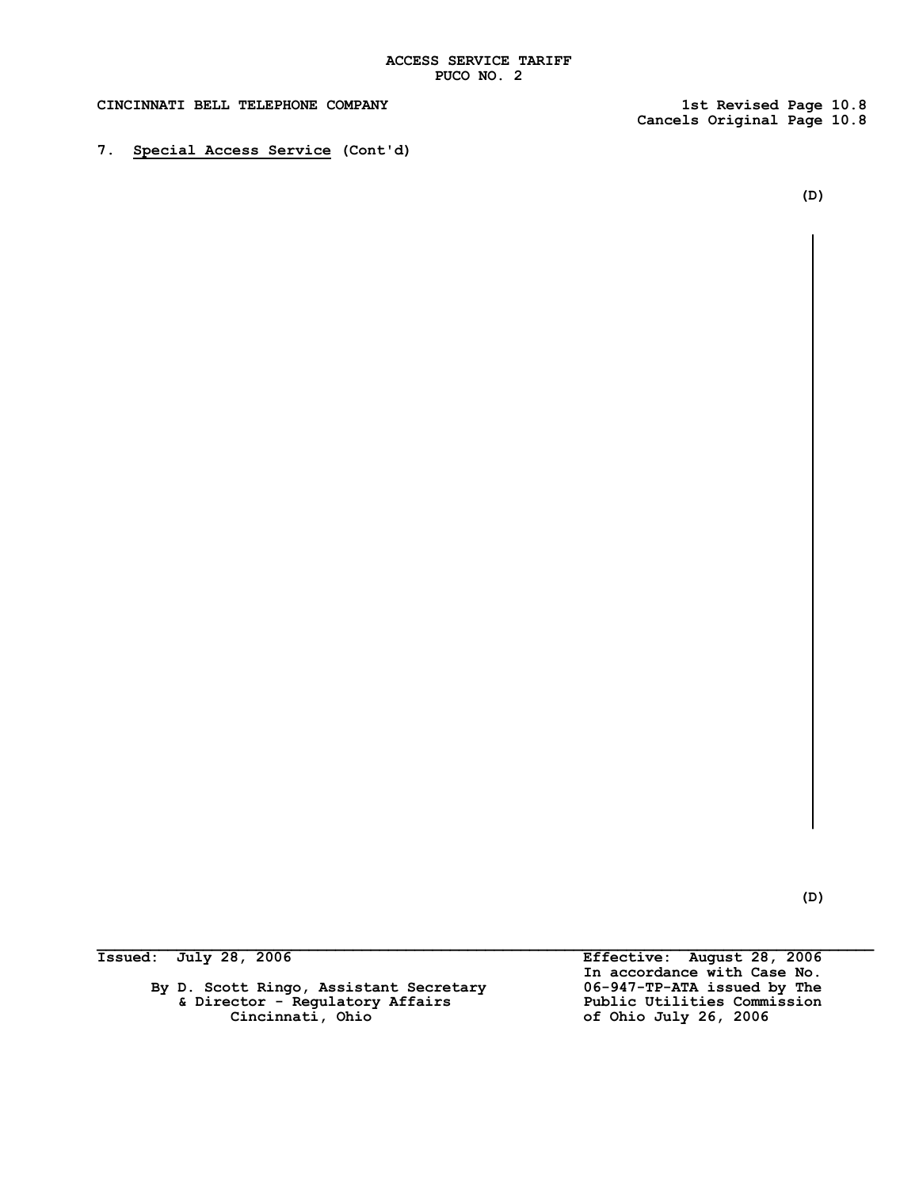7. Special Access Service (Cont'd)

(D)

(D)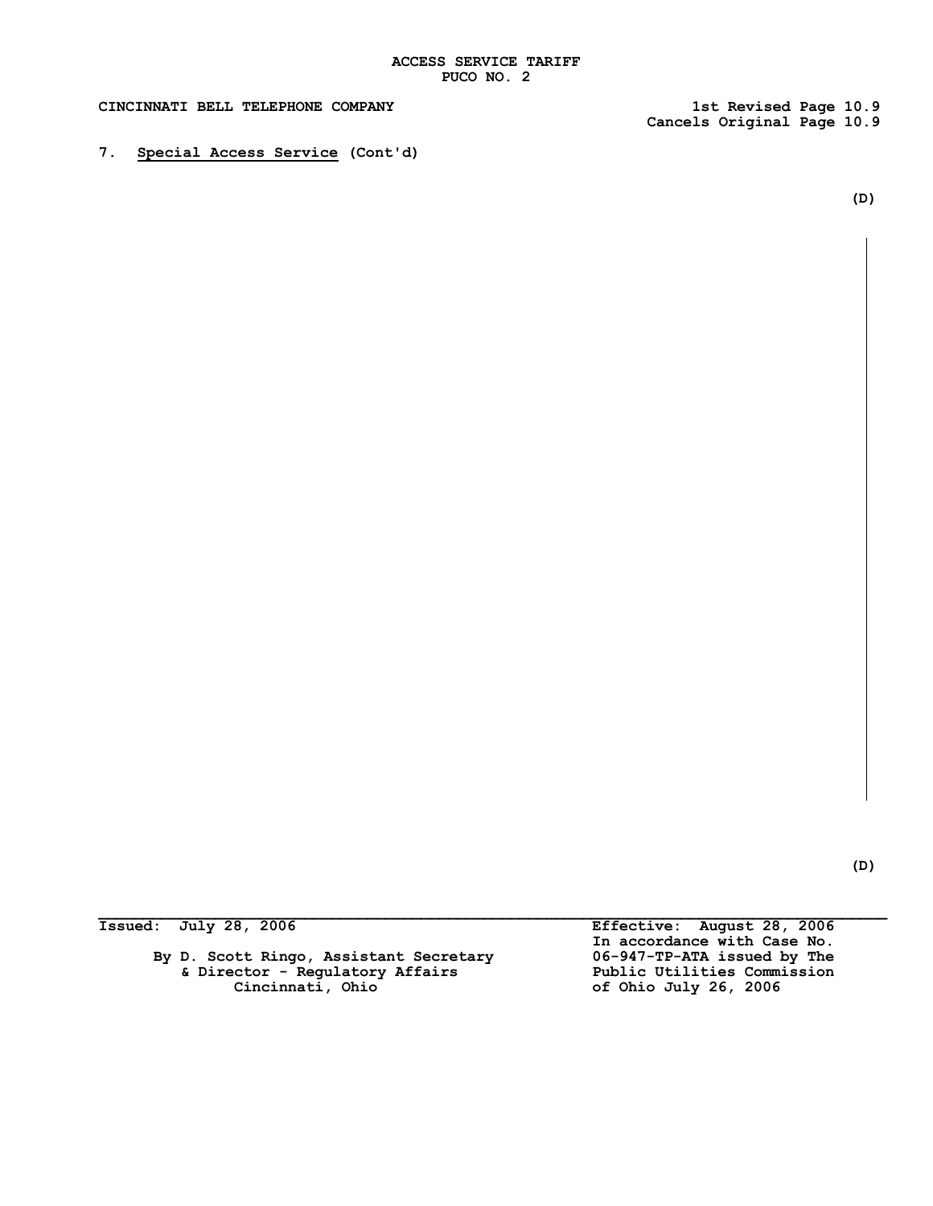ACCESS SERVICE TARIFF
PUCO NO. 2

CINCINNATI BELL TELEPHONE COMPANY

1st Revised Page 10.9
Cancels Original Page 10.9

7. Special Access Service (Cont'd)

(D)

(D)

Issued: July 28, 2006

By D. Scott Ringo, Assistant Secretary
& Director - Regulatory Affairs
Cincinnati, Ohio

Effective: August 28, 2006
In accordance with Case No.
06-947-TP-ATA issued by The
Public Utilities Commission
of Ohio July 26, 2006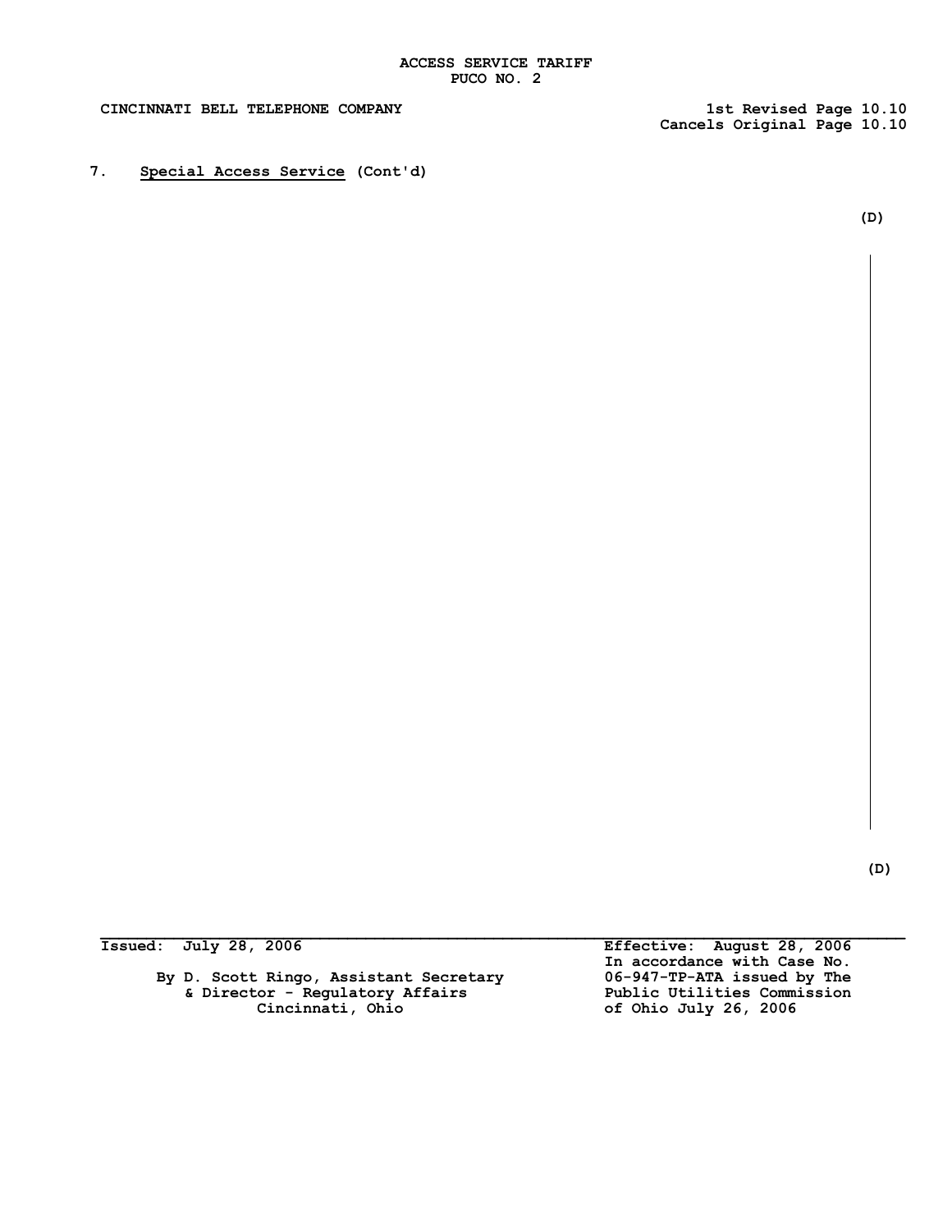ACCESS SERVICE TARIFF
PUCO NO. 2

CINCINNATI BELL TELEPHONE COMPANY

1st Revised Page 10.10
Cancels Original Page 10.10

7. **Special Access Service** (Cont'd)

(D)

(D)

Issued: July 28, 2006

Effective: August 28, 2006
In accordance with Case No. 06-947-TP-ATA issued by The Public Utilities Commission of Ohio July 26, 2006

By D. Scott Ringo, Assistant Secretary
& Director - Regulatory Affairs
Cincinnati, Ohio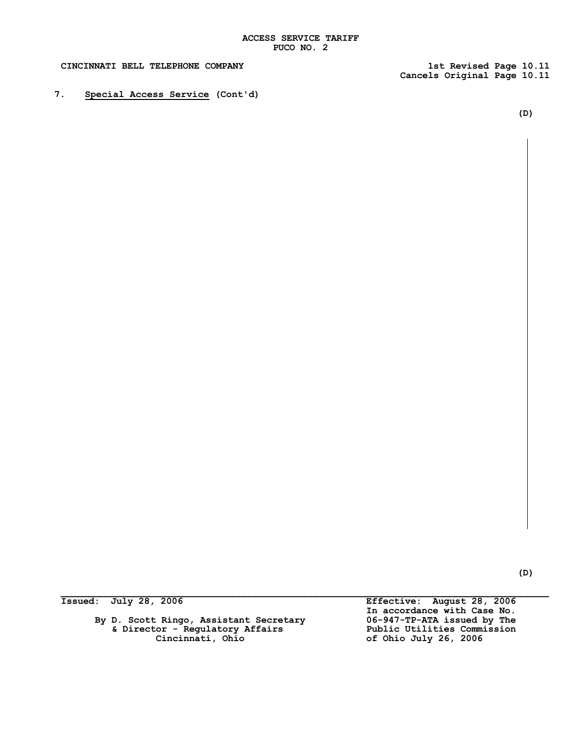ACCESS SERVICE TARIFF
PUCO NO. 2

CINCINNATI BELL TELEPHONE COMPANY

1st Revised Page 10.11
Cancels Original Page 10.11

7. **Special Access Service** (Cont'd)

(D)

(D)

Issued: July 28, 2006

By D. Scott Ringo, Assistant Secretary
& Director - Regulatory Affairs
Cincinnati, Ohio

Effective: August 28, 2006
In accordance with Case No.
06-947-TP-ATA issued by The
Public Utilities Commission
of Ohio July 26, 2006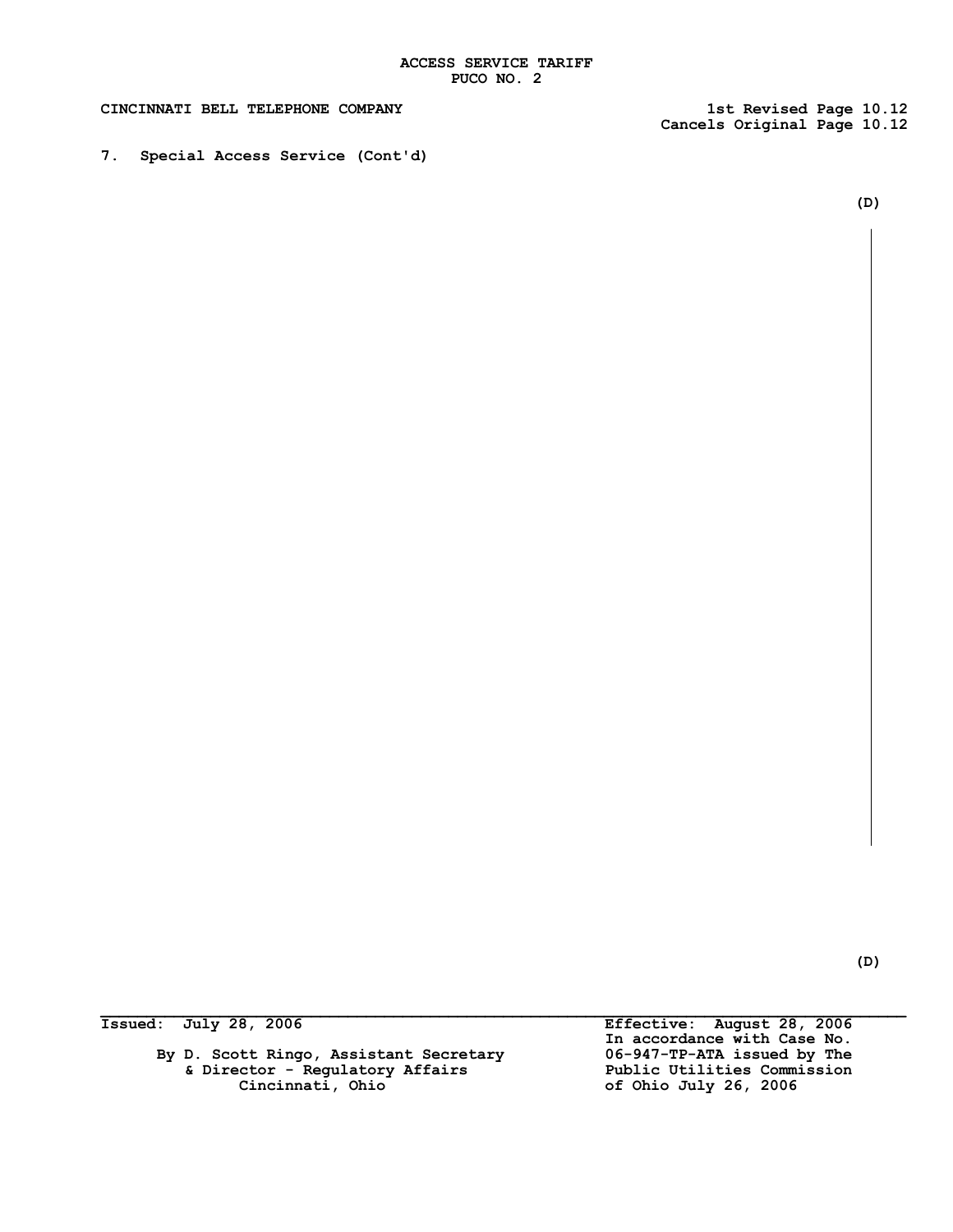ACCESS SERVICE TARIFF
PUCO NO. 2

CINCINNATI BELL TELEPHONE COMPANY

1st Revised Page 10.12
Cancels Original Page 10.12

7. Special Access Service (Cont'd)

(D)

(D)

Issued: July 28, 2006

By D. Scott Ringo, Assistant Secretary
& Director - Regulatory Affairs
Cincinnati, Ohio

Effective: August 28, 2006
In accordance with Case No.
06-947-TP-ATA issued by The
Public Utilities Commission
of Ohio July 26, 2006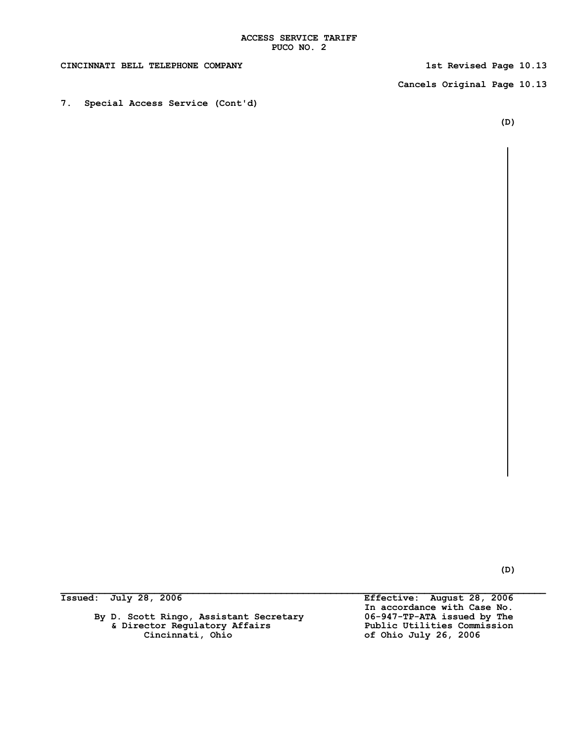ACCESS SERVICE TARIFF
PUCO NO. 2

CINCINNATI BELL TELEPHONE COMPANY

1st Revised Page 10.13

Cancels Original Page 10.13

7. Special Access Service (Cont'd)

(D)

(D)

Issued: July 28, 2006

By D. Scott Ringo, Assistant Secretary
& Director Regulatory Affairs
Cincinnati, Ohio

Effective: August 28, 2006
In accordance with Case No.
06-947-TP-ATA issued by The
Public Utilities Commission
of Ohio July 26, 2006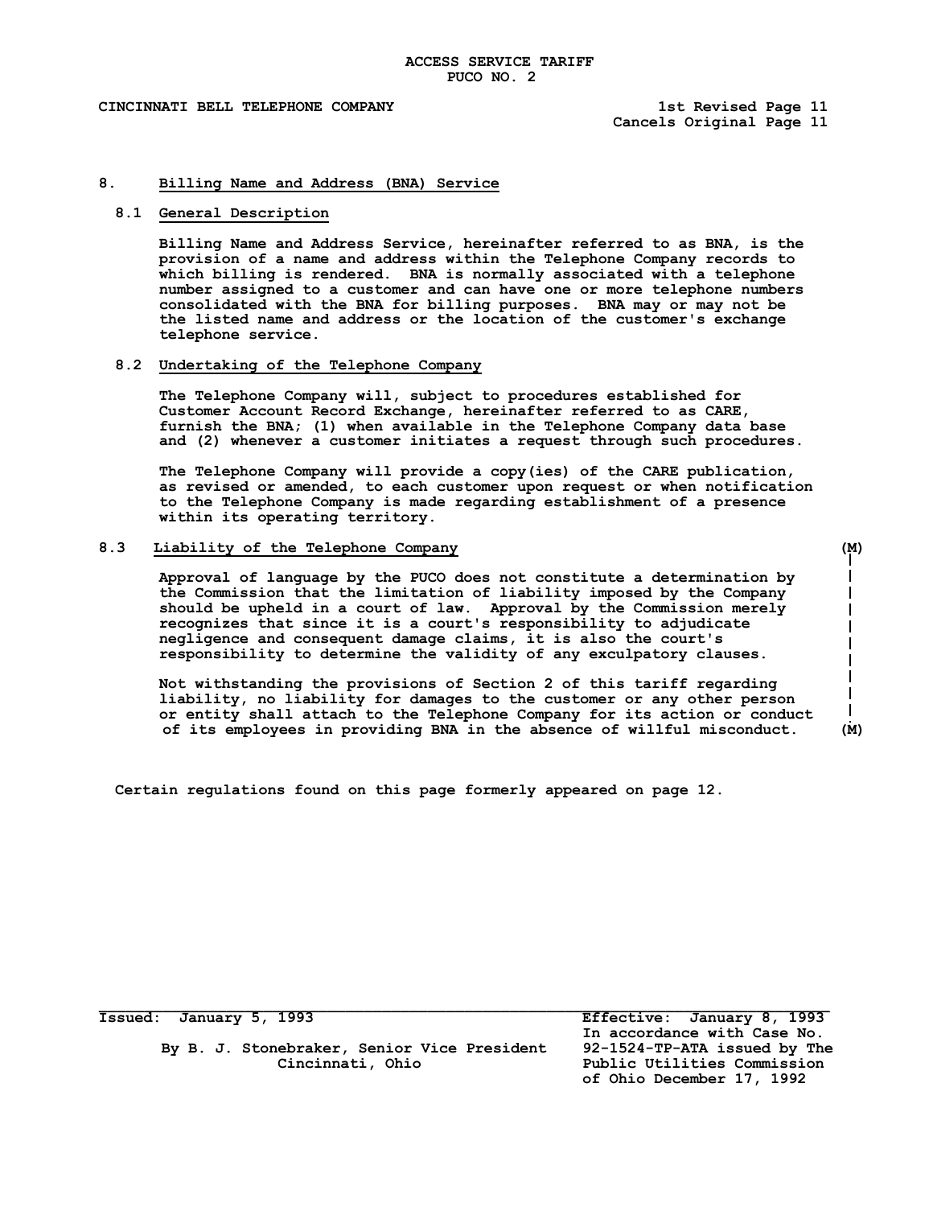ACCESS SERVICE TARIFF
PUCO NO. 2

CINCINNATI BELL TELEPHONE COMPANY

1st Revised Page 11
Cancels Original Page 11

## 8. Billing Name and Address (BNA) Service

### 8.1 General Description

Billing Name and Address Service, hereinafter referred to as BNA, is the provision of a name and address within the Telephone Company records to which billing is rendered. BNA is normally associated with a telephone number assigned to a customer and can have one or more telephone numbers consolidated with the BNA for billing purposes. BNA may or may not be the listed name and address or the location of the customer's exchange telephone service.

### 8.2 Undertaking of the Telephone Company

The Telephone Company will, subject to procedures established for Customer Account Record Exchange, hereinafter referred to as CARE, furnish the BNA; (1) when available in the Telephone Company data base and (2) whenever a customer initiates a request through such procedures.

The Telephone Company will provide a copy(ies) of the CARE publication, as revised or amended, to each customer upon request or when notification to the Telephone Company is made regarding establishment of a presence within its operating territory.

### 8.3 Liability of the Telephone Company (M)

Approval of language by the PUCO does not constitute a determination by the Commission that the limitation of liability imposed by the Company should be upheld in a court of law. Approval by the Commission merely recognizes that since it is a court's responsibility to adjudicate negligence and consequent damage claims, it is also the court's responsibility to determine the validity of any exculpatory clauses.

Not withstanding the provisions of Section 2 of this tariff regarding liability, no liability for damages to the customer or any other person or entity shall attach to the Telephone Company for its action or conduct of its employees in providing BNA in the absence of willful misconduct. (M)

Certain regulations found on this page formerly appeared on page 12.

Issued: January 5, 1993

By B. J. Stonebraker, Senior Vice President
Cincinnati, Ohio

Effective: January 8, 1993
In accordance with Case No. 92-1524-TP-ATA issued by The Public Utilities Commission of Ohio December 17, 1992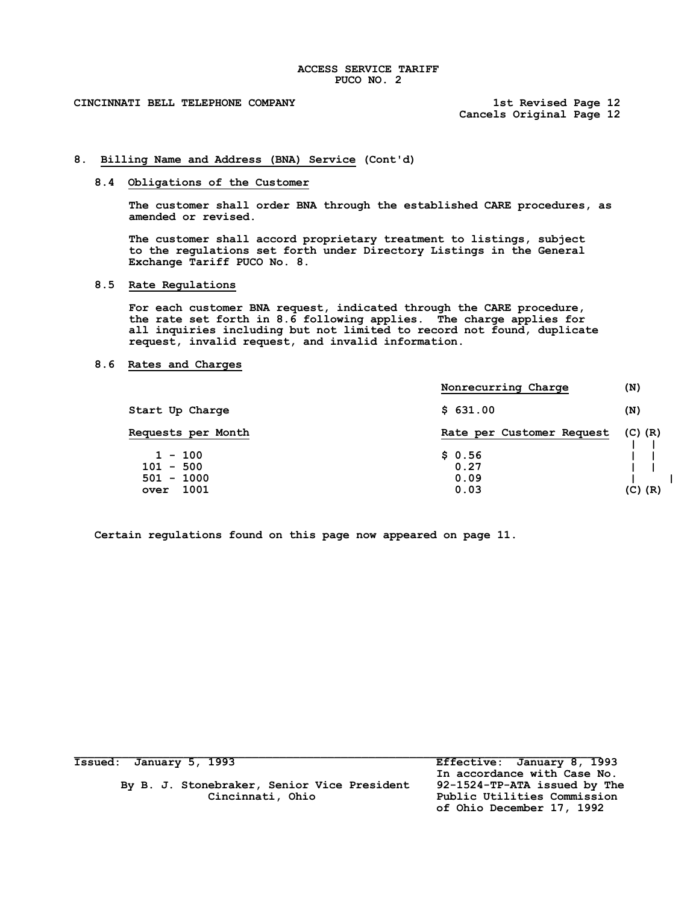ACCESS SERVICE TARIFF
PUCO NO. 2

CINCINNATI BELL TELEPHONE COMPANY

1st Revised Page 12
Cancels Original Page 12

## 8. Billing Name and Address (BNA) Service (Cont'd)

### 8.4 Obligations of the Customer

The customer shall order BNA through the established CARE procedures, as amended or revised.

The customer shall accord proprietary treatment to listings, subject to the regulations set forth under Directory Listings in the General Exchange Tariff PUCO No. 8.

### 8.5 Rate Regulations

For each customer BNA request, indicated through the CARE procedure, the rate set forth in 8.6 following applies. The charge applies for all inquiries including but not limited to record not found, duplicate request, invalid request, and invalid information.

### 8.6 Rates and Charges

| | Nonrecurring Charge | (N) |
|---|---|---|
| Start Up Charge | $ 631.00 | (N) |

| Requests per Month | Rate per Customer Request | (C)(R) |
|---|---|---|
| 1 - 100 | $ 0.56 | \| \| |
| 101 - 500 | 0.27 | \| \| |
| 501 - 1000 | 0.09 | \| \| |
| over 1001 | 0.03 | (C)(R) |

Certain regulations found on this page now appeared on page 11.

Issued: January 5, 1993

By B. J. Stonebraker, Senior Vice President
Cincinnati, Ohio

Effective: January 8, 1993
In accordance with Case No. 92-1524-TP-ATA issued by The Public Utilities Commission of Ohio December 17, 1992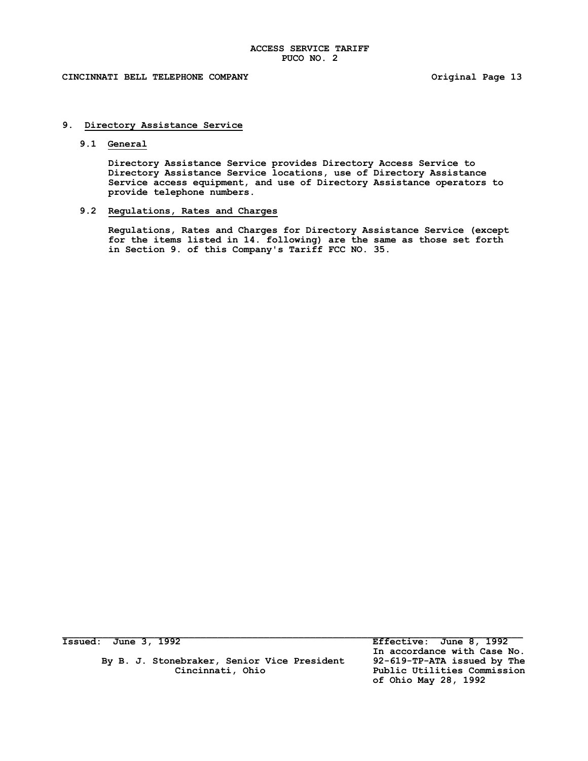## 9. Directory Assistance Service

### 9.1 General

Directory Assistance Service provides Directory Access Service to Directory Assistance Service locations, use of Directory Assistance Service access equipment, and use of Directory Assistance operators to provide telephone numbers.

### 9.2 Regulations, Rates and Charges

Regulations, Rates and Charges for Directory Assistance Service (except for the items listed in 14. following) are the same as those set forth in Section 9. of this Company's Tariff FCC NO. 35.

Issued: June 3, 1992

By B. J. Stonebraker, Senior Vice President
Cincinnati, Ohio

Effective: June 8, 1992
In accordance with Case No. 92-619-TP-ATA issued by The Public Utilities Commission of Ohio May 28, 1992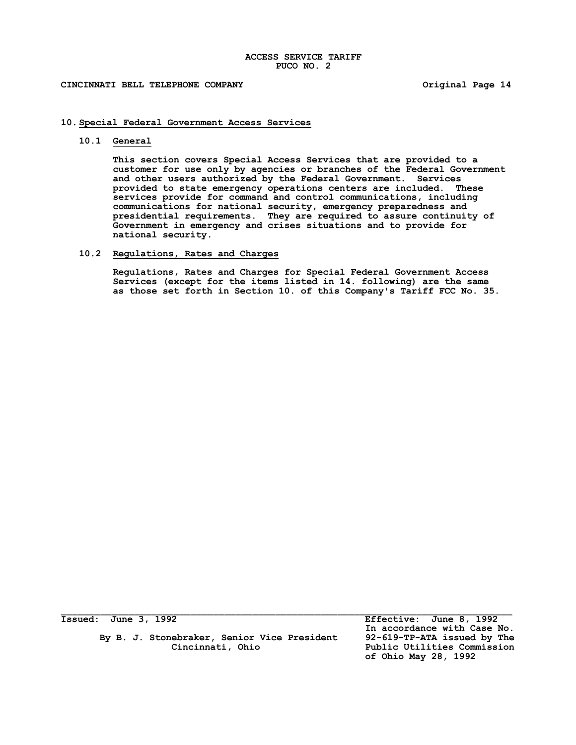## 10. Special Federal Government Access Services

### 10.1 General

This section covers Special Access Services that are provided to a customer for use only by agencies or branches of the Federal Government and other users authorized by the Federal Government. Services provided to state emergency operations centers are included. These services provide for command and control communications, including communications for national security, emergency preparedness and presidential requirements. They are required to assure continuity of Government in emergency and crises situations and to provide for national security.

### 10.2 Regulations, Rates and Charges

Regulations, Rates and Charges for Special Federal Government Access Services (except for the items listed in 14. following) are the same as those set forth in Section 10. of this Company's Tariff FCC No. 35.

Issued: June 3, 1992

By B. J. Stonebraker, Senior Vice President
Cincinnati, Ohio

Effective: June 8, 1992
In accordance with Case No. 92-619-TP-ATA issued by The Public Utilities Commission of Ohio May 28, 1992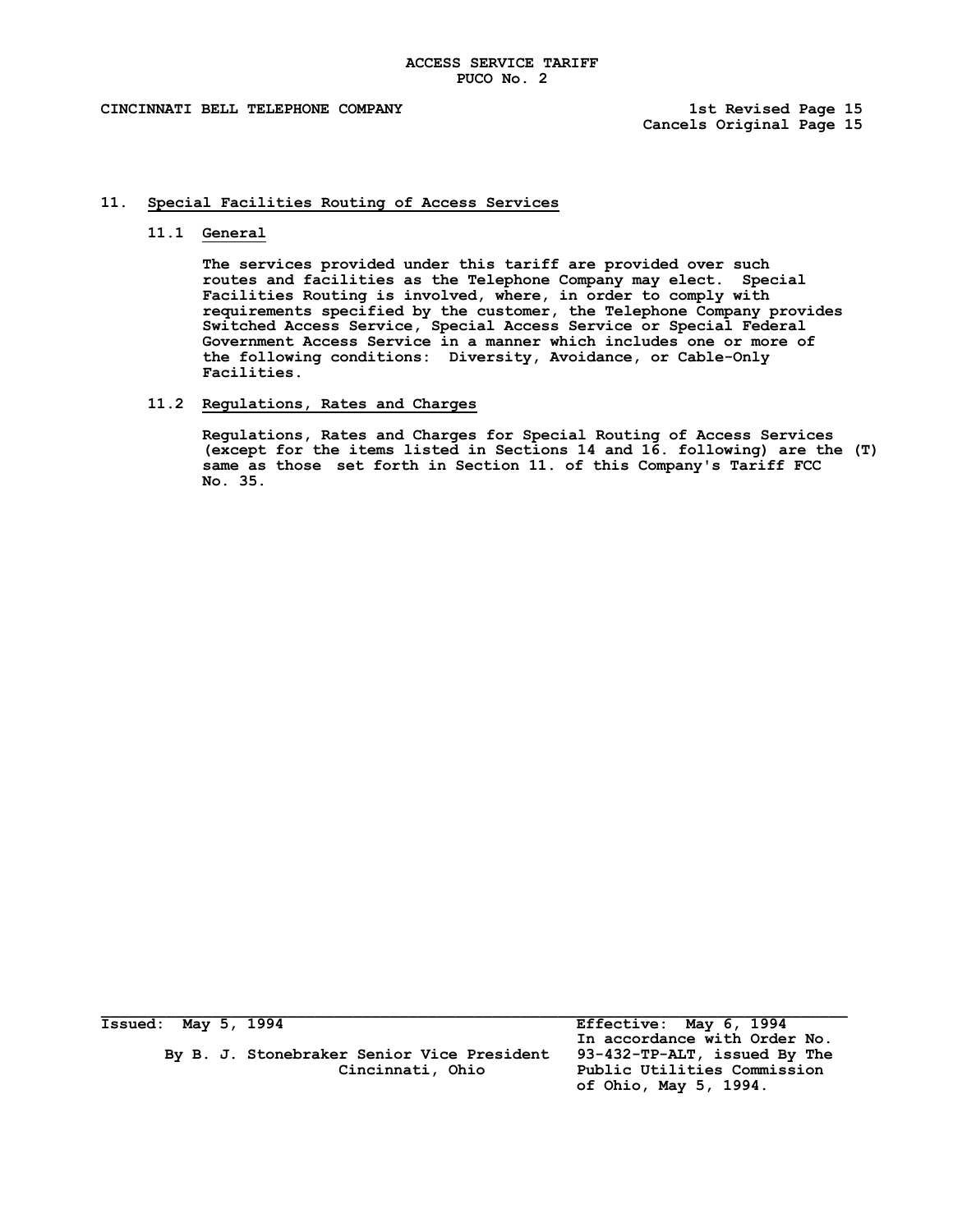## 11. Special Facilities Routing of Access Services

### 11.1 General

The services provided under this tariff are provided over such routes and facilities as the Telephone Company may elect. Special Facilities Routing is involved, where, in order to comply with requirements specified by the customer, the Telephone Company provides Switched Access Service, Special Access Service or Special Federal Government Access Service in a manner which includes one or more of the following conditions: Diversity, Avoidance, or Cable-Only Facilities.

### 11.2 Regulations, Rates and Charges

Regulations, Rates and Charges for Special Routing of Access Services (except for the items listed in Sections 14 and 16. following) are the (T) same as those set forth in Section 11. of this Company's Tariff FCC No. 35.

Issued: May 5, 1994

By B. J. Stonebraker Senior Vice President
Cincinnati, Ohio

Effective: May 6, 1994
In accordance with Order No. 93-432-TP-ALT, issued By The Public Utilities Commission of Ohio, May 5, 1994.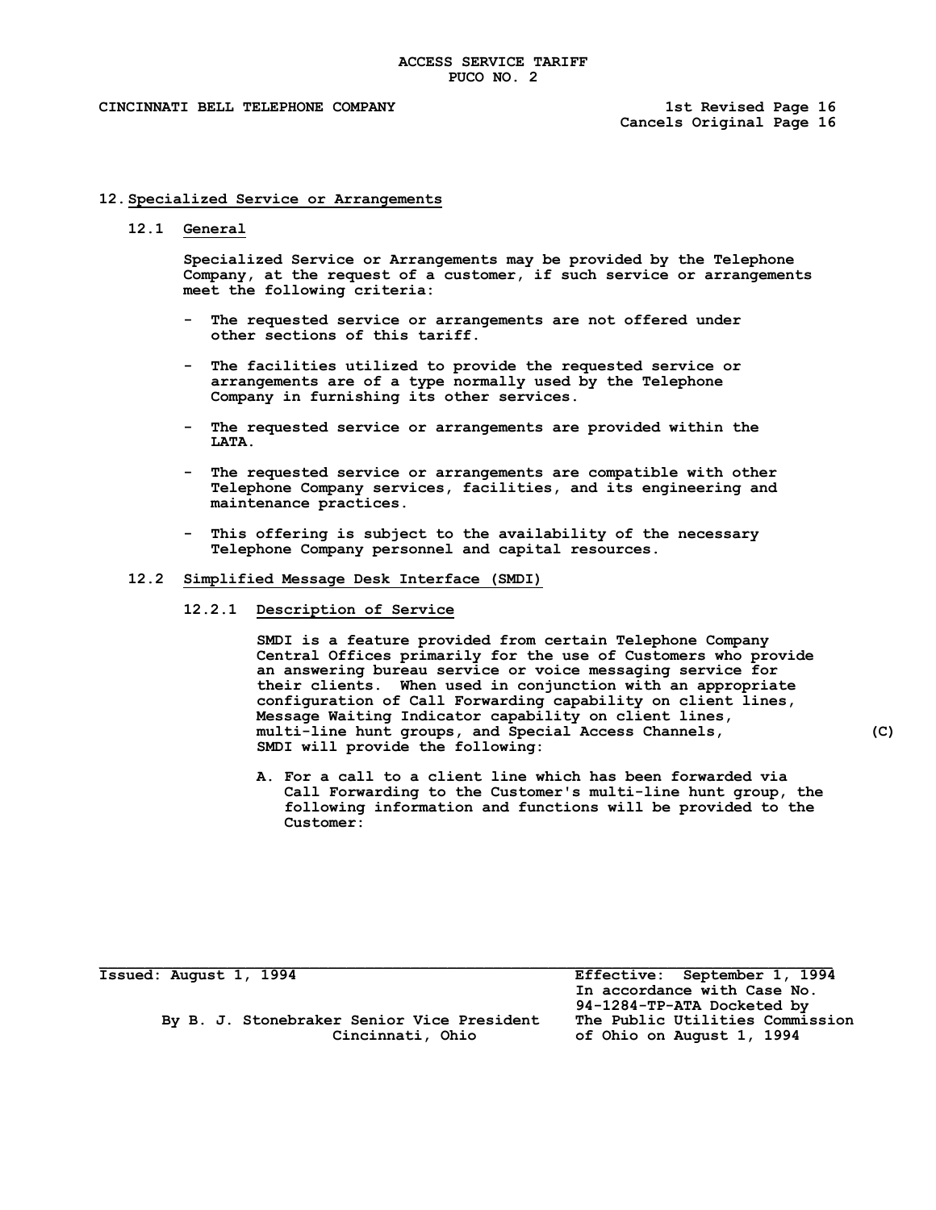## 12. Specialized Service or Arrangements

### 12.1 General

Specialized Service or Arrangements may be provided by the Telephone Company, at the request of a customer, if such service or arrangements meet the following criteria:

- The requested service or arrangements are not offered under other sections of this tariff.
- The facilities utilized to provide the requested service or arrangements are of a type normally used by the Telephone Company in furnishing its other services.
- The requested service or arrangements are provided within the LATA.
- The requested service or arrangements are compatible with other Telephone Company services, facilities, and its engineering and maintenance practices.
- This offering is subject to the availability of the necessary Telephone Company personnel and capital resources.

### 12.2 Simplified Message Desk Interface (SMDI)

#### 12.2.1 Description of Service

SMDI is a feature provided from certain Telephone Company Central Offices primarily for the use of Customers who provide an answering bureau service or voice messaging service for their clients. When used in conjunction with an appropriate configuration of Call Forwarding capability on client lines, Message Waiting Indicator capability on client lines, multi-line hunt groups, and Special Access Channels, SMDI will provide the following: (C)

A. For a call to a client line which has been forwarded via Call Forwarding to the Customer's multi-line hunt group, the following information and functions will be provided to the Customer:

Issued: August 1, 1994

By B. J. Stonebraker Senior Vice President
Cincinnati, Ohio

Effective: September 1, 1994
In accordance with Case No. 94-1284-TP-ATA Docketed by The Public Utilities Commission of Ohio on August 1, 1994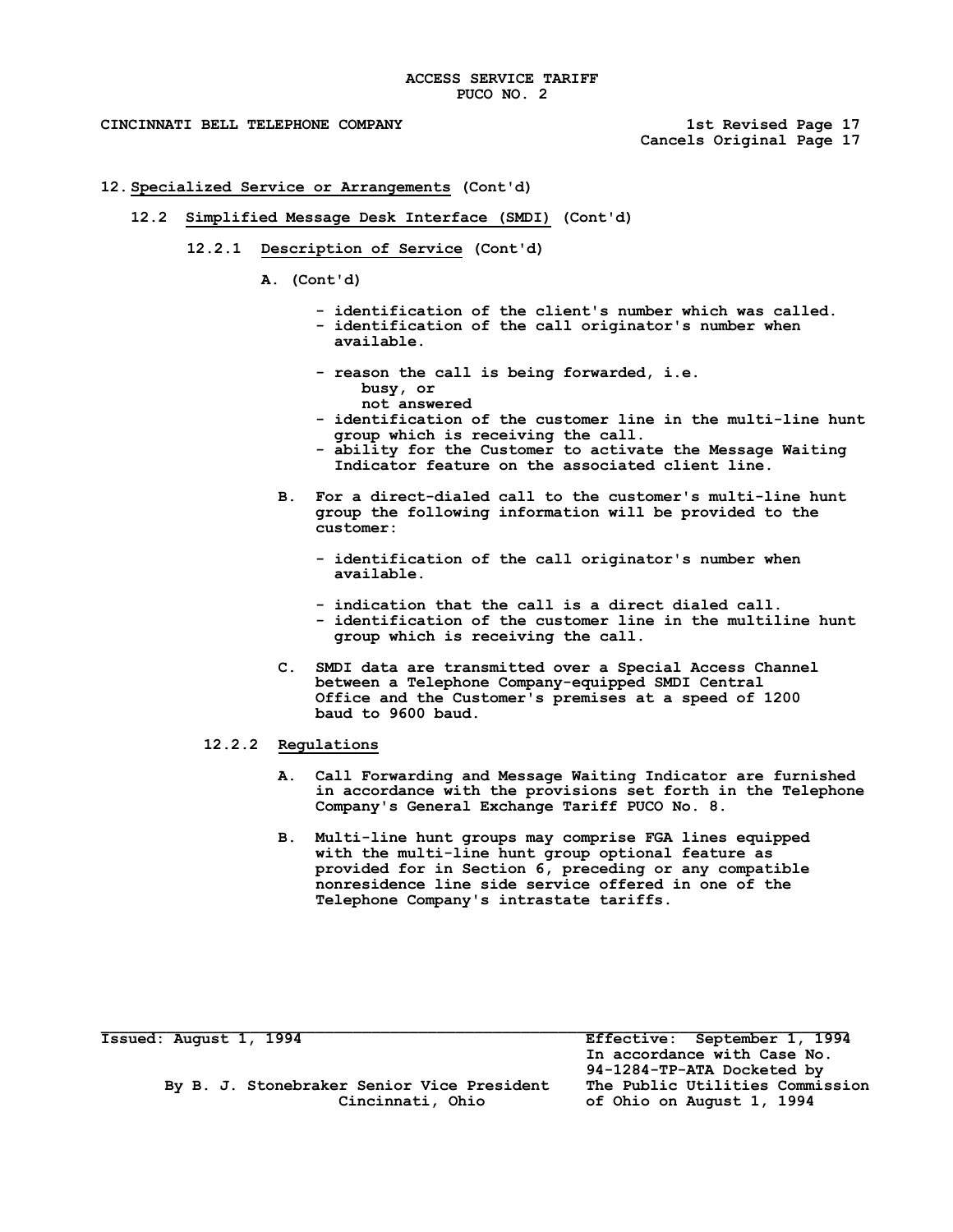## 12. Specialized Service or Arrangements (Cont'd)

### 12.2 Simplified Message Desk Interface (SMDI) (Cont'd)

#### 12.2.1 Description of Service (Cont'd)

A. (Cont'd)

- identification of the client's number which was called.
- identification of the call originator's number when available.
- reason the call is being forwarded, i.e.
  - busy, or
  - not answered
- identification of the customer line in the multi-line hunt group which is receiving the call.
- ability for the Customer to activate the Message Waiting Indicator feature on the associated client line.

B. For a direct-dialed call to the customer's multi-line hunt group the following information will be provided to the customer:

- identification of the call originator's number when available.
- indication that the call is a direct dialed call.
- identification of the customer line in the multiline hunt group which is receiving the call.

C. SMDI data are transmitted over a Special Access Channel between a Telephone Company-equipped SMDI Central Office and the Customer's premises at a speed of 1200 baud to 9600 baud.

#### 12.2.2 Regulations

A. Call Forwarding and Message Waiting Indicator are furnished in accordance with the provisions set forth in the Telephone Company's General Exchange Tariff PUCO No. 8.

B. Multi-line hunt groups may comprise FGA lines equipped with the multi-line hunt group optional feature as provided for in Section 6, preceding or any compatible nonresidence line side service offered in one of the Telephone Company's intrastate tariffs.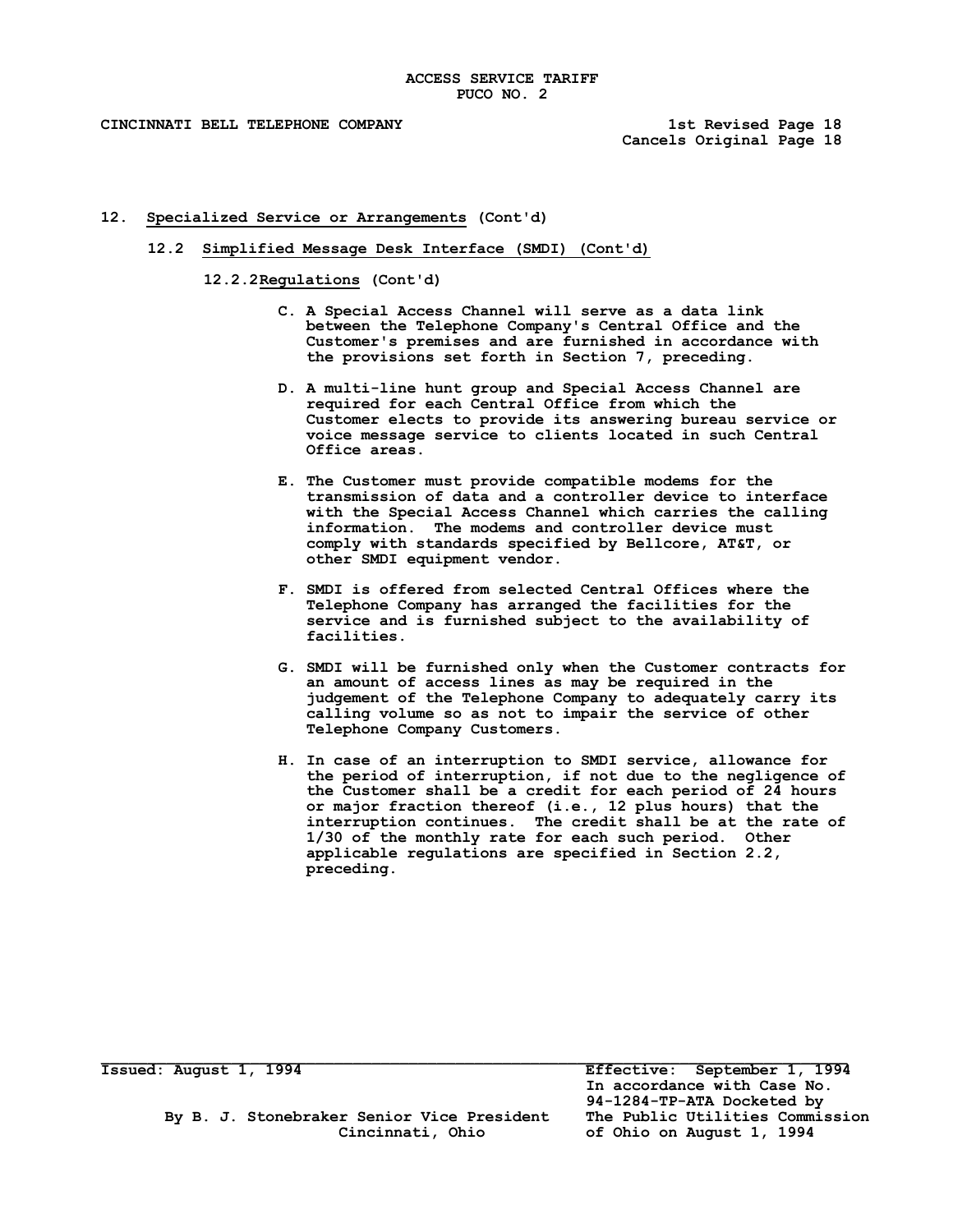## 12. Specialized Service or Arrangements (Cont'd)

### 12.2 Simplified Message Desk Interface (SMDI) (Cont'd)

#### 12.2.2 Regulations (Cont'd)

C. A Special Access Channel will serve as a data link between the Telephone Company's Central Office and the Customer's premises and are furnished in accordance with the provisions set forth in Section 7, preceding.

D. A multi-line hunt group and Special Access Channel are required for each Central Office from which the Customer elects to provide its answering bureau service or voice message service to clients located in such Central Office areas.

E. The Customer must provide compatible modems for the transmission of data and a controller device to interface with the Special Access Channel which carries the calling information. The modems and controller device must comply with standards specified by Bellcore, AT&T, or other SMDI equipment vendor.

F. SMDI is offered from selected Central Offices where the Telephone Company has arranged the facilities for the service and is furnished subject to the availability of facilities.

G. SMDI will be furnished only when the Customer contracts for an amount of access lines as may be required in the judgement of the Telephone Company to adequately carry its calling volume so as not to impair the service of other Telephone Company Customers.

H. In case of an interruption to SMDI service, allowance for the period of interruption, if not due to the negligence of the Customer shall be a credit for each period of 24 hours or major fraction thereof (i.e., 12 plus hours) that the interruption continues. The credit shall be at the rate of 1/30 of the monthly rate for each such period. Other applicable regulations are specified in Section 2.2, preceding.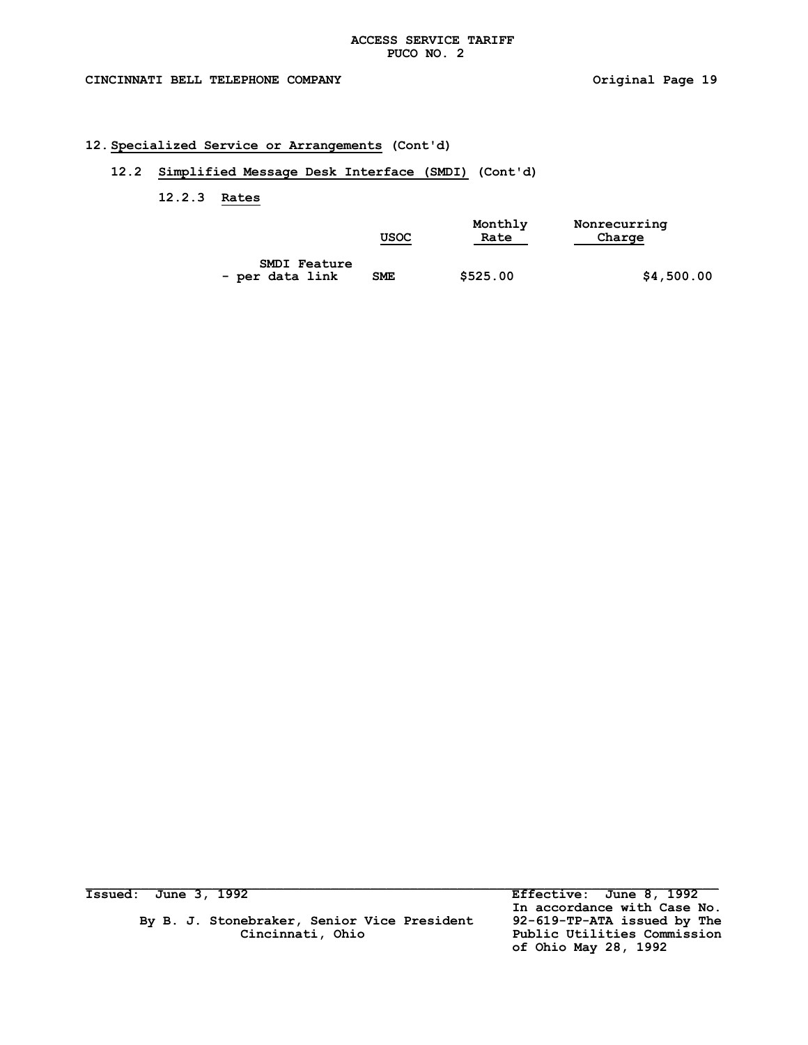## 12. Specialized Service or Arrangements (Cont'd)

### 12.2 Simplified Message Desk Interface (SMDI) (Cont'd)

#### 12.2.3 Rates

| | USOC | Monthly Rate | Nonrecurring Charge |
|---|---|---|---|
| SMDI Feature - per data link | SME | $525.00 | $4,500.00 |

Issued: June 3, 1992

By B. J. Stonebraker, Senior Vice President
Cincinnati, Ohio

Effective: June 8, 1992
In accordance with Case No. 92-619-TP-ATA issued by The Public Utilities Commission of Ohio May 28, 1992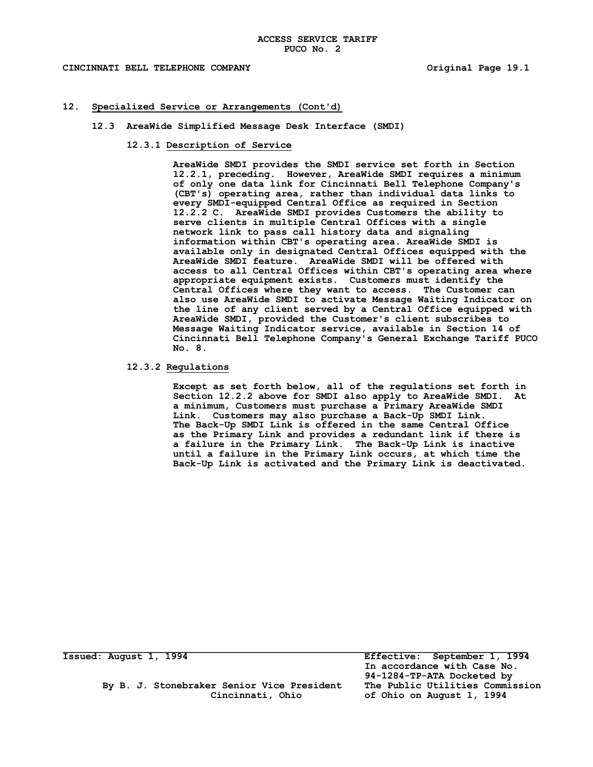## 12. Specialized Service or Arrangements (Cont'd)

### 12.3 AreaWide Simplified Message Desk Interface (SMDI)

#### 12.3.1 Description of Service

AreaWide SMDI provides the SMDI service set forth in Section 12.2.1, preceding. However, AreaWide SMDI requires a minimum of only one data link for Cincinnati Bell Telephone Company's (CBT's) operating area, rather than individual data links to every SMDI-equipped Central Office as required in Section 12.2.2 C. AreaWide SMDI provides Customers the ability to serve clients in multiple Central Offices with a single network link to pass call history data and signaling information within CBT's operating area. AreaWide SMDI is available only in designated Central Offices equipped with the AreaWide SMDI feature. AreaWide SMDI will be offered with access to all Central Offices within CBT's operating area where appropriate equipment exists. Customers must identify the Central Offices where they want to access. The Customer can also use AreaWide SMDI to activate Message Waiting Indicator on the line of any client served by a Central Office equipped with AreaWide SMDI, provided the Customer's client subscribes to Message Waiting Indicator service, available in Section 14 of Cincinnati Bell Telephone Company's General Exchange Tariff PUCO No. 8.

#### 12.3.2 Regulations

Except as set forth below, all of the regulations set forth in Section 12.2.2 above for SMDI also apply to AreaWide SMDI. At a minimum, Customers must purchase a Primary AreaWide SMDI Link. Customers may also purchase a Back-Up SMDI Link. The Back-Up SMDI Link is offered in the same Central Office as the Primary Link and provides a redundant link if there is a failure in the Primary Link. The Back-Up Link is inactive until a failure in the Primary Link occurs, at which time the Back-Up Link is activated and the Primary Link is deactivated.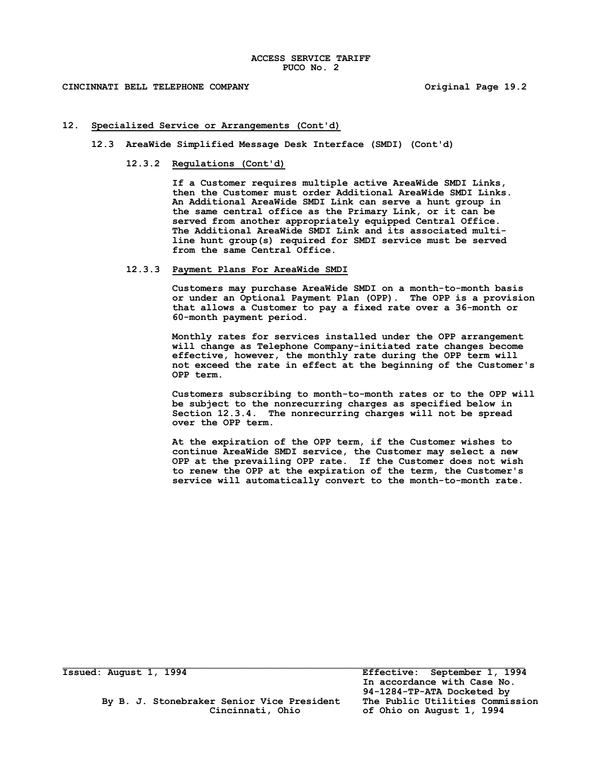## 12. Specialized Service or Arrangements (Cont'd)

### 12.3 AreaWide Simplified Message Desk Interface (SMDI) (Cont'd)

#### 12.3.2 Regulations (Cont'd)

If a Customer requires multiple active AreaWide SMDI Links, then the Customer must order Additional AreaWide SMDI Links. An Additional AreaWide SMDI Link can serve a hunt group in the same central office as the Primary Link, or it can be served from another appropriately equipped Central Office. The Additional AreaWide SMDI Link and its associated multi-line hunt group(s) required for SMDI service must be served from the same Central Office.

#### 12.3.3 Payment Plans For AreaWide SMDI

Customers may purchase AreaWide SMDI on a month-to-month basis or under an Optional Payment Plan (OPP). The OPP is a provision that allows a Customer to pay a fixed rate over a 36-month or 60-month payment period.

Monthly rates for services installed under the OPP arrangement will change as Telephone Company-initiated rate changes become effective, however, the monthly rate during the OPP term will not exceed the rate in effect at the beginning of the Customer's OPP term.

Customers subscribing to month-to-month rates or to the OPP will be subject to the nonrecurring charges as specified below in Section 12.3.4. The nonrecurring charges will not be spread over the OPP term.

At the expiration of the OPP term, if the Customer wishes to continue AreaWide SMDI service, the Customer may select a new OPP at the prevailing OPP rate. If the Customer does not wish to renew the OPP at the expiration of the term, the Customer's service will automatically convert to the month-to-month rate.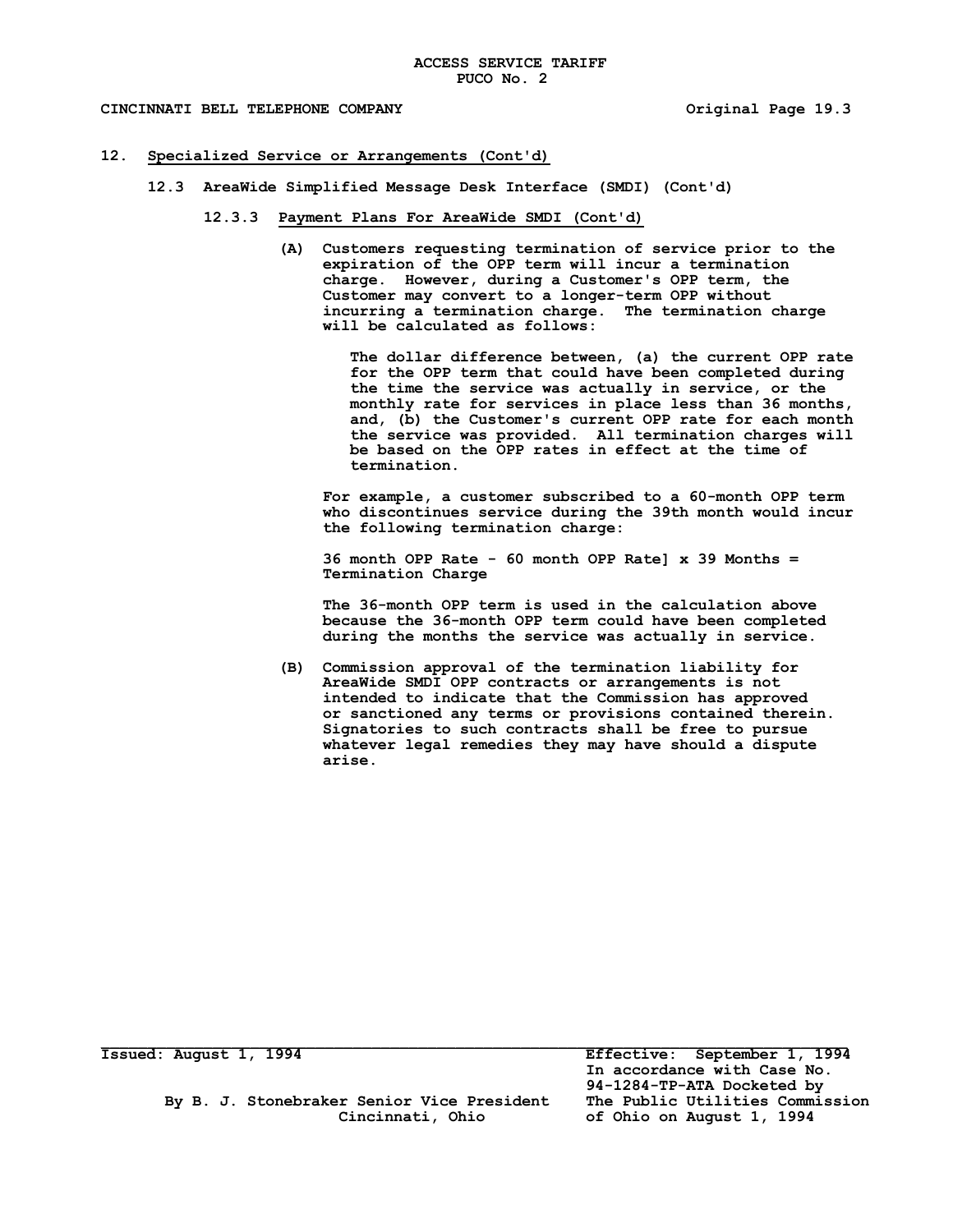## 12. Specialized Service or Arrangements (Cont'd)

### 12.3 AreaWide Simplified Message Desk Interface (SMDI) (Cont'd)

#### 12.3.3 Payment Plans For AreaWide SMDI (Cont'd)

(A) Customers requesting termination of service prior to the expiration of the OPP term will incur a termination charge. However, during a Customer's OPP term, the Customer may convert to a longer-term OPP without incurring a termination charge. The termination charge will be calculated as follows:

The dollar difference between, (a) the current OPP rate for the OPP term that could have been completed during the time the service was actually in service, or the monthly rate for services in place less than 36 months, and, (b) the Customer's current OPP rate for each month the service was provided. All termination charges will be based on the OPP rates in effect at the time of termination.

For example, a customer subscribed to a 60-month OPP term who discontinues service during the 39th month would incur the following termination charge:

36 month OPP Rate - 60 month OPP Rate] x 39 Months = Termination Charge

The 36-month OPP term is used in the calculation above because the 36-month OPP term could have been completed during the months the service was actually in service.

(B) Commission approval of the termination liability for AreaWide SMDI OPP contracts or arrangements is not intended to indicate that the Commission has approved or sanctioned any terms or provisions contained therein. Signatories to such contracts shall be free to pursue whatever legal remedies they may have should a dispute arise.

Issued: August 1, 1994

By B. J. Stonebraker Senior Vice President
Cincinnati, Ohio

Effective: September 1, 1994
In accordance with Case No. 94-1284-TP-ATA Docketed by The Public Utilities Commission of Ohio on August 1, 1994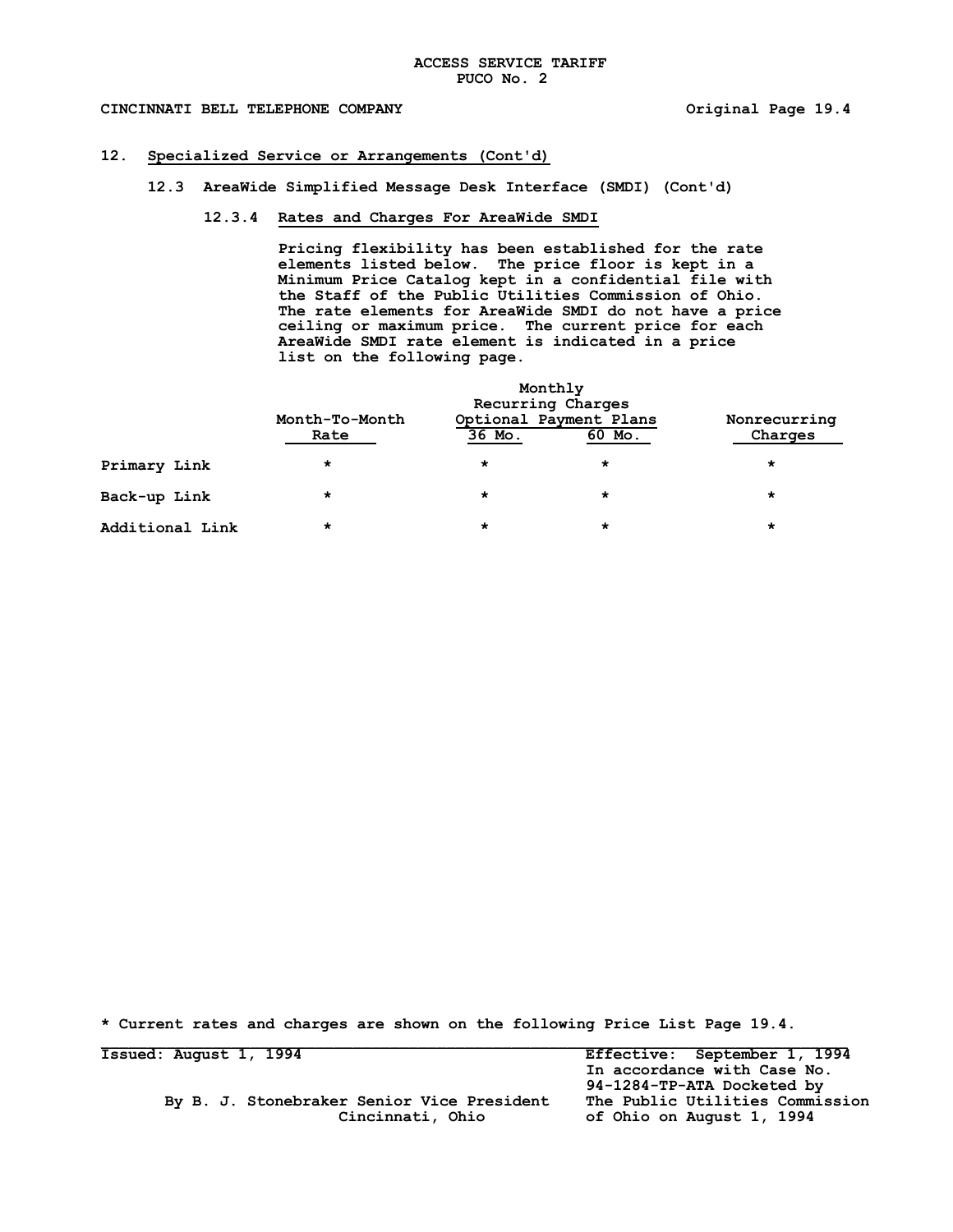## 12. Specialized Service or Arrangements (Cont'd)

### 12.3 AreaWide Simplified Message Desk Interface (SMDI) (Cont'd)

#### 12.3.4 Rates and Charges For AreaWide SMDI

Pricing flexibility has been established for the rate elements listed below. The price floor is kept in a Minimum Price Catalog kept in a confidential file with the Staff of the Public Utilities Commission of Ohio. The rate elements for AreaWide SMDI do not have a price ceiling or maximum price. The current price for each AreaWide SMDI rate element is indicated in a price list on the following page.

| | Monthly Recurring Charges | | | |
|---|---|---|---|---|
| | Month-To-Month Rate | Optional Payment Plans 36 Mo. | Optional Payment Plans 60 Mo. | Nonrecurring Charges |
| Primary Link | * | * | * | * |
| Back-up Link | * | * | * | * |
| Additional Link | * | * | * | * |

* Current rates and charges are shown on the following Price List Page 19.4.

Issued: August 1, 1994

By B. J. Stonebraker Senior Vice President
Cincinnati, Ohio

Effective: September 1, 1994
In accordance with Case No. 94-1284-TP-ATA Docketed by The Public Utilities Commission of Ohio on August 1, 1994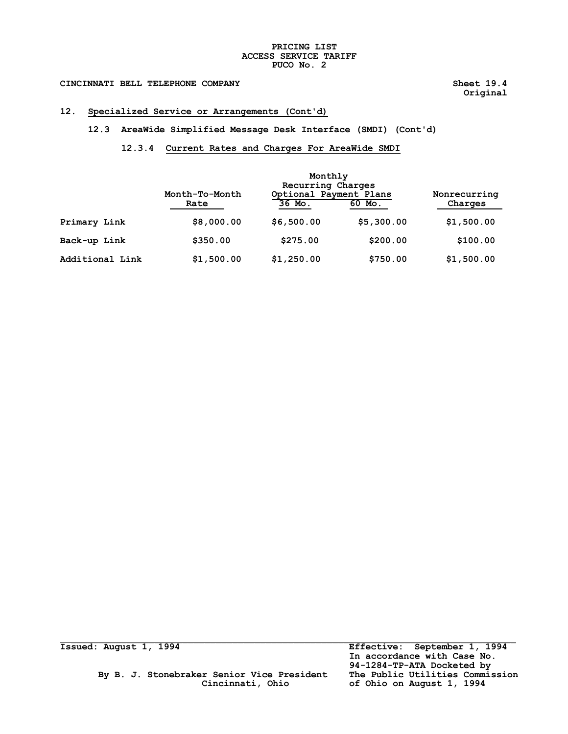PRICING LIST
ACCESS SERVICE TARIFF
PUCO No. 2

CINCINNATI BELL TELEPHONE COMPANY

Sheet 19.4
Original

## 12. Specialized Service or Arrangements (Cont'd)

### 12.3 AreaWide Simplified Message Desk Interface (SMDI) (Cont'd)

#### 12.3.4 Current Rates and Charges For AreaWide SMDI

| | Monthly Recurring Charges | | | |
|---|---|---|---|---|
| | Month-To-Month Rate | Optional Payment Plans 36 Mo. | Optional Payment Plans 60 Mo. | Nonrecurring Charges |
| Primary Link | $8,000.00 | $6,500.00 | $5,300.00 | $1,500.00 |
| Back-up Link | $350.00 | $275.00 | $200.00 | $100.00 |
| Additional Link | $1,500.00 | $1,250.00 | $750.00 | $1,500.00 |

Issued: August 1, 1994

By B. J. Stonebraker Senior Vice President
Cincinnati, Ohio

Effective: September 1, 1994
In accordance with Case No. 94-1284-TP-ATA Docketed by The Public Utilities Commission of Ohio on August 1, 1994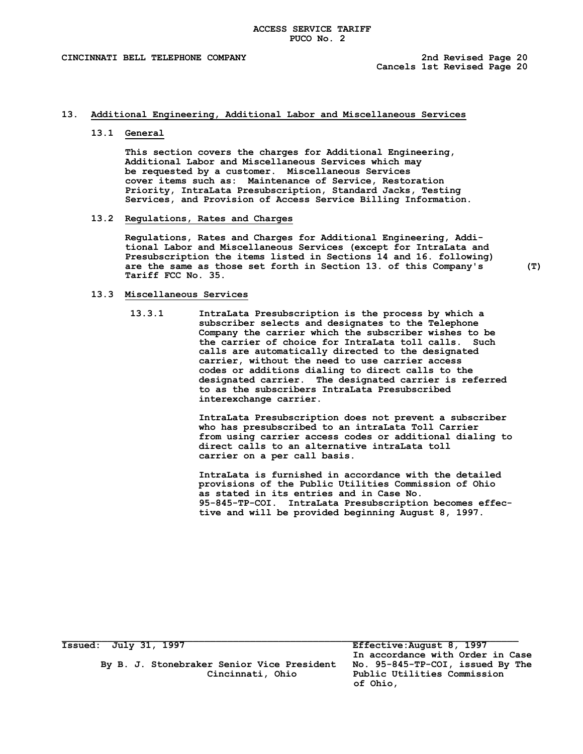## 13. Additional Engineering, Additional Labor and Miscellaneous Services

### 13.1 General

This section covers the charges for Additional Engineering, Additional Labor and Miscellaneous Services which may be requested by a customer. Miscellaneous Services cover items such as: Maintenance of Service, Restoration Priority, IntraLata Presubscription, Standard Jacks, Testing Services, and Provision of Access Service Billing Information.

### 13.2 Regulations, Rates and Charges

Regulations, Rates and Charges for Additional Engineering, Additional Labor and Miscellaneous Services (except for IntraLata and Presubscription the items listed in Sections 14 and 16. following) are the same as those set forth in Section 13. of this Company's Tariff FCC No. 35. (T)

### 13.3 Miscellaneous Services

13.3.1 IntraLata Presubscription is the process by which a subscriber selects and designates to the Telephone Company the carrier which the subscriber wishes to be the carrier of choice for IntraLata toll calls. Such calls are automatically directed to the designated carrier, without the need to use carrier access codes or additions dialing to direct calls to the designated carrier. The designated carrier is referred to as the subscribers IntraLata Presubscribed interexchange carrier.

IntraLata Presubscription does not prevent a subscriber who has presubscribed to an intraLata Toll Carrier from using carrier access codes or additional dialing to direct calls to an alternative intraLata toll carrier on a per call basis.

IntraLata is furnished in accordance with the detailed provisions of the Public Utilities Commission of Ohio as stated in its entries and in Case No. 95-845-TP-COI. IntraLata Presubscription becomes effective and will be provided beginning August 8, 1997.

Issued: July 31, 1997

By B. J. Stonebraker Senior Vice President
Cincinnati, Ohio

Effective: August 8, 1997
In accordance with Order in Case No. 95-845-TP-COI, issued By The Public Utilities Commission of Ohio,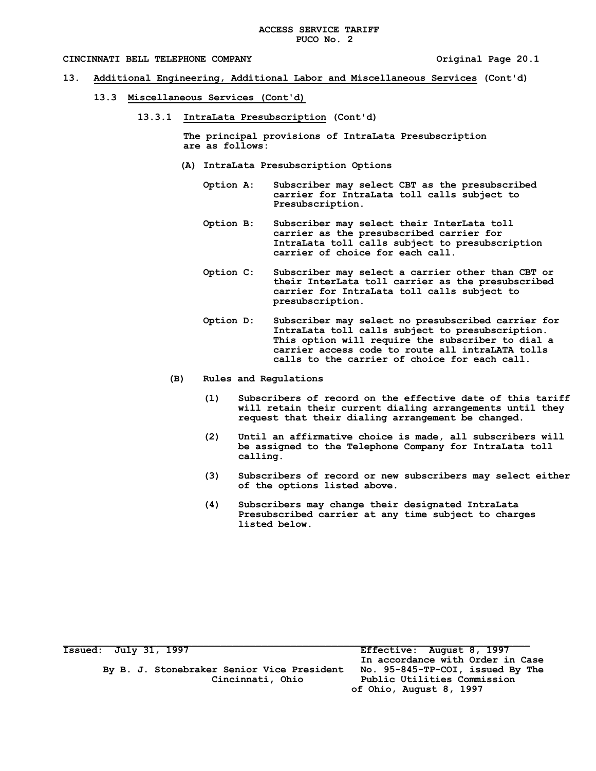ACCESS SERVICE TARIFF
PUCO No. 2

CINCINNATI BELL TELEPHONE COMPANY — Original Page 20.1

## 13. Additional Engineering, Additional Labor and Miscellaneous Services (Cont'd)

### 13.3 Miscellaneous Services (Cont'd)

#### 13.3.1 IntraLata Presubscription (Cont'd)

The principal provisions of IntraLata Presubscription are as follows:

**(A) IntraLata Presubscription Options**

**Option A:** Subscriber may select CBT as the presubscribed carrier for IntraLata toll calls subject to Presubscription.

**Option B:** Subscriber may select their InterLata toll carrier as the presubscribed carrier for IntraLata toll calls subject to presubscription carrier of choice for each call.

**Option C:** Subscriber may select a carrier other than CBT or their InterLata toll carrier as the presubscribed carrier for IntraLata toll calls subject to presubscription.

**Option D:** Subscriber may select no presubscribed carrier for IntraLata toll calls subject to presubscription. This option will require the subscriber to dial a carrier access code to route all intraLATA tolls calls to the carrier of choice for each call.

**(B) Rules and Regulations**

(1) Subscribers of record on the effective date of this tariff will retain their current dialing arrangements until they request that their dialing arrangement be changed.

(2) Until an affirmative choice is made, all subscribers will be assigned to the Telephone Company for IntraLata toll calling.

(3) Subscribers of record or new subscribers may select either of the options listed above.

(4) Subscribers may change their designated IntraLata Presubscribed carrier at any time subject to charges listed below.

---

Issued: July 31, 1997

By B. J. Stonebraker Senior Vice President
Cincinnati, Ohio

Effective: August 8, 1997
In accordance with Order in Case No. 95-845-TP-COI, issued By The Public Utilities Commission of Ohio, August 8, 1997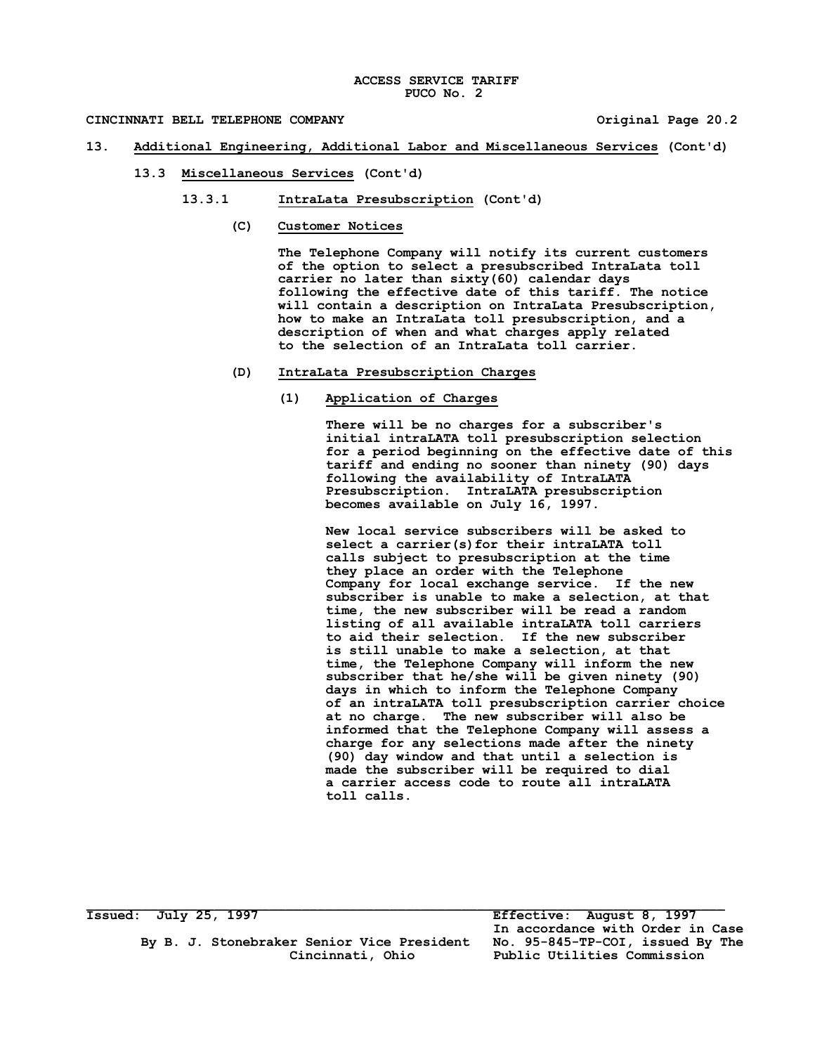## 13. Additional Engineering, Additional Labor and Miscellaneous Services (Cont'd)

### 13.3 Miscellaneous Services (Cont'd)

#### 13.3.1 IntraLata Presubscription (Cont'd)

**(C) Customer Notices**

The Telephone Company will notify its current customers of the option to select a presubscribed IntraLata toll carrier no later than sixty(60) calendar days following the effective date of this tariff. The notice will contain a description on IntraLata Presubscription, how to make an IntraLata toll presubscription, and a description of when and what charges apply related to the selection of an IntraLata toll carrier.

**(D) IntraLata Presubscription Charges**

**(1) Application of Charges**

There will be no charges for a subscriber's initial intraLATA toll presubscription selection for a period beginning on the effective date of this tariff and ending no sooner than ninety (90) days following the availability of IntraLATA Presubscription. IntraLATA presubscription becomes available on July 16, 1997.

New local service subscribers will be asked to select a carrier(s)for their intraLATA toll calls subject to presubscription at the time they place an order with the Telephone Company for local exchange service. If the new subscriber is unable to make a selection, at that time, the new subscriber will be read a random listing of all available intraLATA toll carriers to aid their selection. If the new subscriber is still unable to make a selection, at that time, the Telephone Company will inform the new subscriber that he/she will be given ninety (90) days in which to inform the Telephone Company of an intraLATA toll presubscription carrier choice at no charge. The new subscriber will also be informed that the Telephone Company will assess a charge for any selections made after the ninety (90) day window and that until a selection is made the subscriber will be required to dial a carrier access code to route all intraLATA toll calls.

Issued: July 25, 1997

By B. J. Stonebraker Senior Vice President
Cincinnati, Ohio

Effective: August 8, 1997
In accordance with Order in Case No. 95-845-TP-COI, issued By The Public Utilities Commission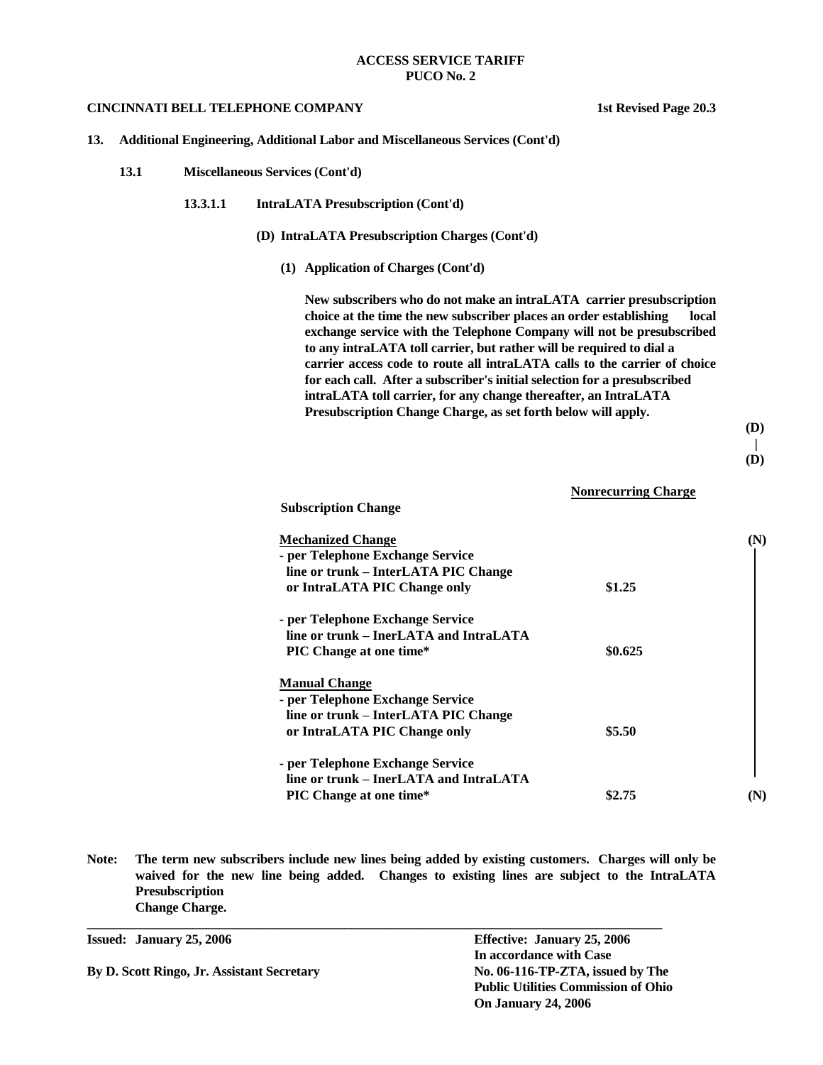**ACCESS SERVICE TARIFF**
**PUCO No. 2**

**CINCINNATI BELL TELEPHONE COMPANY** **1st Revised Page 20.3**

**13. Additional Engineering, Additional Labor and Miscellaneous Services (Cont'd)**

**13.1 Miscellaneous Services (Cont'd)**

**13.3.1.1 IntraLATA Presubscription (Cont'd)**

**(D) IntraLATA Presubscription Charges (Cont'd)**

**(1) Application of Charges (Cont'd)**

**New subscribers who do not make an intraLATA carrier presubscription choice at the time the new subscriber places an order establishing local exchange service with the Telephone Company will not be presubscribed to any intraLATA toll carrier, but rather will be required to dial a carrier access code to route all intraLATA calls to the carrier of choice for each call. After a subscriber's initial selection for a presubscribed intraLATA toll carrier, for any change thereafter, an IntraLATA Presubscription Change Charge, as set forth below will apply.**

**(D)**
**|**
**(D)**

| **Subscription Change** | **Nonrecurring Charge** | |
|---|---|---|
| **Mechanized Change** | | **(N)** |
| **- per Telephone Exchange Service line or trunk – InterLATA PIC Change or IntraLATA PIC Change only** | **$1.25** | |
| **- per Telephone Exchange Service line or trunk – InerLATA and IntraLATA PIC Change at one time*** | **$0.625** | |
| **Manual Change** | | |
| **- per Telephone Exchange Service line or trunk – InterLATA PIC Change or IntraLATA PIC Change only** | **$5.50** | |
| **- per Telephone Exchange Service line or trunk – InerLATA and IntraLATA PIC Change at one time*** | **$2.75** | **(N)** |

**Note: The term new subscribers include new lines being added by existing customers. Charges will only be waived for the new line being added. Changes to existing lines are subject to the IntraLATA Presubscription Change Charge.**

**Issued: January 25, 2006** **Effective: January 25, 2006**
**In accordance with Case No. 06-116-TP-ZTA, issued by The Public Utilities Commission of Ohio On January 24, 2006**

**By D. Scott Ringo, Jr. Assistant Secretary**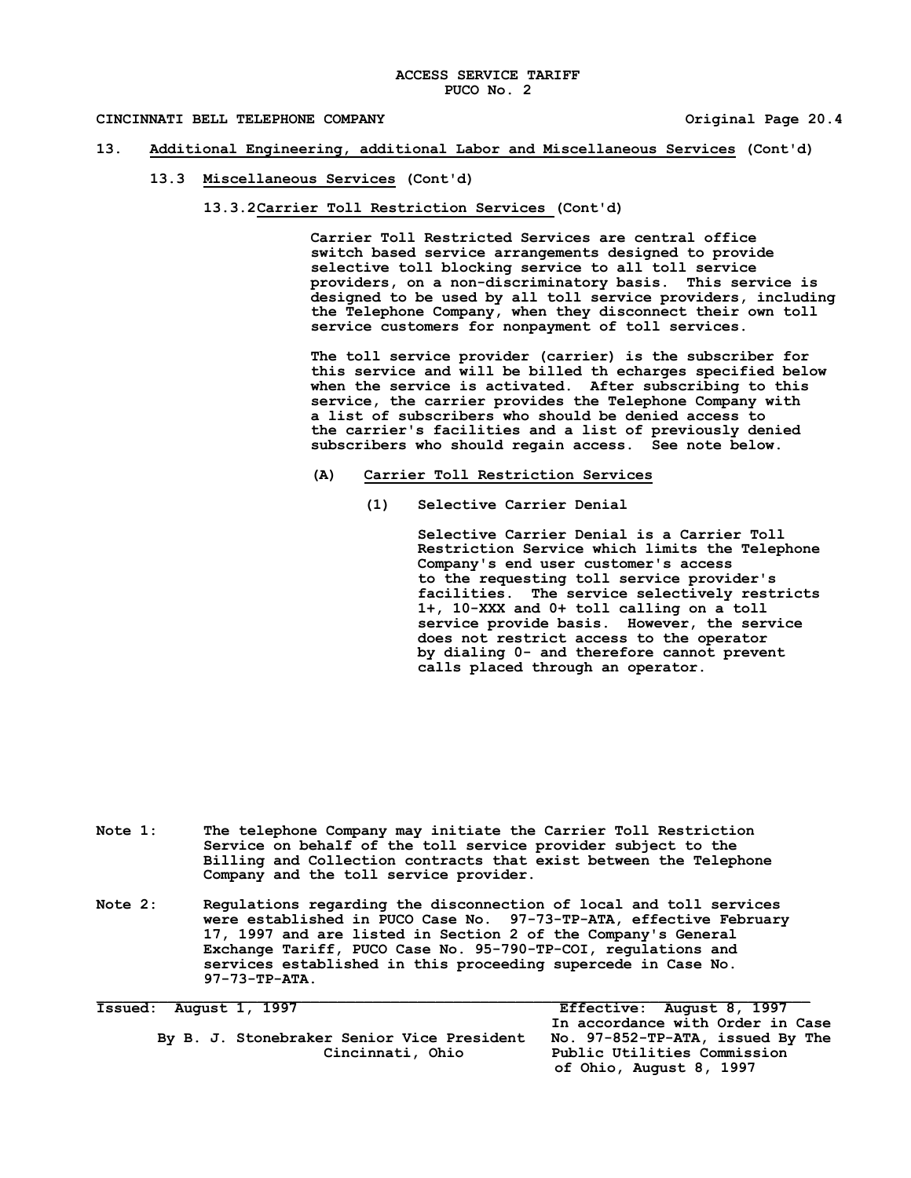ACCESS SERVICE TARIFF
PUCO No. 2

CINCINNATI BELL TELEPHONE COMPANY — Original Page 20.4

## 13. Additional Engineering, additional Labor and Miscellaneous Services (Cont'd)

### 13.3 Miscellaneous Services (Cont'd)

#### 13.3.2 Carrier Toll Restriction Services (Cont'd)

Carrier Toll Restricted Services are central office switch based service arrangements designed to provide selective toll blocking service to all toll service providers, on a non-discriminatory basis. This service is designed to be used by all toll service providers, including the Telephone Company, when they disconnect their own toll service customers for nonpayment of toll services.

The toll service provider (carrier) is the subscriber for this service and will be billed th echarges specified below when the service is activated. After subscribing to this service, the carrier provides the Telephone Company with a list of subscribers who should be denied access to the carrier's facilities and a list of previously denied subscribers who should regain access. See note below.

(A) Carrier Toll Restriction Services

(1) Selective Carrier Denial

Selective Carrier Denial is a Carrier Toll Restriction Service which limits the Telephone Company's end user customer's access to the requesting toll service provider's facilities. The service selectively restricts 1+, 10-XXX and 0+ toll calling on a toll service provide basis. However, the service does not restrict access to the operator by dialing 0- and therefore cannot prevent calls placed through an operator.

Note 1: The telephone Company may initiate the Carrier Toll Restriction Service on behalf of the toll service provider subject to the Billing and Collection contracts that exist between the Telephone Company and the toll service provider.

Note 2: Regulations regarding the disconnection of local and toll services were established in PUCO Case No. 97-73-TP-ATA, effective February 17, 1997 and are listed in Section 2 of the Company's General Exchange Tariff, PUCO Case No. 95-790-TP-COI, regulations and services established in this proceeding supercede in Case No. 97-73-TP-ATA.

Issued: August 1, 1997 — Effective: August 8, 1997

By B. J. Stonebraker Senior Vice President, Cincinnati, Ohio

In accordance with Order in Case No. 97-852-TP-ATA, issued By The Public Utilities Commission of Ohio, August 8, 1997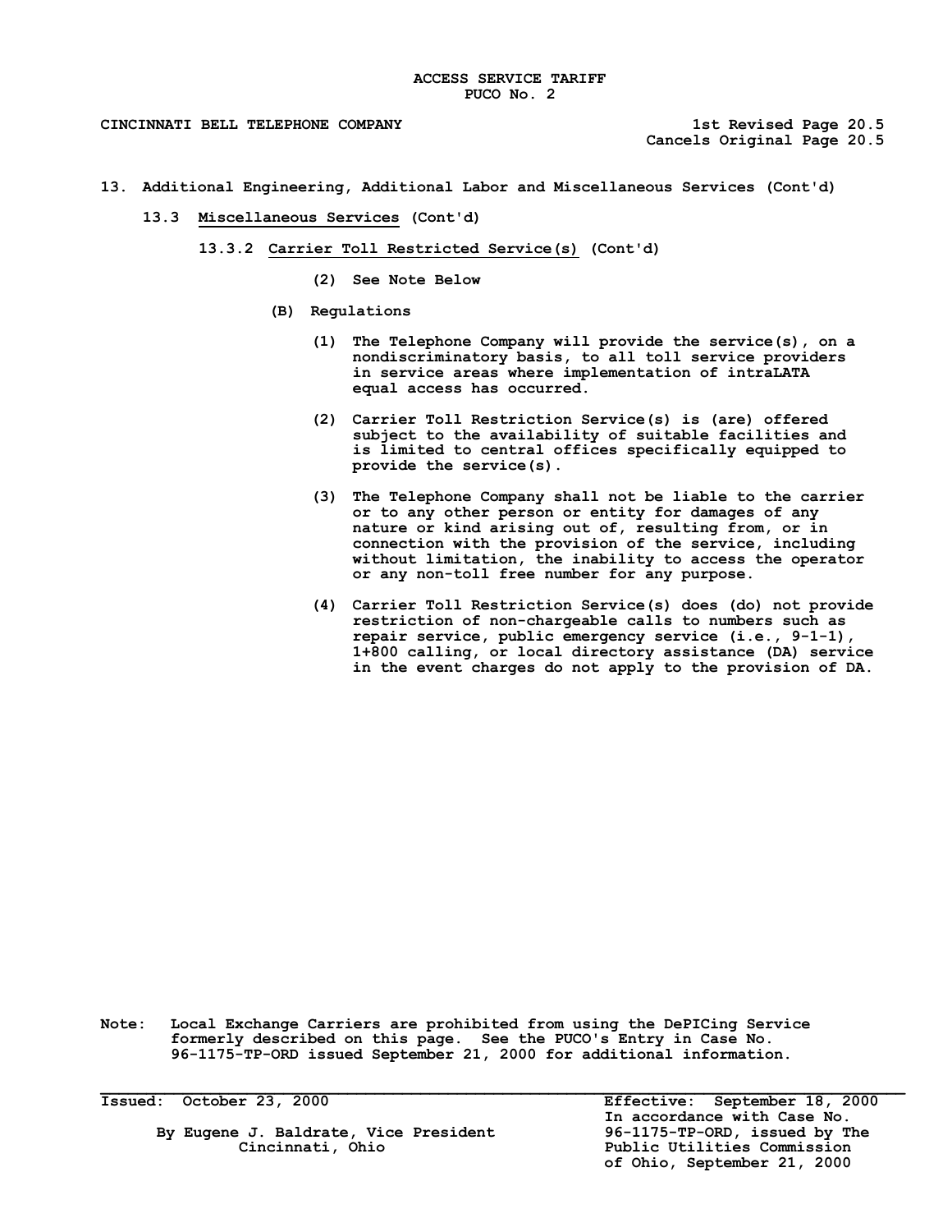# 13. Additional Engineering, Additional Labor and Miscellaneous Services (Cont'd)

## 13.3 Miscellaneous Services (Cont'd)

### 13.3.2 Carrier Toll Restricted Service(s) (Cont'd)

(2) See Note Below

(B) Regulations

(1) The Telephone Company will provide the service(s), on a nondiscriminatory basis, to all toll service providers in service areas where implementation of intraLATA equal access has occurred.

(2) Carrier Toll Restriction Service(s) is (are) offered subject to the availability of suitable facilities and is limited to central offices specifically equipped to provide the service(s).

(3) The Telephone Company shall not be liable to the carrier or to any other person or entity for damages of any nature or kind arising out of, resulting from, or in connection with the provision of the service, including without limitation, the inability to access the operator or any non-toll free number for any purpose.

(4) Carrier Toll Restriction Service(s) does (do) not provide restriction of non-chargeable calls to numbers such as repair service, public emergency service (i.e., 9-1-1), 1+800 calling, or local directory assistance (DA) service in the event charges do not apply to the provision of DA.

Note: Local Exchange Carriers are prohibited from using the DePICing Service formerly described on this page. See the PUCO's Entry in Case No. 96-1175-TP-ORD issued September 21, 2000 for additional information.

Issued: October 23, 2000

By Eugene J. Baldrate, Vice President
Cincinnati, Ohio

Effective: September 18, 2000
In accordance with Case No. 96-1175-TP-ORD, issued by The Public Utilities Commission of Ohio, September 21, 2000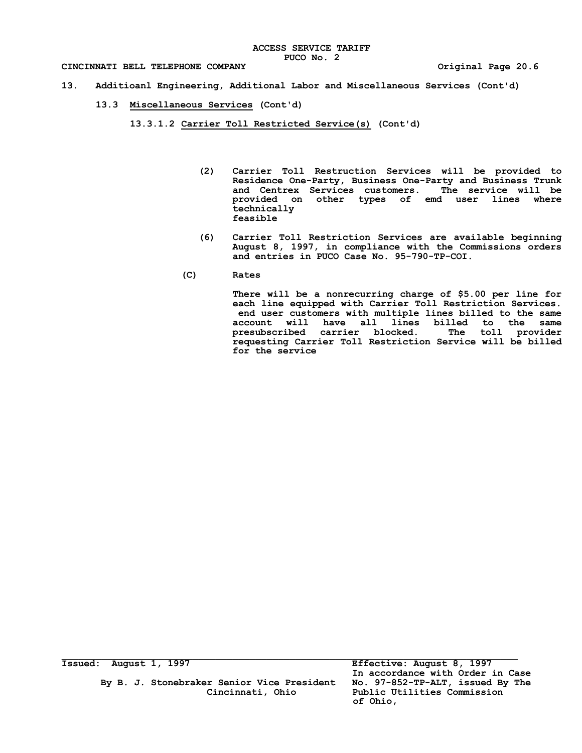ACCESS SERVICE TARIFF
PUCO No. 2

CINCINNATI BELL TELEPHONE COMPANY — Original Page 20.6

## 13. Additioanl Engineering, Additional Labor and Miscellaneous Services (Cont'd)

### 13.3 Miscellaneous Services (Cont'd)

#### 13.3.1.2 Carrier Toll Restricted Service(s) (Cont'd)

(2) Carrier Toll Restruction Services will be provided to Residence One-Party, Business One-Party and Business Trunk and Centrex Services customers. The service will be provided on other types of emd user lines where technically feasible

(6) Carrier Toll Restriction Services are available beginning August 8, 1997, in compliance with the Commissions orders and entries in PUCO Case No. 95-790-TP-COI.

(C) Rates

There will be a nonrecurring charge of $5.00 per line for each line equipped with Carrier Toll Restriction Services. end user customers with multiple lines billed to the same account will have all lines billed to the same presubscribed carrier blocked. The toll provider requesting Carrier Toll Restriction Service will be billed for the service

---

Issued: August 1, 1997

By B. J. Stonebraker Senior Vice President
Cincinnati, Ohio

Effective: August 8, 1997
In accordance with Order in Case No. 97-852-TP-ALT, issued By The Public Utilities Commission of Ohio,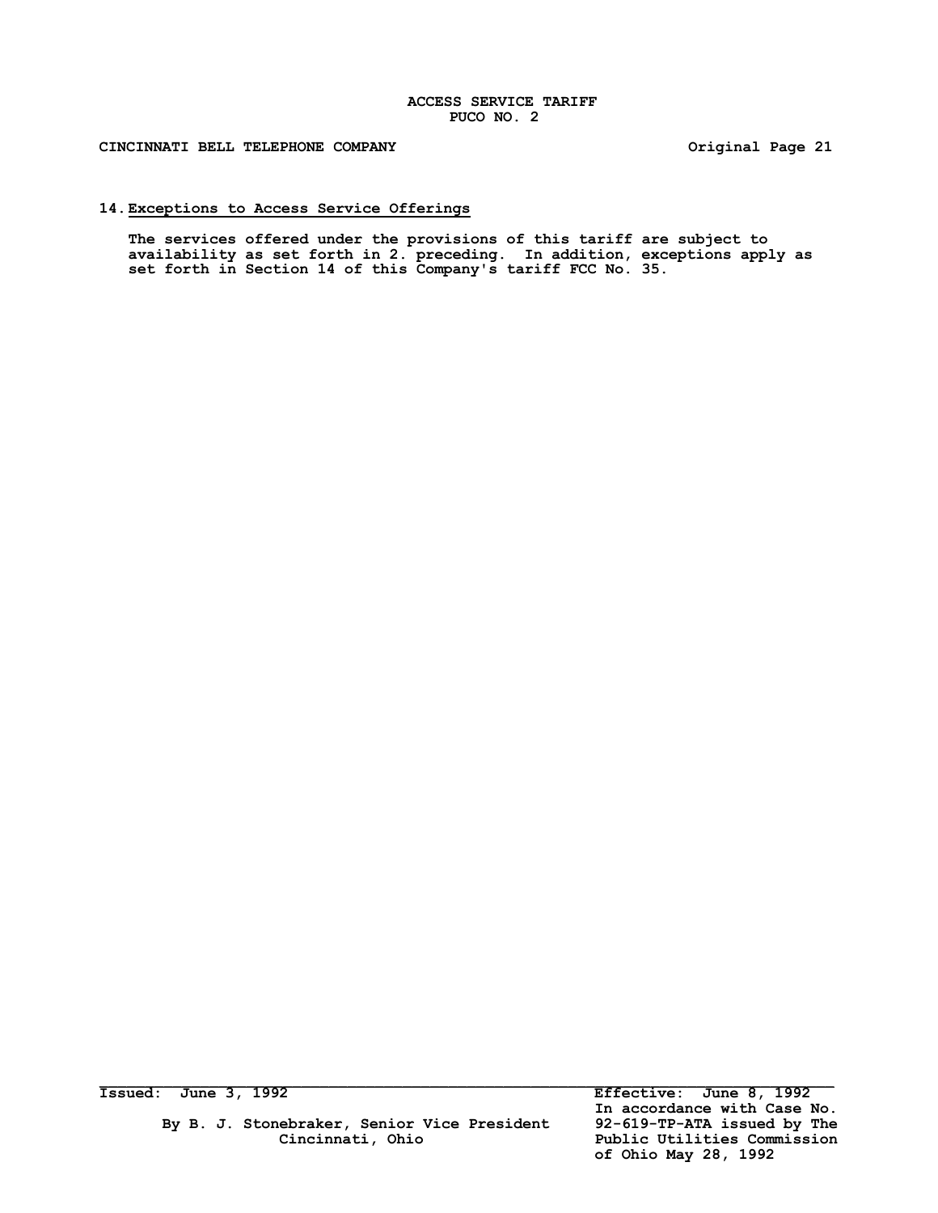## 14. Exceptions to Access Service Offerings

The services offered under the provisions of this tariff are subject to availability as set forth in 2. preceding. In addition, exceptions apply as set forth in Section 14 of this Company's tariff FCC No. 35.

Issued: June 3, 1992

By B. J. Stonebraker, Senior Vice President
Cincinnati, Ohio

Effective: June 8, 1992
In accordance with Case No. 92-619-TP-ATA issued by The Public Utilities Commission of Ohio May 28, 1992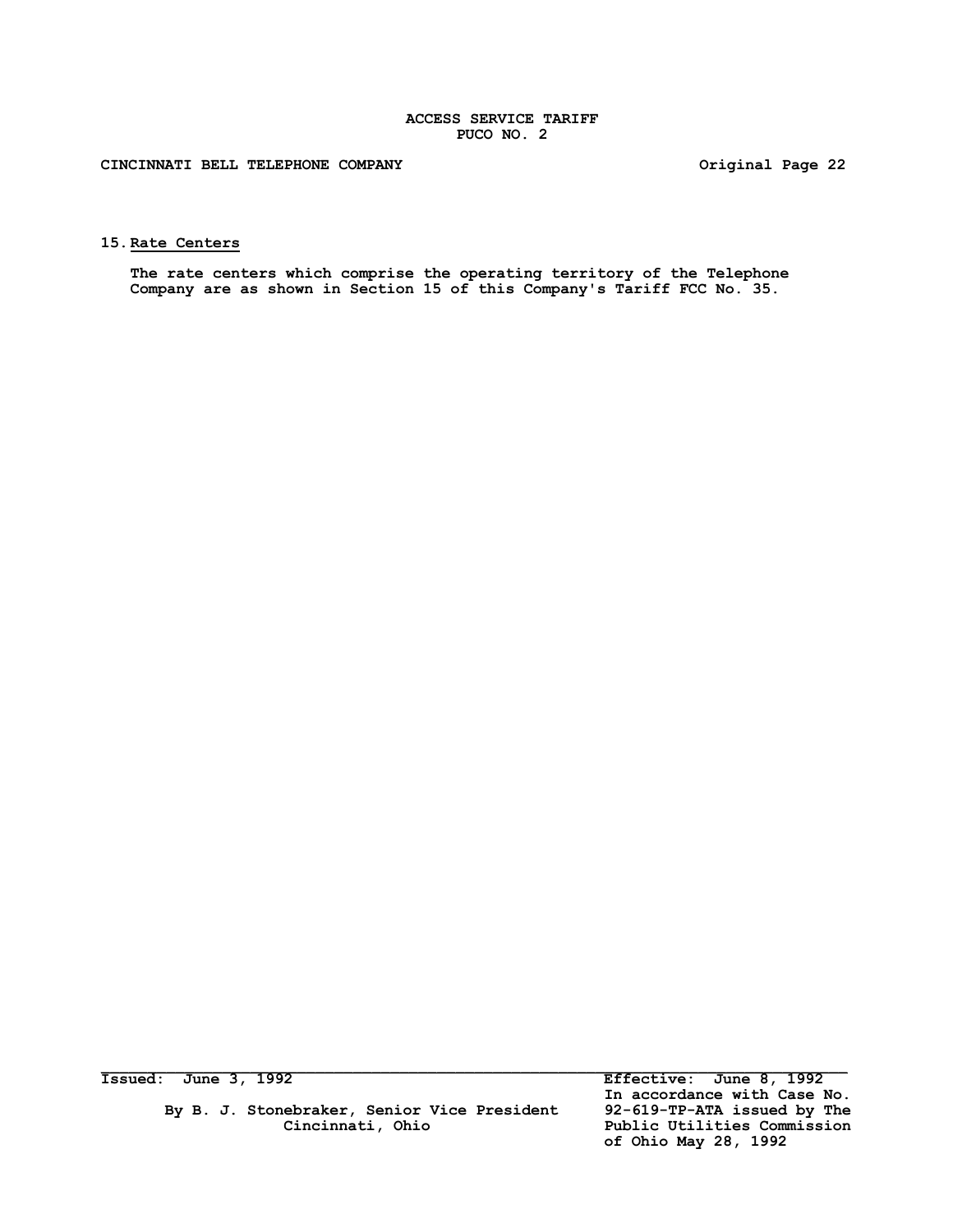## 15. Rate Centers

The rate centers which comprise the operating territory of the Telephone Company are as shown in Section 15 of this Company's Tariff FCC No. 35.

Issued: June 3, 1992

By B. J. Stonebraker, Senior Vice President
Cincinnati, Ohio

Effective: June 8, 1992
In accordance with Case No. 92-619-TP-ATA issued by The Public Utilities Commission of Ohio May 28, 1992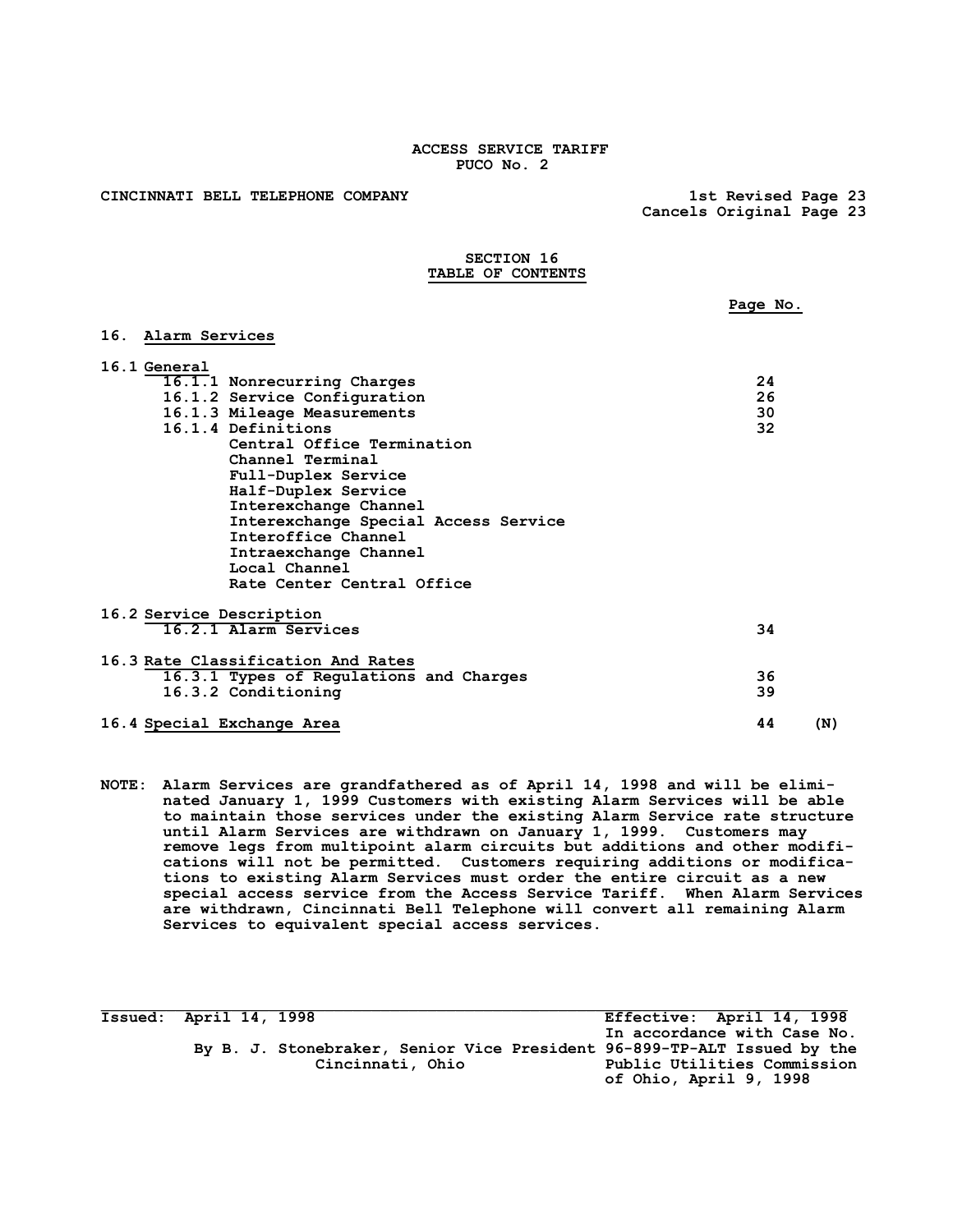ACCESS SERVICE TARIFF
PUCO No. 2

CINCINNATI BELL TELEPHONE COMPANY

1st Revised Page 23
Cancels Original Page 23

## SECTION 16
## TABLE OF CONTENTS

| | Page No. | |
|---|---|---|
| **16. Alarm Services** | | |
| **16.1 General** | | |
| 16.1.1 Nonrecurring Charges | 24 | |
| 16.1.2 Service Configuration | 26 | |
| 16.1.3 Mileage Measurements | 30 | |
| 16.1.4 Definitions | 32 | |
| Central Office Termination | | |
| Channel Terminal | | |
| Full-Duplex Service | | |
| Half-Duplex Service | | |
| Interexchange Channel | | |
| Interexchange Special Access Service | | |
| Interoffice Channel | | |
| Intraexchange Channel | | |
| Local Channel | | |
| Rate Center Central Office | | |
| **16.2 Service Description** | | |
| 16.2.1 Alarm Services | 34 | |
| **16.3 Rate Classification And Rates** | | |
| 16.3.1 Types of Regulations and Charges | 36 | |
| 16.3.2 Conditioning | 39 | |
| **16.4 Special Exchange Area** | 44 | (N) |

NOTE: Alarm Services are grandfathered as of April 14, 1998 and will be eliminated January 1, 1999 Customers with existing Alarm Services will be able to maintain those services under the existing Alarm Service rate structure until Alarm Services are withdrawn on January 1, 1999. Customers may remove legs from multipoint alarm circuits but additions and other modifications will not be permitted. Customers requiring additions or modifications to existing Alarm Services must order the entire circuit as a new special access service from the Access Service Tariff. When Alarm Services are withdrawn, Cincinnati Bell Telephone will convert all remaining Alarm Services to equivalent special access services.

Issued: April 14, 1998

By B. J. Stonebraker, Senior Vice President
Cincinnati, Ohio

Effective: April 14, 1998
In accordance with Case No. 96-899-TP-ALT Issued by the Public Utilities Commission of Ohio, April 9, 1998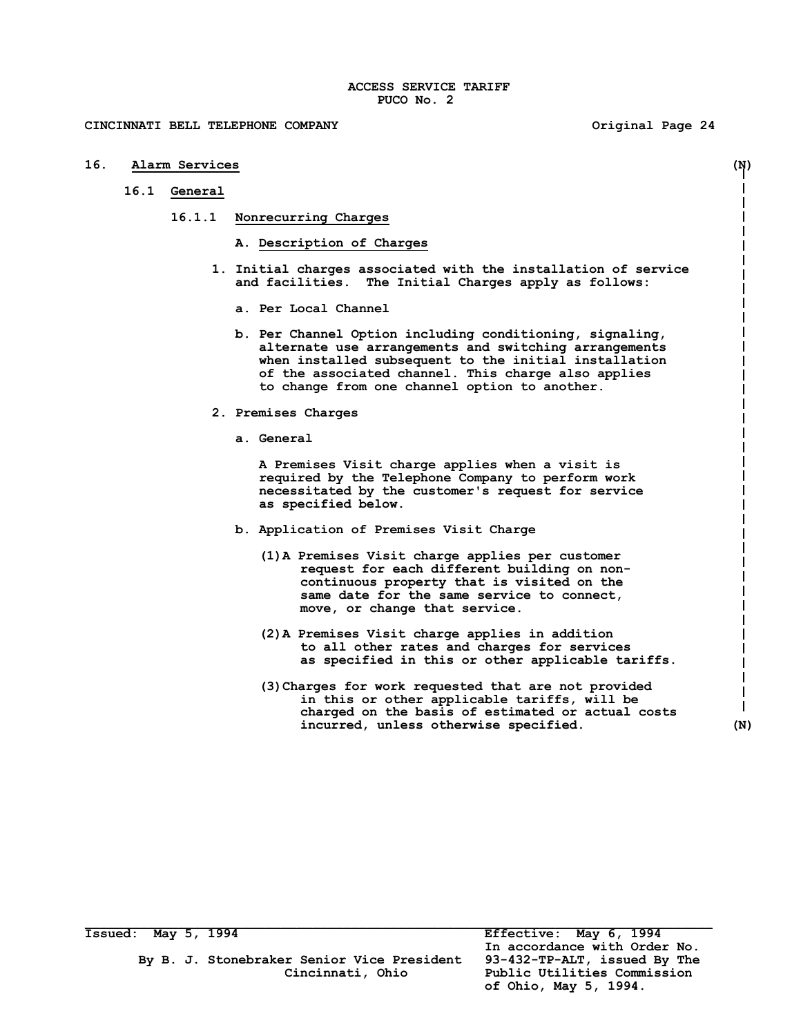ACCESS SERVICE TARIFF
PUCO No. 2

CINCINNATI BELL TELEPHONE COMPANY — Original Page 24

## 16. Alarm Services (N)

### 16.1 General

#### 16.1.1 Nonrecurring Charges

**A. Description of Charges**

1. Initial charges associated with the installation of service and facilities. The Initial Charges apply as follows:

   a. Per Local Channel

   b. Per Channel Option including conditioning, signaling, alternate use arrangements and switching arrangements when installed subsequent to the initial installation of the associated channel. This charge also applies to change from one channel option to another.

2. Premises Charges

   a. General

   A Premises Visit charge applies when a visit is required by the Telephone Company to perform work necessitated by the customer's request for service as specified below.

   b. Application of Premises Visit Charge

   (1) A Premises Visit charge applies per customer request for each different building on non-continuous property that is visited on the same date for the same service to connect, move, or change that service.

   (2) A Premises Visit charge applies in addition to all other rates and charges for services as specified in this or other applicable tariffs.

   (3) Charges for work requested that are not provided in this or other applicable tariffs, will be charged on the basis of estimated or actual costs incurred, unless otherwise specified. (N)

Issued: May 5, 1994

By B. J. Stonebraker Senior Vice President
Cincinnati, Ohio

Effective: May 6, 1994
In accordance with Order No. 93-432-TP-ALT, issued By The Public Utilities Commission of Ohio, May 5, 1994.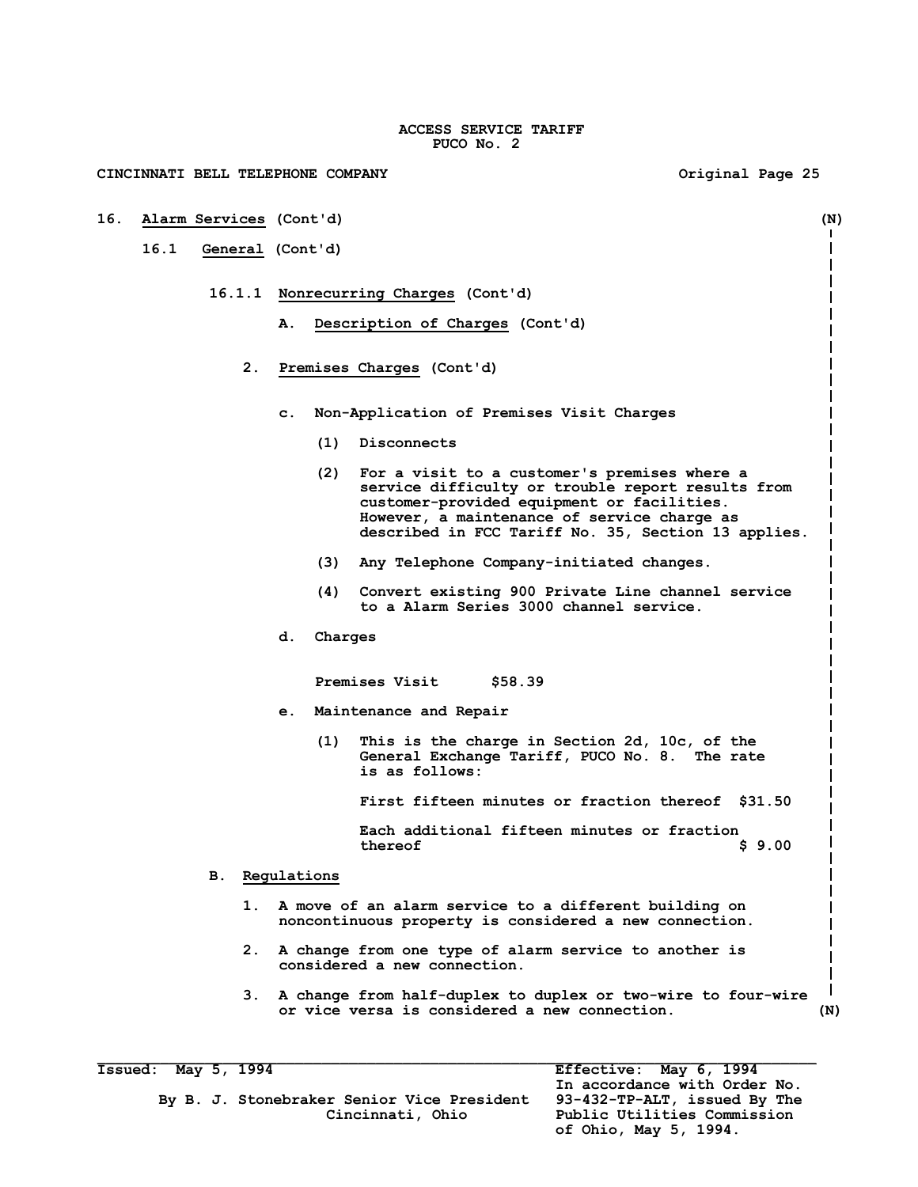ACCESS SERVICE TARIFF
PUCO No. 2

CINCINNATI BELL TELEPHONE COMPANY — Original Page 25

## 16. Alarm Services (Cont'd) (N)

### 16.1 General (Cont'd)

#### 16.1.1 Nonrecurring Charges (Cont'd)

**A. Description of Charges (Cont'd)**

2. Premises Charges (Cont'd)

   c. Non-Application of Premises Visit Charges

      (1) Disconnects

      (2) For a visit to a customer's premises where a service difficulty or trouble report results from customer-provided equipment or facilities. However, a maintenance of service charge as described in FCC Tariff No. 35, Section 13 applies.

      (3) Any Telephone Company-initiated changes.

      (4) Convert existing 900 Private Line channel service to a Alarm Series 3000 channel service.

   d. Charges

      Premises Visit $58.39

   e. Maintenance and Repair

      (1) This is the charge in Section 2d, 10c, of the General Exchange Tariff, PUCO No. 8. The rate is as follows:

      | | |
      |---|---|
      | First fifteen minutes or fraction thereof | $31.50 |
      | Each additional fifteen minutes or fraction thereof | $ 9.00 |

**B. Regulations**

1. A move of an alarm service to a different building on noncontinuous property is considered a new connection.

2. A change from one type of alarm service to another is considered a new connection.

3. A change from half-duplex to duplex or two-wire to four-wire or vice versa is considered a new connection. (N)

---

Issued: May 5, 1994

By B. J. Stonebraker Senior Vice President
Cincinnati, Ohio

Effective: May 6, 1994
In accordance with Order No. 93-432-TP-ALT, issued By The Public Utilities Commission of Ohio, May 5, 1994.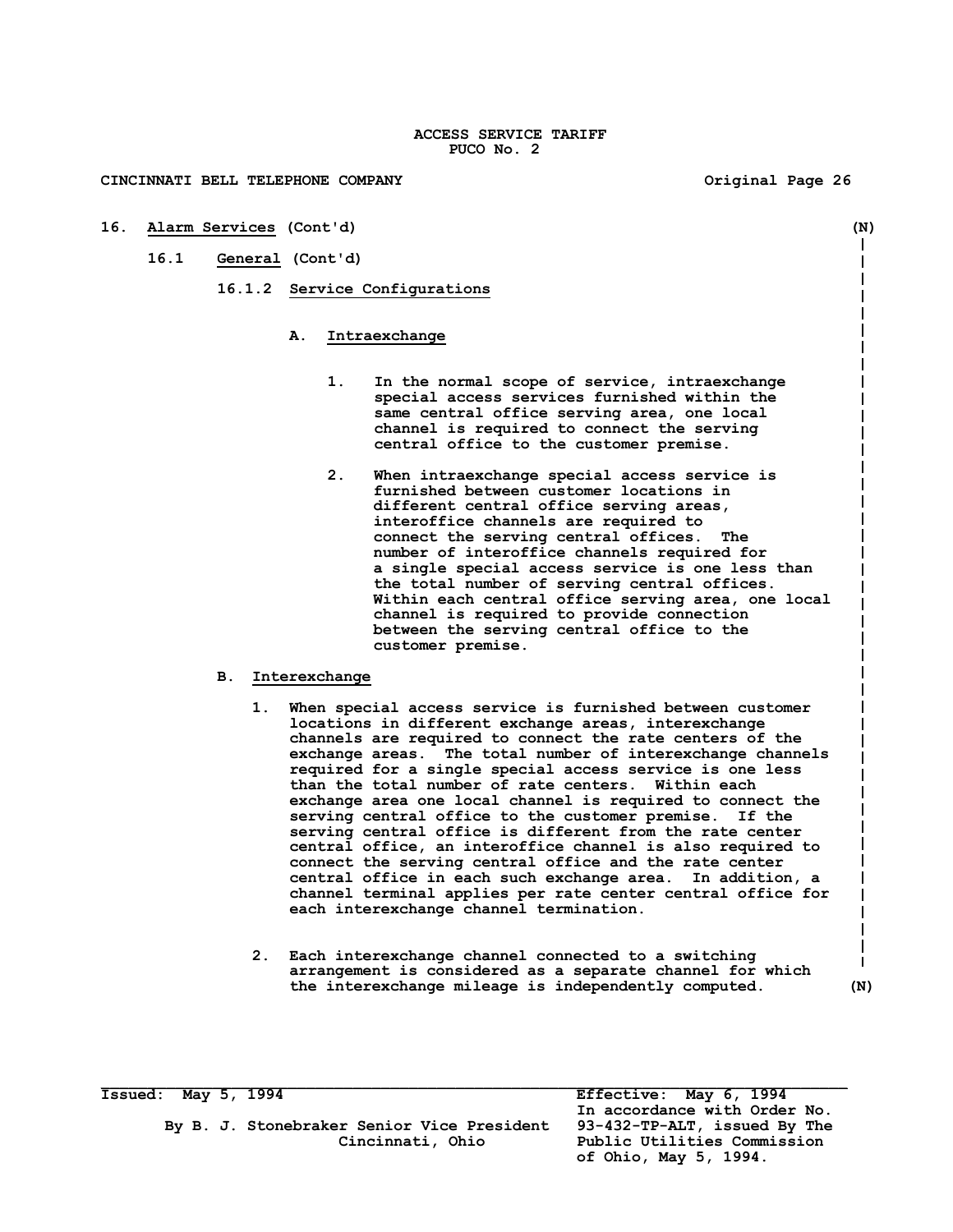ACCESS SERVICE TARIFF
PUCO No. 2

CINCINNATI BELL TELEPHONE COMPANY Original Page 26

## 16. Alarm Services (Cont'd) (N)

### 16.1 General (Cont'd)

#### 16.1.2 Service Configurations

**A. Intraexchange**

1. In the normal scope of service, intraexchange special access services furnished within the same central office serving area, one local channel is required to connect the serving central office to the customer premise.

2. When intraexchange special access service is furnished between customer locations in different central office serving areas, interoffice channels are required to connect the serving central offices. The number of interoffice channels required for a single special access service is one less than the total number of serving central offices. Within each central office serving area, one local channel is required to provide connection between the serving central office to the customer premise.

**B. Interexchange**

1. When special access service is furnished between customer locations in different exchange areas, interexchange channels are required to connect the rate centers of the exchange areas. The total number of interexchange channels required for a single special access service is one less than the total number of rate centers. Within each exchange area one local channel is required to connect the serving central office to the customer premise. If the serving central office is different from the rate center central office, an interoffice channel is also required to connect the serving central office and the rate center central office in each such exchange area. In addition, a channel terminal applies per rate center central office for each interexchange channel termination.

2. Each interexchange channel connected to a switching arrangement is considered as a separate channel for which the interexchange mileage is independently computed. (N)

Issued: May 5, 1994

By B. J. Stonebraker Senior Vice President
Cincinnati, Ohio

Effective: May 6, 1994
In accordance with Order No. 93-432-TP-ALT, issued By The Public Utilities Commission of Ohio, May 5, 1994.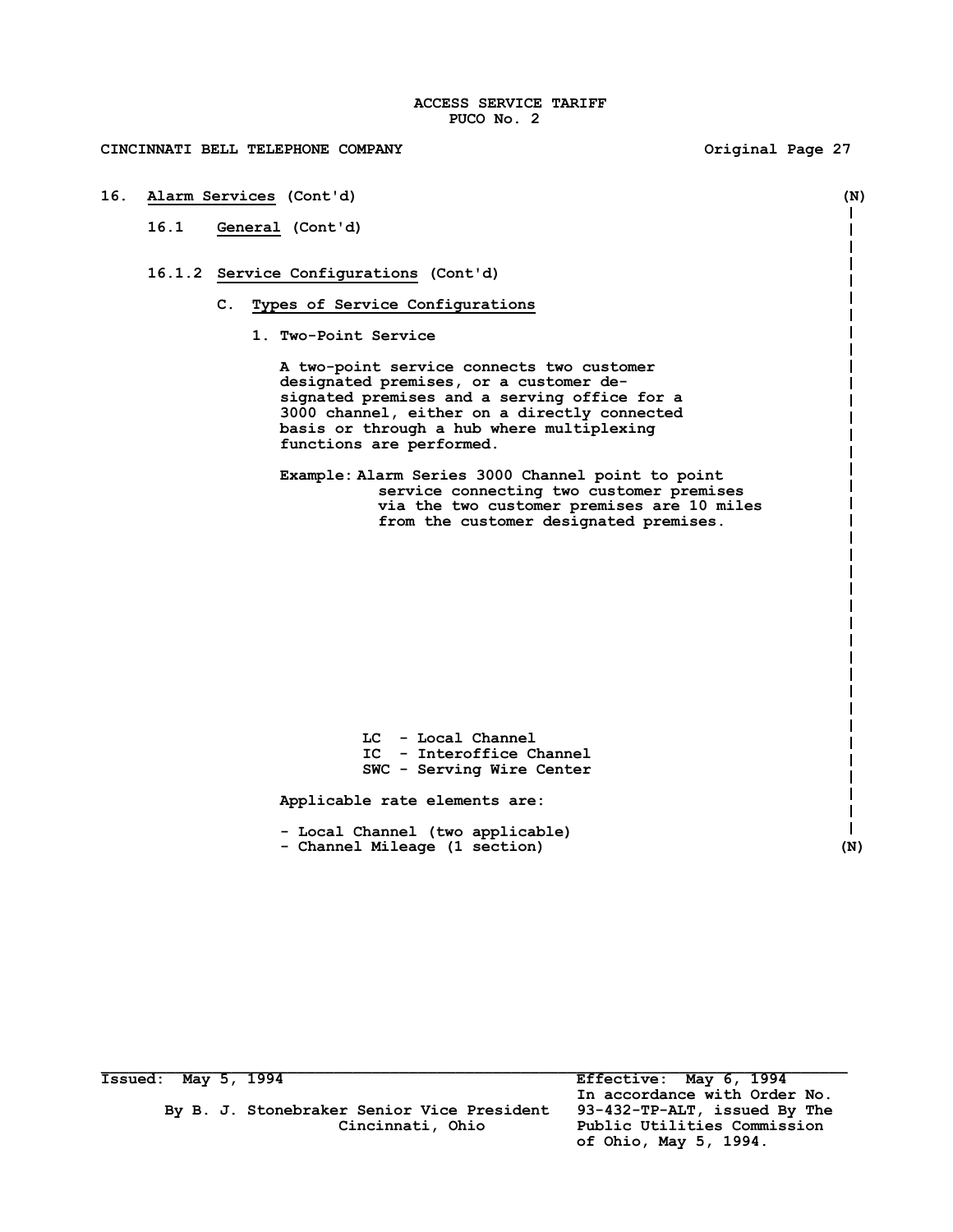ACCESS SERVICE TARIFF
PUCO No. 2

CINCINNATI BELL TELEPHONE COMPANY

16. Alarm Services (Cont'd) (N)

16.1 General (Cont'd)

16.1.2 Service Configurations (Cont'd)

C. Types of Service Configurations

1. Two-Point Service

A two-point service connects two customer designated premises, or a customer designated premises and a serving office for a 3000 channel, either on a directly connected basis or through a hub where multiplexing functions are performed.

Example: Alarm Series 3000 Channel point to point service connecting two customer premises via the two customer premises are 10 miles from the customer designated premises.

LC - Local Channel
IC - Interoffice Channel
SWC - Serving Wire Center

Applicable rate elements are:

- Local Channel (two applicable)
- Channel Mileage (1 section) (N)

Issued: May 5, 1994

By B. J. Stonebraker Senior Vice President
Cincinnati, Ohio

Effective: May 6, 1994
In accordance with Order No. 93-432-TP-ALT, issued By The Public Utilities Commission of Ohio, May 5, 1994.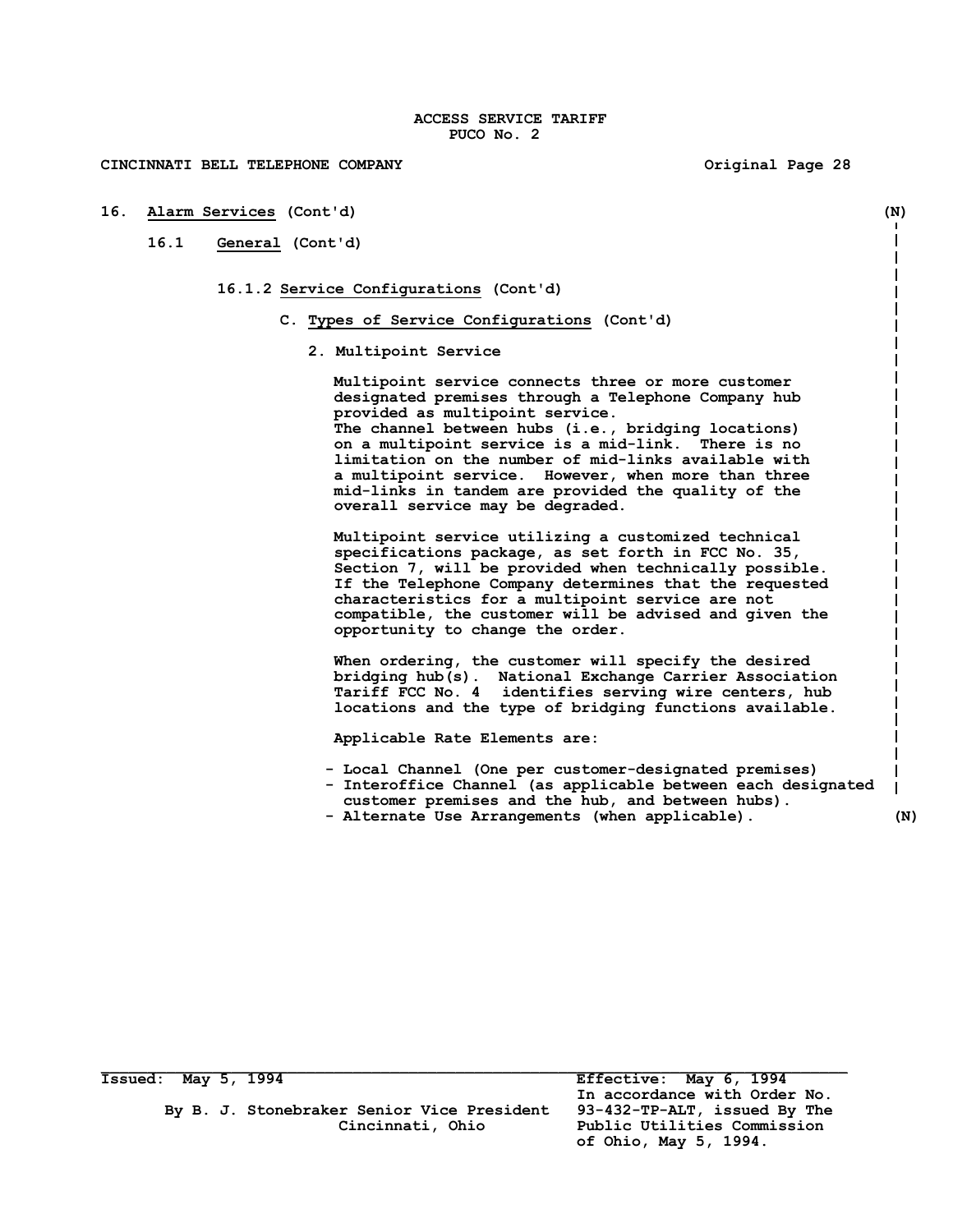# 16. Alarm Services (Cont'd)

## 16.1 General (Cont'd)

### 16.1.2 Service Configurations (Cont'd)

#### C. Types of Service Configurations (Cont'd)

**2. Multipoint Service**

Multipoint service connects three or more customer designated premises through a Telephone Company hub provided as multipoint service.
The channel between hubs (i.e., bridging locations) on a multipoint service is a mid-link. There is no limitation on the number of mid-links available with a multipoint service. However, when more than three mid-links in tandem are provided the quality of the overall service may be degraded.

Multipoint service utilizing a customized technical specifications package, as set forth in FCC No. 35, Section 7, will be provided when technically possible. If the Telephone Company determines that the requested characteristics for a multipoint service are not compatible, the customer will be advised and given the opportunity to change the order.

When ordering, the customer will specify the desired bridging hub(s). National Exchange Carrier Association Tariff FCC No. 4 identifies serving wire centers, hub locations and the type of bridging functions available.

Applicable Rate Elements are:

- Local Channel (One per customer-designated premises)
- Interoffice Channel (as applicable between each designated customer premises and the hub, and between hubs).
- Alternate Use Arrangements (when applicable).

(N)

Issued: May 5, 1994

By B. J. Stonebraker Senior Vice President
Cincinnati, Ohio

Effective: May 6, 1994
In accordance with Order No. 93-432-TP-ALT, issued By The Public Utilities Commission of Ohio, May 5, 1994.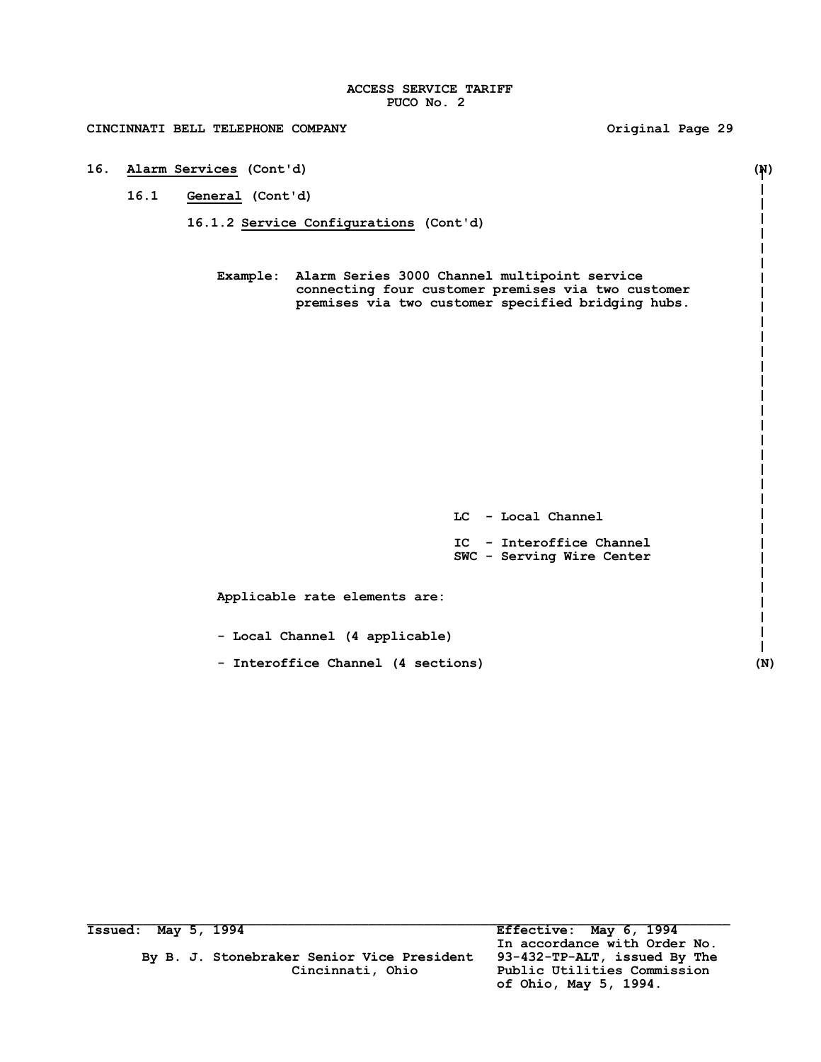ACCESS SERVICE TARIFF
PUCO No. 2

CINCINNATI BELL TELEPHONE COMPANY — Original Page 29

16. Alarm Services (Cont'd) (N)

16.1 General (Cont'd)

16.1.2 Service Configurations (Cont'd)

Example: Alarm Series 3000 Channel multipoint service connecting four customer premises via two customer premises via two customer specified bridging hubs.

LC - Local Channel

IC - Interoffice Channel
SWC - Serving Wire Center

Applicable rate elements are:

- Local Channel (4 applicable)

- Interoffice Channel (4 sections) (N)

Issued: May 5, 1994

By B. J. Stonebraker Senior Vice President
Cincinnati, Ohio

Effective: May 6, 1994
In accordance with Order No. 93-432-TP-ALT, issued By The Public Utilities Commission of Ohio, May 5, 1994.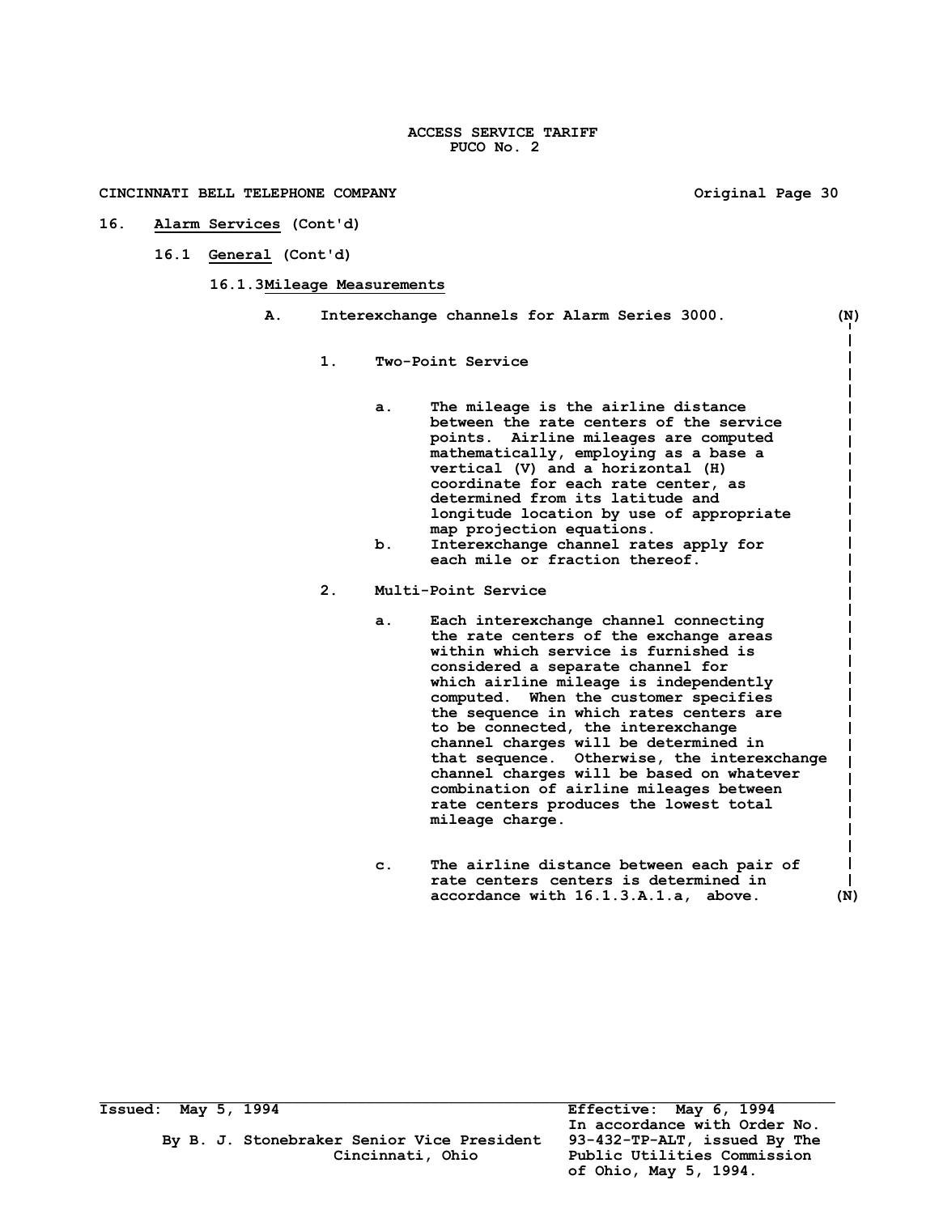ACCESS SERVICE TARIFF
PUCO No. 2

CINCINNATI BELL TELEPHONE COMPANY — Original Page 30

## 16. Alarm Services (Cont'd)

### 16.1 General (Cont'd)

#### 16.1.3 Mileage Measurements

A. Interexchange channels for Alarm Series 3000. (N)

1. Two-Point Service

   a. The mileage is the airline distance between the rate centers of the service points. Airline mileages are computed mathematically, employing as a base a vertical (V) and a horizontal (H) coordinate for each rate center, as determined from its latitude and longitude location by use of appropriate map projection equations.

   b. Interexchange channel rates apply for each mile or fraction thereof.

2. Multi-Point Service

   a. Each interexchange channel connecting the rate centers of the exchange areas within which service is furnished is considered a separate channel for which airline mileage is independently computed. When the customer specifies the sequence in which rates centers are to be connected, the interexchange channel charges will be determined in that sequence. Otherwise, the interexchange channel charges will be based on whatever combination of airline mileages between rate centers produces the lowest total mileage charge.

   c. The airline distance between each pair of rate centers centers is determined in accordance with 16.1.3.A.1.a, above. (N)

Issued: May 5, 1994

By B. J. Stonebraker Senior Vice President
Cincinnati, Ohio

Effective: May 6, 1994
In accordance with Order No. 93-432-TP-ALT, issued By The Public Utilities Commission of Ohio, May 5, 1994.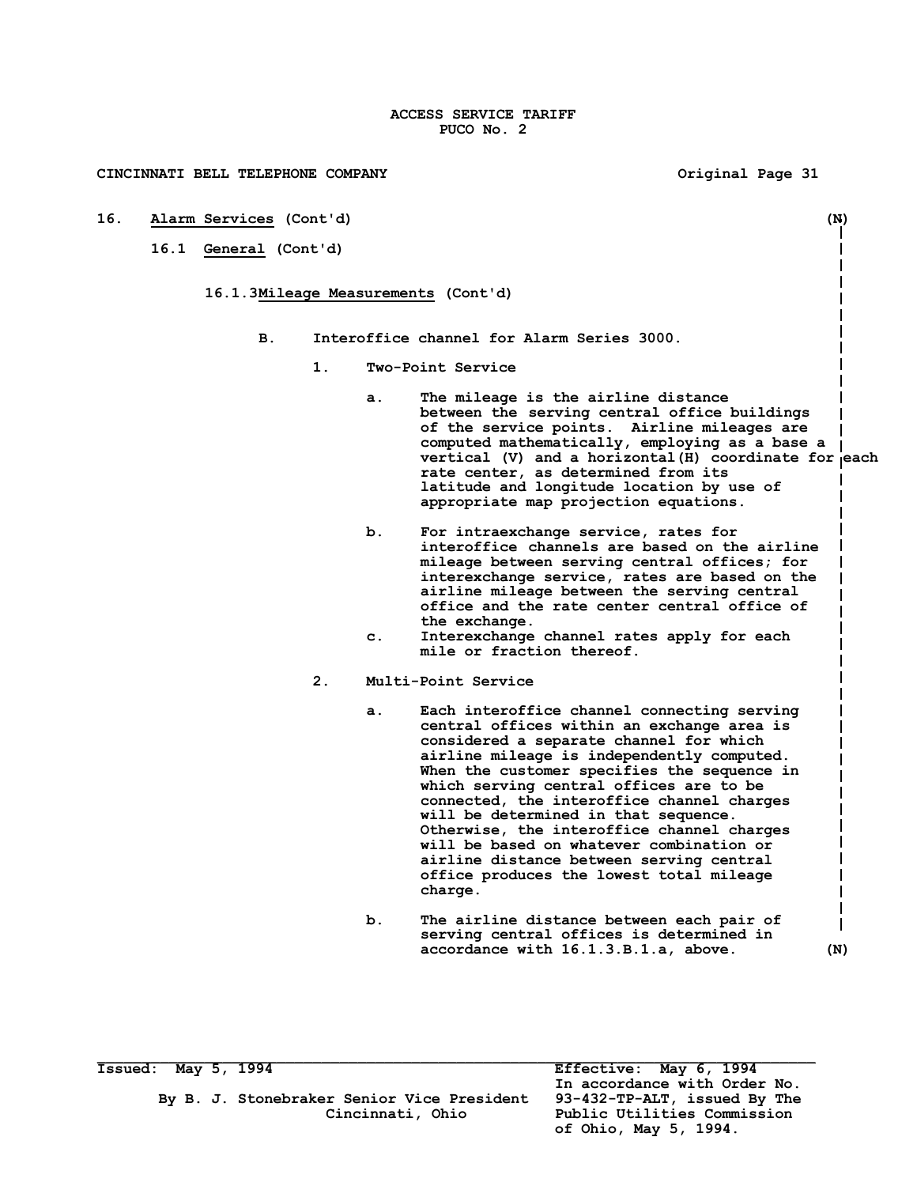16. Alarm Services (Cont'd) (N)

16.1 General (Cont'd)

16.1.3 Mileage Measurements (Cont'd)

B. Interoffice channel for Alarm Series 3000.

1. Two-Point Service

   a. The mileage is the airline distance between the serving central office buildings of the service points. Airline mileages are computed mathematically, employing as a base a vertical (V) and a horizontal(H) coordinate for each rate center, as determined from its latitude and longitude location by use of appropriate map projection equations.

   b. For intraexchange service, rates for interoffice channels are based on the airline mileage between serving central offices; for interexchange service, rates are based on the airline mileage between the serving central office and the rate center central office of the exchange.

   c. Interexchange channel rates apply for each mile or fraction thereof.

2. Multi-Point Service

   a. Each interoffice channel connecting serving central offices within an exchange area is considered a separate channel for which airline mileage is independently computed. When the customer specifies the sequence in which serving central offices are to be connected, the interoffice channel charges will be determined in that sequence. Otherwise, the interoffice channel charges will be based on whatever combination or airline distance between serving central office produces the lowest total mileage charge.

   b. The airline distance between each pair of serving central offices is determined in accordance with 16.1.3.B.1.a, above. (N)

Issued: May 5, 1994

By B. J. Stonebraker Senior Vice President
Cincinnati, Ohio

Effective: May 6, 1994
In accordance with Order No. 93-432-TP-ALT, issued By The Public Utilities Commission of Ohio, May 5, 1994.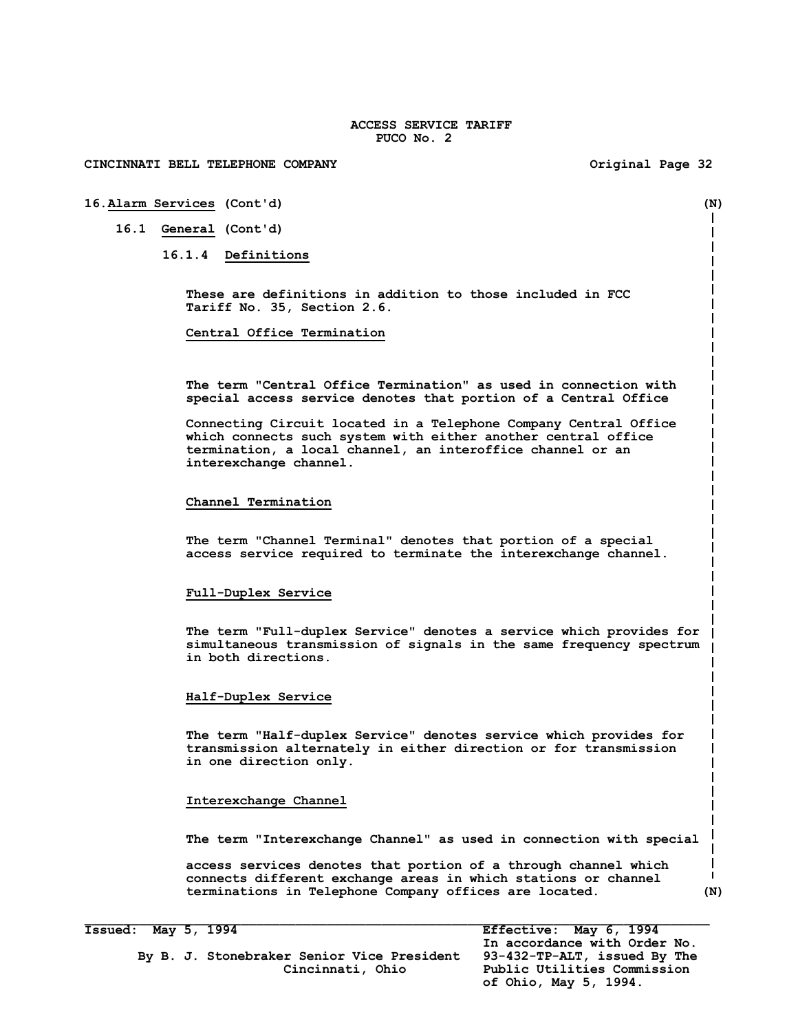ACCESS SERVICE TARIFF
PUCO No. 2

CINCINNATI BELL TELEPHONE COMPANY — Original Page 32

## 16. Alarm Services (Cont'd) (N)

### 16.1 General (Cont'd)

#### 16.1.4 Definitions

These are definitions in addition to those included in FCC Tariff No. 35, Section 2.6.

**Central Office Termination**

The term "Central Office Termination" as used in connection with special access service denotes that portion of a Central Office

Connecting Circuit located in a Telephone Company Central Office which connects such system with either another central office termination, a local channel, an interoffice channel or an interexchange channel.

**Channel Termination**

The term "Channel Terminal" denotes that portion of a special access service required to terminate the interexchange channel.

**Full-Duplex Service**

The term "Full-duplex Service" denotes a service which provides for simultaneous transmission of signals in the same frequency spectrum in both directions.

**Half-Duplex Service**

The term "Half-duplex Service" denotes service which provides for transmission alternately in either direction or for transmission in one direction only.

**Interexchange Channel**

The term "Interexchange Channel" as used in connection with special

access services denotes that portion of a through channel which connects different exchange areas in which stations or channel terminations in Telephone Company offices are located. (N)

Issued: May 5, 1994

By B. J. Stonebraker Senior Vice President
Cincinnati, Ohio

Effective: May 6, 1994
In accordance with Order No. 93-432-TP-ALT, issued By The Public Utilities Commission of Ohio, May 5, 1994.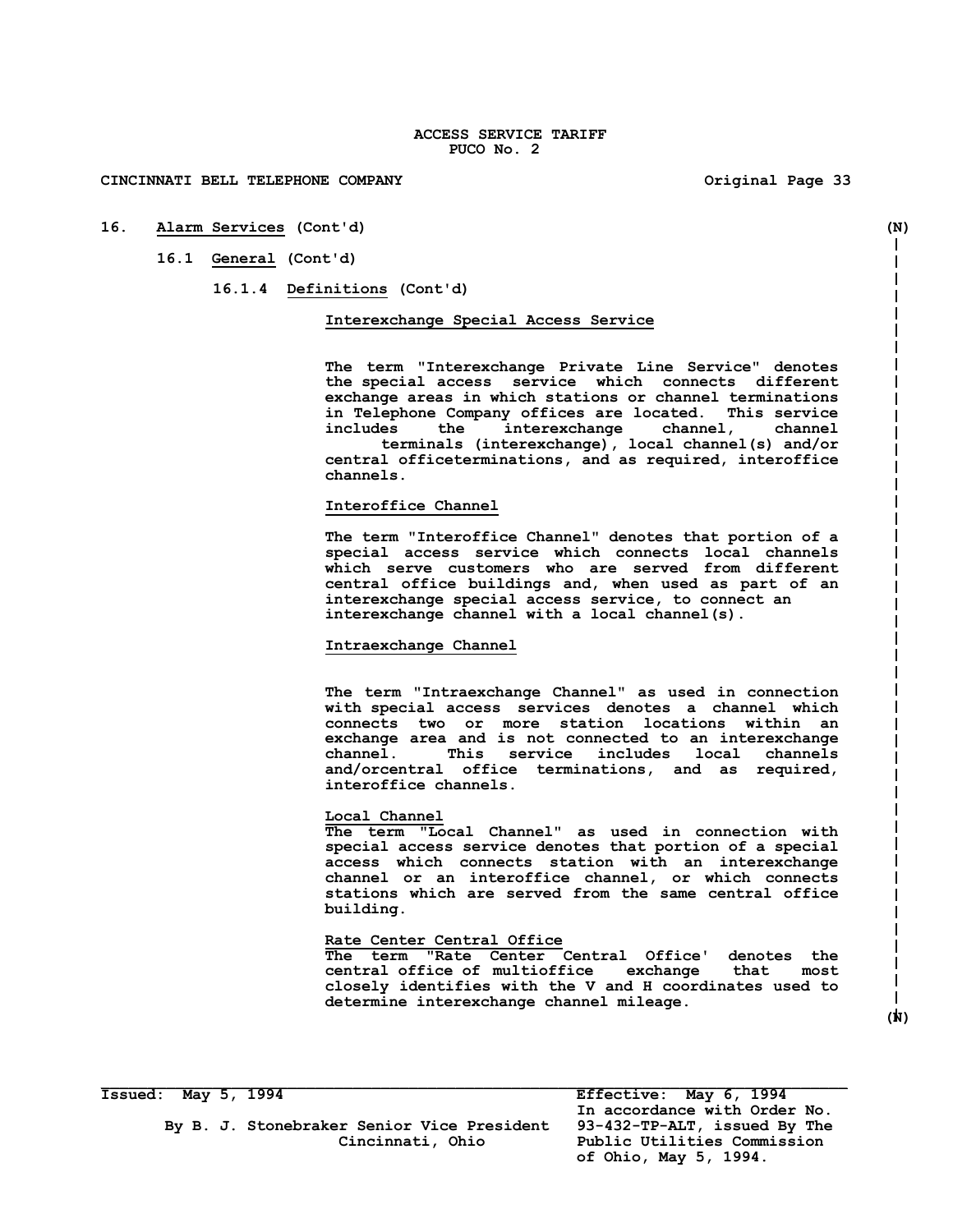ACCESS SERVICE TARIFF
PUCO No. 2

CINCINNATI BELL TELEPHONE COMPANY — Original Page 33

# 16. Alarm Services (Cont'd) (N)

## 16.1 General (Cont'd)

### 16.1.4 Definitions (Cont'd)

**Interexchange Special Access Service**

The term "Interexchange Private Line Service" denotes the special access service which connects different exchange areas in which stations or channel terminations in Telephone Company offices are located. This service includes the interexchange channel, channel terminals (interexchange), local channel(s) and/or central officeterminations, and as required, interoffice channels.

**Interoffice Channel**

The term "Interoffice Channel" denotes that portion of a special access service which connects local channels which serve customers who are served from different central office buildings and, when used as part of an interexchange special access service, to connect an interexchange channel with a local channel(s).

**Intraexchange Channel**

The term "Intraexchange Channel" as used in connection with special access services denotes a channel which connects two or more station locations within an exchange area and is not connected to an interexchange channel. This service includes local channels and/orcentral office terminations, and as required, interoffice channels.

**Local Channel**

The term "Local Channel" as used in connection with special access service denotes that portion of a special access which connects station with an interexchange channel or an interoffice channel, or which connects stations which are served from the same central office building.

**Rate Center Central Office**

The term "Rate Center Central Office' denotes the central office of multioffice exchange that most closely identifies with the V and H coordinates used to determine interexchange channel mileage. (N)

---

Issued: May 5, 1994

By B. J. Stonebraker Senior Vice President
Cincinnati, Ohio

Effective: May 6, 1994
In accordance with Order No. 93-432-TP-ALT, issued By The Public Utilities Commission of Ohio, May 5, 1994.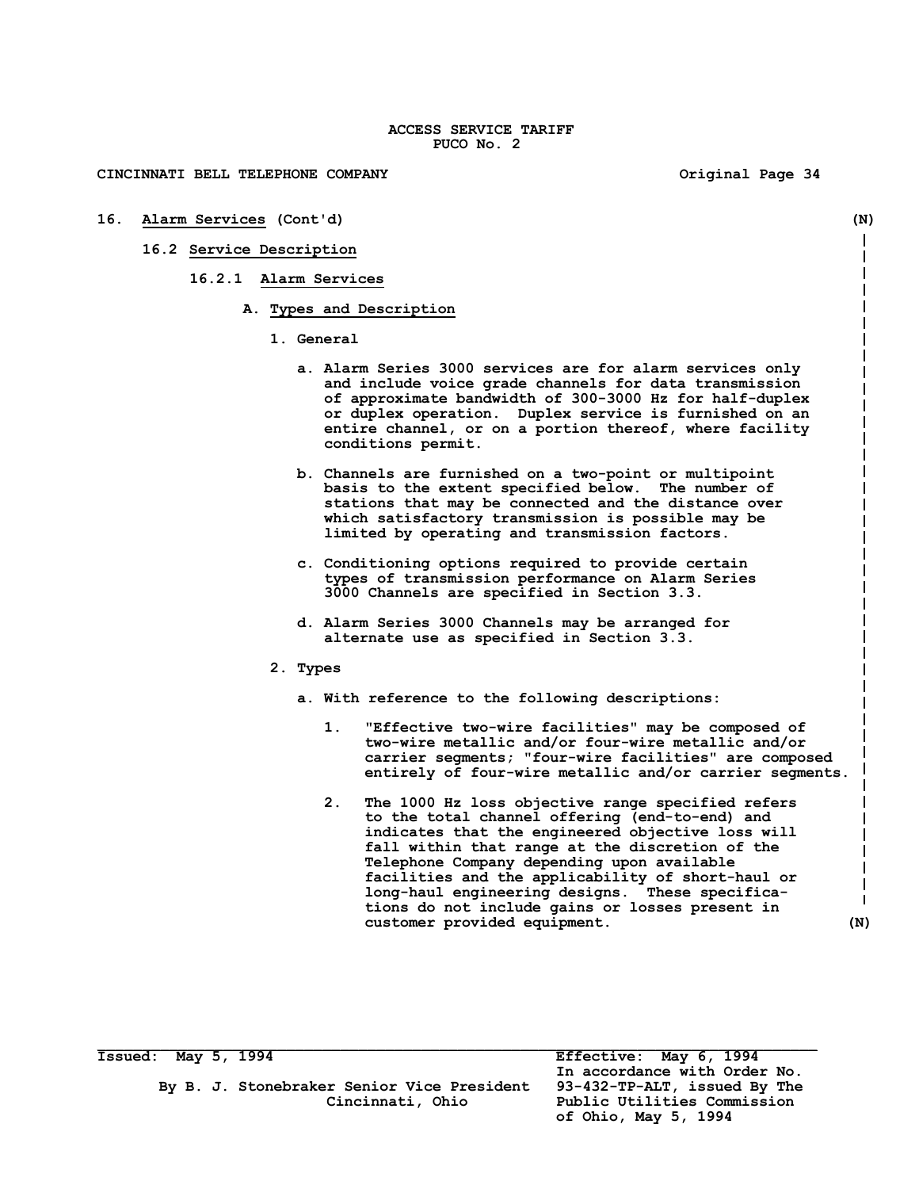# 16. Alarm Services (Cont'd) (N)

## 16.2 Service Description

### 16.2.1 Alarm Services

#### A. Types and Description

1. General

   a. Alarm Series 3000 services are for alarm services only and include voice grade channels for data transmission of approximate bandwidth of 300-3000 Hz for half-duplex or duplex operation. Duplex service is furnished on an entire channel, or on a portion thereof, where facility conditions permit.

   b. Channels are furnished on a two-point or multipoint basis to the extent specified below. The number of stations that may be connected and the distance over which satisfactory transmission is possible may be limited by operating and transmission factors.

   c. Conditioning options required to provide certain types of transmission performance on Alarm Series 3000 Channels are specified in Section 3.3.

   d. Alarm Series 3000 Channels may be arranged for alternate use as specified in Section 3.3.

2. Types

   a. With reference to the following descriptions:

      1. "Effective two-wire facilities" may be composed of two-wire metallic and/or four-wire metallic and/or carrier segments; "four-wire facilities" are composed entirely of four-wire metallic and/or carrier segments.

      2. The 1000 Hz loss objective range specified refers to the total channel offering (end-to-end) and indicates that the engineered objective loss will fall within that range at the discretion of the Telephone Company depending upon available facilities and the applicability of short-haul or long-haul engineering designs. These specifications do not include gains or losses present in customer provided equipment. (N)

Issued: May 5, 1994

By B. J. Stonebraker Senior Vice President
Cincinnati, Ohio

Effective: May 6, 1994
In accordance with Order No. 93-432-TP-ALT, issued By The Public Utilities Commission of Ohio, May 5, 1994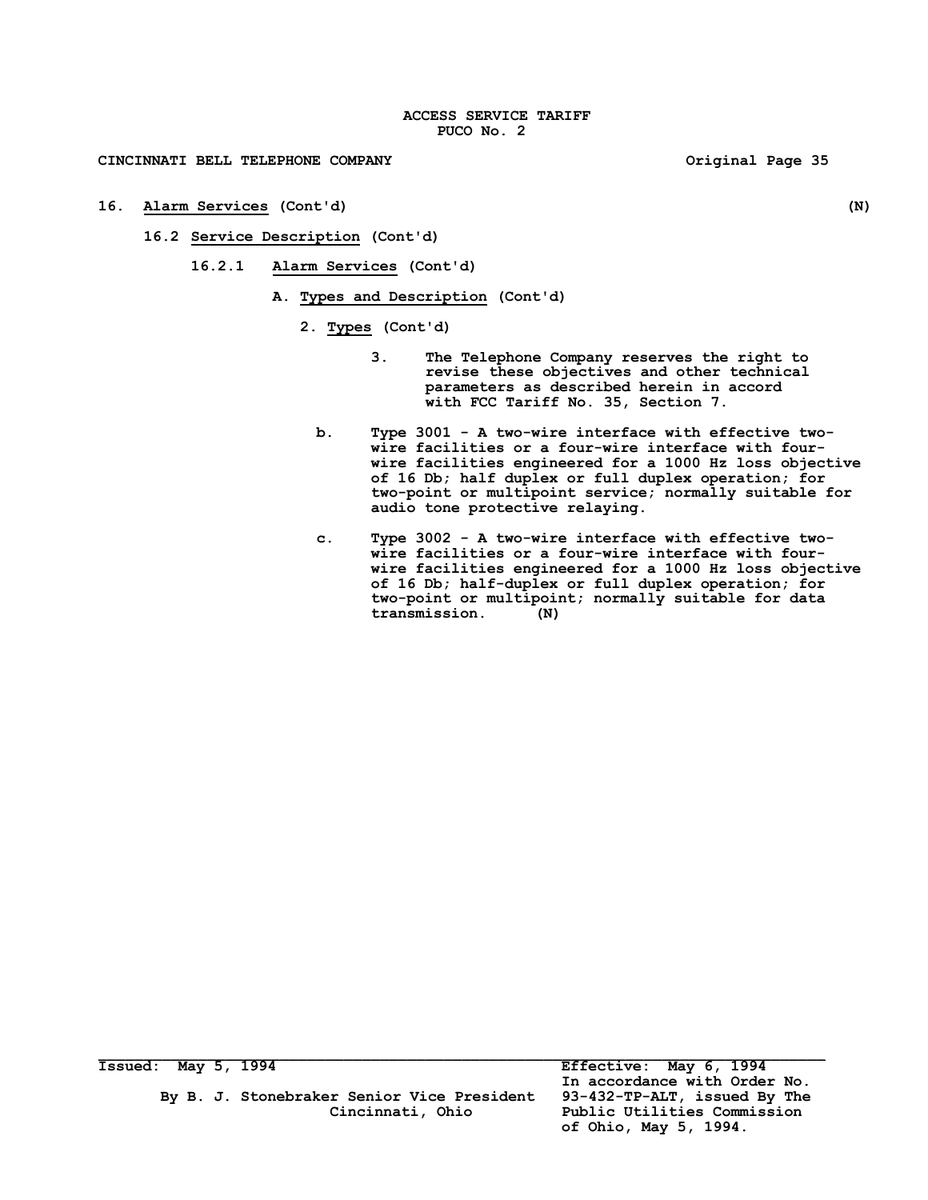**16. Alarm Services (Cont'd)** **(N)**

**16.2 Service Description (Cont'd)**

**16.2.1 Alarm Services (Cont'd)**

**A. Types and Description (Cont'd)**

**2. Types (Cont'd)**

**3. The Telephone Company reserves the right to revise these objectives and other technical parameters as described herein in accord with FCC Tariff No. 35, Section 7.**

**b. Type 3001 - A two-wire interface with effective two-wire facilities or a four-wire interface with four-wire facilities engineered for a 1000 Hz loss objective of 16 Db; half duplex or full duplex operation; for two-point or multipoint service; normally suitable for audio tone protective relaying.**

**c. Type 3002 - A two-wire interface with effective two-wire facilities or a four-wire interface with four-wire facilities engineered for a 1000 Hz loss objective of 16 Db; half-duplex or full duplex operation; for two-point or multipoint; normally suitable for data transmission.** **(N)**

**Issued: May 5, 1994**

**By B. J. Stonebraker Senior Vice President**
**Cincinnati, Ohio**

**Effective: May 6, 1994**
**In accordance with Order No. 93-432-TP-ALT, issued By The Public Utilities Commission of Ohio, May 5, 1994.**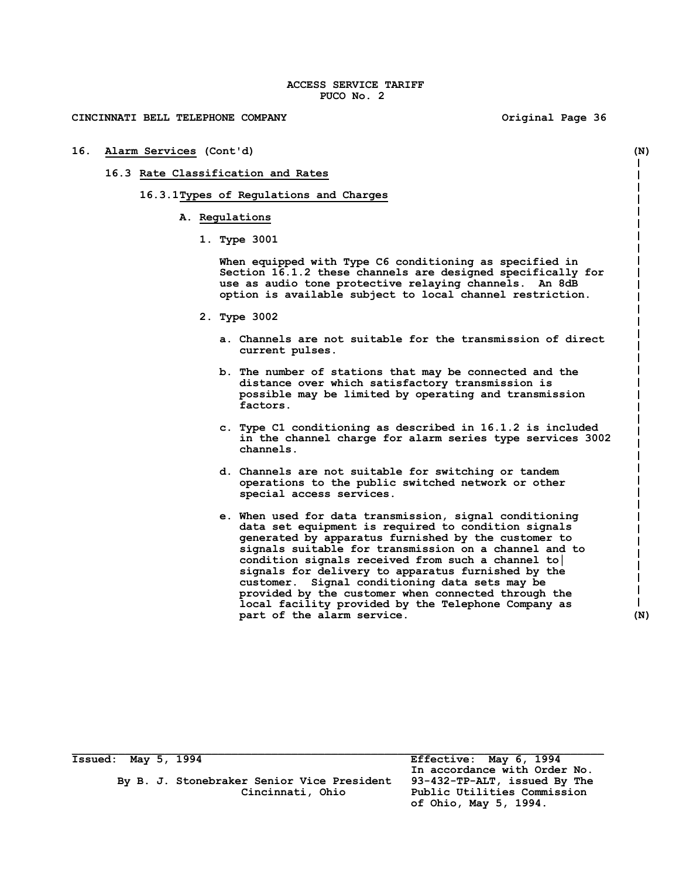ACCESS SERVICE TARIFF
PUCO No. 2

CINCINNATI BELL TELEPHONE COMPANY Original Page 36

## 16. Alarm Services (Cont'd) (N)

### 16.3 Rate Classification and Rates

#### 16.3.1 Types of Regulations and Charges

##### A. Regulations

1. **Type 3001**

   When equipped with Type C6 conditioning as specified in Section 16.1.2 these channels are designed specifically for use as audio tone protective relaying channels. An 8dB option is available subject to local channel restriction.

2. **Type 3002**

   a. Channels are not suitable for the transmission of direct current pulses.

   b. The number of stations that may be connected and the distance over which satisfactory transmission is possible may be limited by operating and transmission factors.

   c. Type C1 conditioning as described in 16.1.2 is included in the channel charge for alarm series type services 3002 channels.

   d. Channels are not suitable for switching or tandem operations to the public switched network or other special access services.

   e. When used for data transmission, signal conditioning data set equipment is required to condition signals generated by apparatus furnished by the customer to signals suitable for transmission on a channel and to condition signals received from such a channel to signals for delivery to apparatus furnished by the customer. Signal conditioning data sets may be provided by the customer when connected through the local facility provided by the Telephone Company as part of the alarm service. (N)

---

Issued: May 5, 1994

By B. J. Stonebraker Senior Vice President
Cincinnati, Ohio

Effective: May 6, 1994
In accordance with Order No. 93-432-TP-ALT, issued By The Public Utilities Commission of Ohio, May 5, 1994.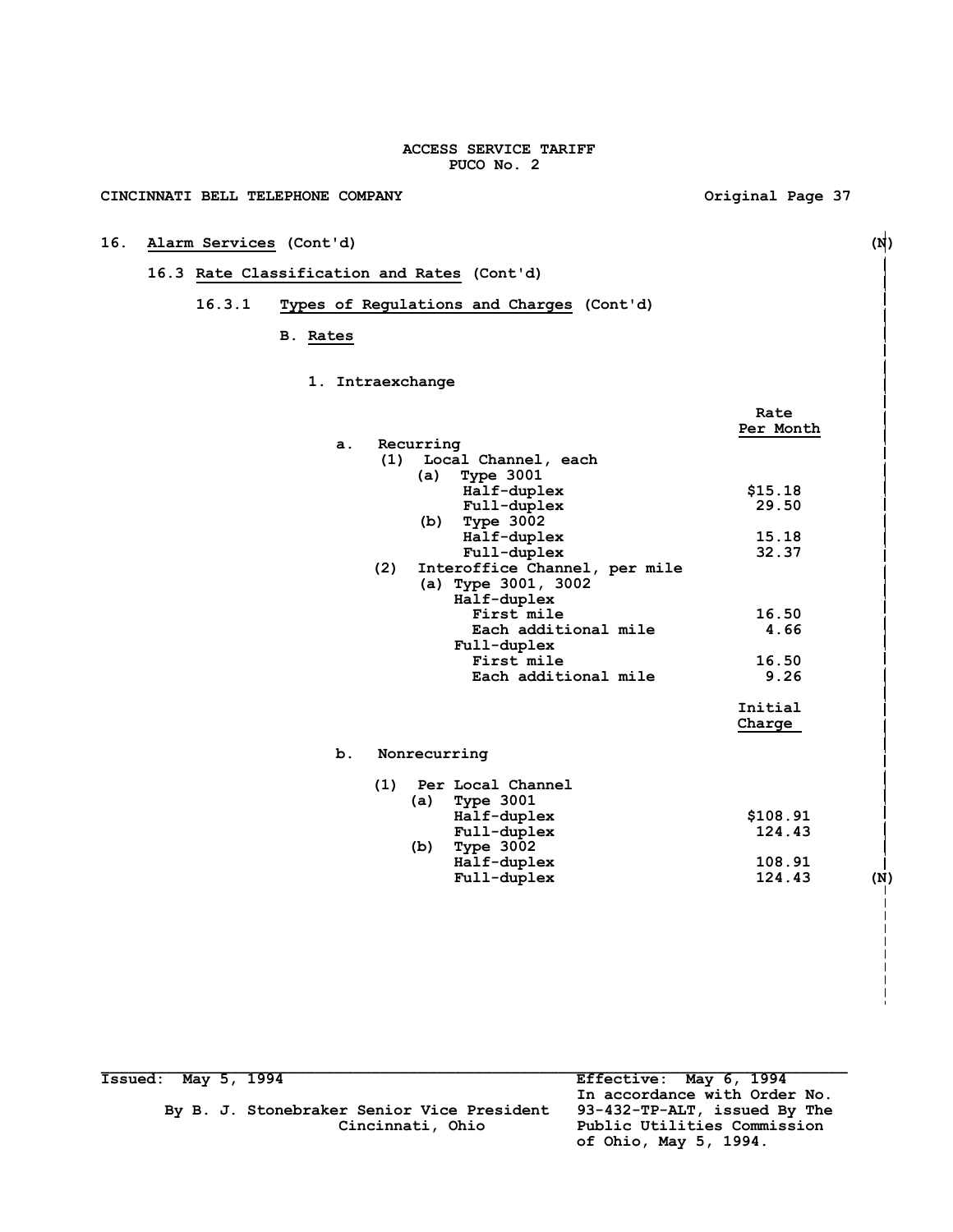ACCESS SERVICE TARIFF
PUCO No. 2

CINCINNATI BELL TELEPHONE COMPANY — Original Page 37

## 16. Alarm Services (Cont'd) (N)

### 16.3 Rate Classification and Rates (Cont'd)

#### 16.3.1 Types of Regulations and Charges (Cont'd)

**B. Rates**

1. Intraexchange

| | Rate Per Month |
|---|---|
| a. Recurring | |
| (1) Local Channel, each | |
| (a) Type 3001 | |
| Half-duplex | $15.18 |
| Full-duplex | 29.50 |
| (b) Type 3002 | |
| Half-duplex | 15.18 |
| Full-duplex | 32.37 |
| (2) Interoffice Channel, per mile | |
| (a) Type 3001, 3002 | |
| Half-duplex | |
| First mile | 16.50 |
| Each additional mile | 4.66 |
| Full-duplex | |
| First mile | 16.50 |
| Each additional mile | 9.26 |

| | Initial Charge |
|---|---|
| b. Nonrecurring | |
| (1) Per Local Channel | |
| (a) Type 3001 | |
| Half-duplex | $108.91 |
| Full-duplex | 124.43 |
| (b) Type 3002 | |
| Half-duplex | 108.91 |
| Full-duplex | 124.43 (N) |

Issued: May 5, 1994

By B. J. Stonebraker Senior Vice President
Cincinnati, Ohio

Effective: May 6, 1994
In accordance with Order No. 93-432-TP-ALT, issued By The Public Utilities Commission of Ohio, May 5, 1994.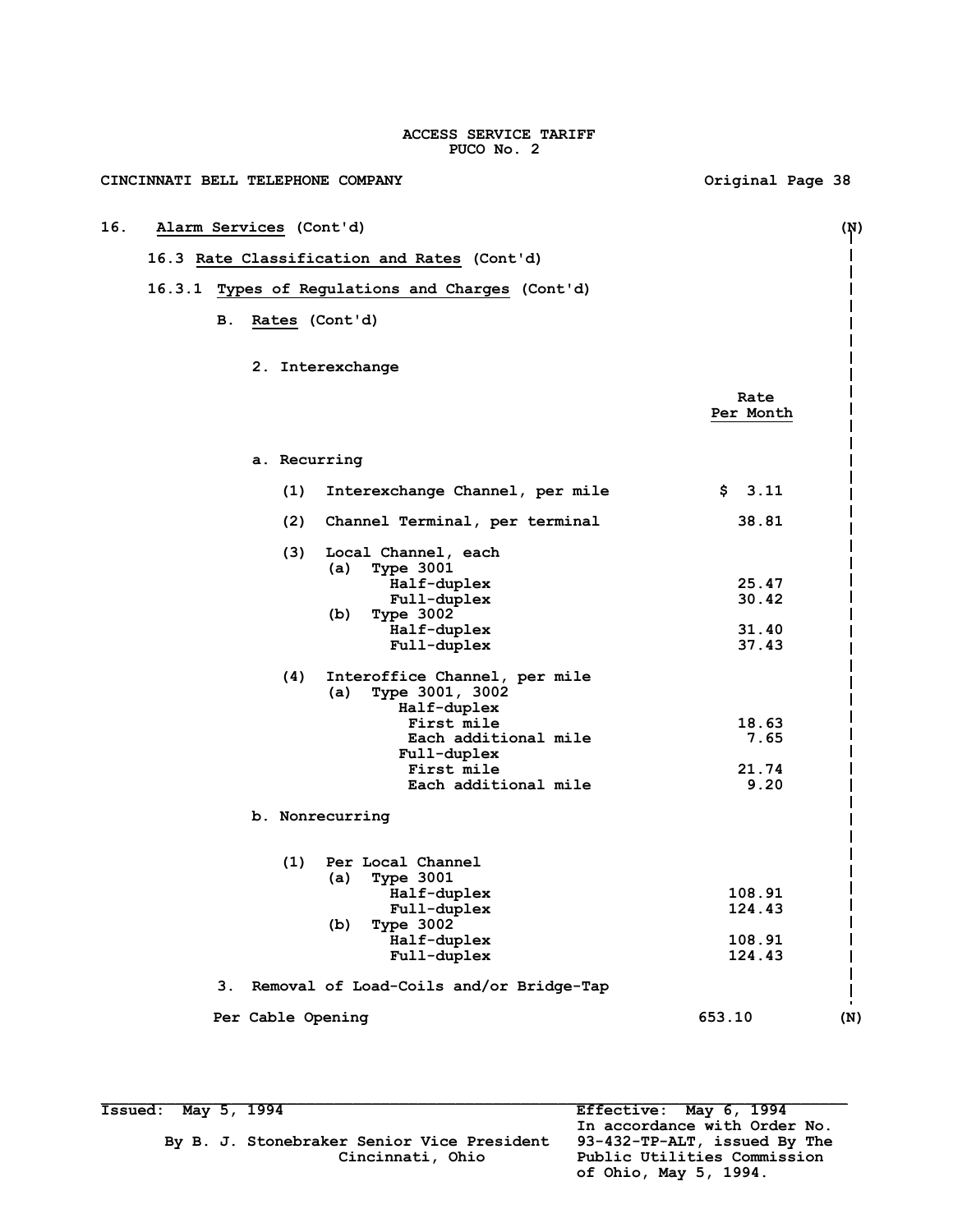ACCESS SERVICE TARIFF
PUCO No. 2

CINCINNATI BELL TELEPHONE COMPANY — Original Page 38

16. Alarm Services (Cont'd) (N)

16.3 Rate Classification and Rates (Cont'd)

16.3.1 Types of Regulations and Charges (Cont'd)

B. Rates (Cont'd)

2. Interexchange

| | Rate Per Month |
|---|---|
| **a. Recurring** | |
| (1) Interexchange Channel, per mile | $ 3.11 |
| (2) Channel Terminal, per terminal | 38.81 |
| (3) Local Channel, each | |
| (a) Type 3001 | |
| Half-duplex | 25.47 |
| Full-duplex | 30.42 |
| (b) Type 3002 | |
| Half-duplex | 31.40 |
| Full-duplex | 37.43 |
| (4) Interoffice Channel, per mile | |
| (a) Type 3001, 3002 | |
| Half-duplex | |
| First mile | 18.63 |
| Each additional mile | 7.65 |
| Full-duplex | |
| First mile | 21.74 |
| Each additional mile | 9.20 |
| **b. Nonrecurring** | |
| (1) Per Local Channel | |
| (a) Type 3001 | |
| Half-duplex | 108.91 |
| Full-duplex | 124.43 |
| (b) Type 3002 | |
| Half-duplex | 108.91 |
| Full-duplex | 124.43 |

3. Removal of Load-Coils and/or Bridge-Tap

| | |
|---|---|
| Per Cable Opening | 653.10 (N) |

Issued: May 5, 1994

By B. J. Stonebraker Senior Vice President
Cincinnati, Ohio

Effective: May 6, 1994
In accordance with Order No. 93-432-TP-ALT, issued By The Public Utilities Commission of Ohio, May 5, 1994.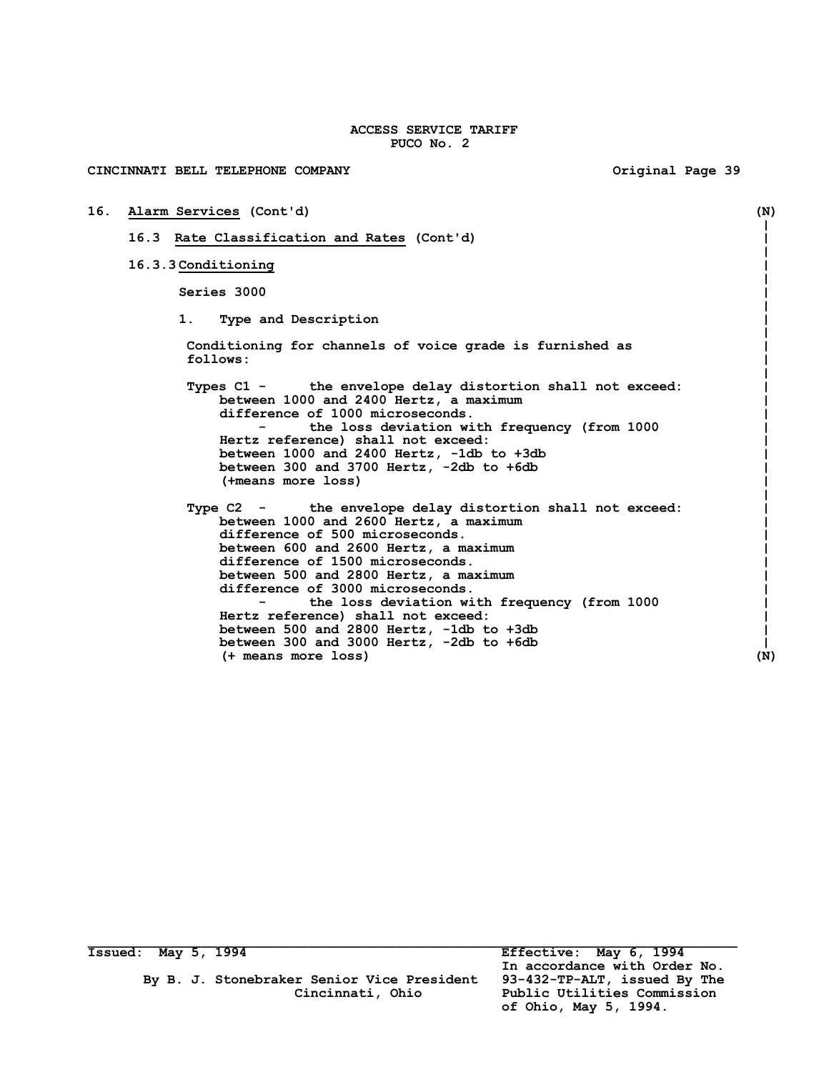ACCESS SERVICE TARIFF
PUCO No. 2

CINCINNATI BELL TELEPHONE COMPANY Original Page 39

## 16. Alarm Services (Cont'd) (N)

### 16.3 Rate Classification and Rates (Cont'd)

#### 16.3.3 Conditioning

Series 3000

1. Type and Description

Conditioning for channels of voice grade is furnished as follows:

Types C1 - the envelope delay distortion shall not exceed:
between 1000 and 2400 Hertz, a maximum difference of 1000 microseconds.
- the loss deviation with frequency (from 1000 Hertz reference) shall not exceed:
between 1000 and 2400 Hertz, -1db to +3db
between 300 and 3700 Hertz, -2db to +6db
(+means more loss)

Type C2 - the envelope delay distortion shall not exceed:
between 1000 and 2600 Hertz, a maximum difference of 500 microseconds.
between 600 and 2600 Hertz, a maximum difference of 1500 microseconds.
between 500 and 2800 Hertz, a maximum difference of 3000 microseconds.
- the loss deviation with frequency (from 1000 Hertz reference) shall not exceed:
between 500 and 2800 Hertz, -1db to +3db
between 300 and 3000 Hertz, -2db to +6db
(+ means more loss) (N)

Issued: May 5, 1994

By B. J. Stonebraker Senior Vice President
Cincinnati, Ohio

Effective: May 6, 1994
In accordance with Order No. 93-432-TP-ALT, issued By The Public Utilities Commission of Ohio, May 5, 1994.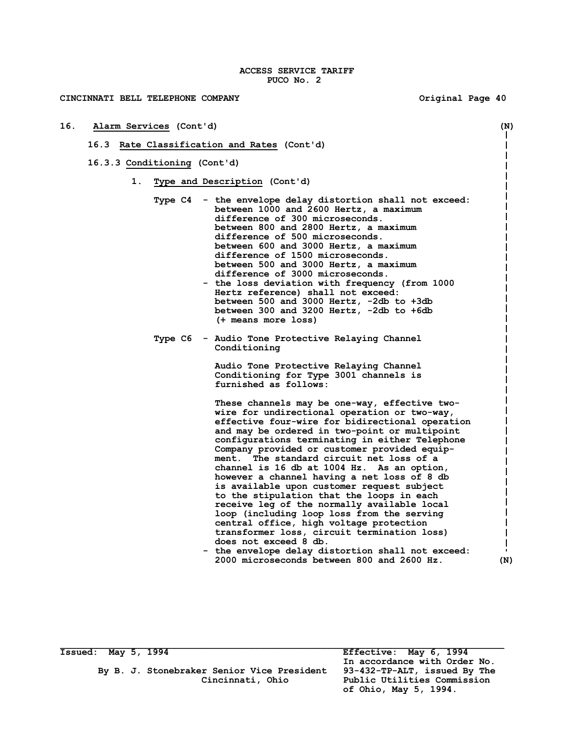16. Alarm Services (Cont'd) (N)

16.3 Rate Classification and Rates (Cont'd)

16.3.3 Conditioning (Cont'd)

1. Type and Description (Cont'd)

Type C4 - the envelope delay distortion shall not exceed:
between 1000 and 2600 Hertz, a maximum difference of 300 microseconds.
between 800 and 2800 Hertz, a maximum difference of 500 microseconds.
between 600 and 3000 Hertz, a maximum difference of 1500 microseconds.
between 500 and 3000 Hertz, a maximum difference of 3000 microseconds.
- the loss deviation with frequency (from 1000 Hertz reference) shall not exceed:
between 500 and 3000 Hertz, -2db to +3db
between 300 and 3200 Hertz, -2db to +6db
(+ means more loss)

Type C6 - Audio Tone Protective Relaying Channel Conditioning

Audio Tone Protective Relaying Channel Conditioning for Type 3001 channels is furnished as follows:

These channels may be one-way, effective two-wire for undirectional operation or two-way, effective four-wire for bidirectional operation and may be ordered in two-point or multipoint configurations terminating in either Telephone Company provided or customer provided equipment. The standard circuit net loss of a channel is 16 db at 1004 Hz. As an option, however a channel having a net loss of 8 db is available upon customer request subject to the stipulation that the loops in each receive leg of the normally available local loop (including loop loss from the serving central office, high voltage protection transformer loss, circuit termination loss) does not exceed 8 db.
- the envelope delay distortion shall not exceed: 2000 microseconds between 800 and 2600 Hz. (N)

Issued: May 5, 1994

By B. J. Stonebraker Senior Vice President
Cincinnati, Ohio

Effective: May 6, 1994
In accordance with Order No. 93-432-TP-ALT, issued By The Public Utilities Commission of Ohio, May 5, 1994.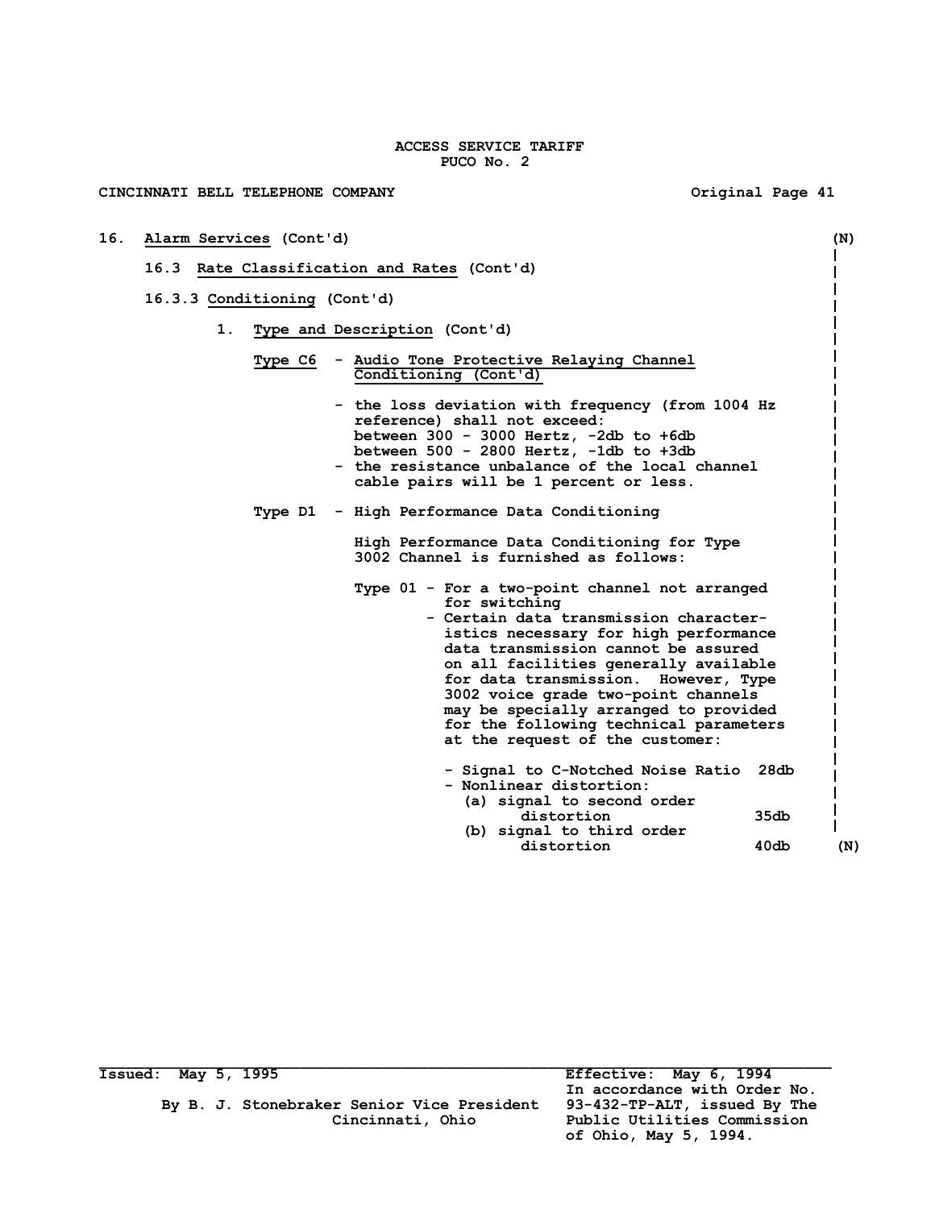ACCESS SERVICE TARIFF
PUCO No. 2

CINCINNATI BELL TELEPHONE COMPANY — Original Page 41

## 16. Alarm Services (Cont'd) (N)

### 16.3 Rate Classification and Rates (Cont'd)

#### 16.3.3 Conditioning (Cont'd)

1. **Type and Description** (Cont'd)

   **Type C6** - Audio Tone Protective Relaying Channel Conditioning (Cont'd)

   - the loss deviation with frequency (from 1004 Hz reference) shall not exceed:
     between 300 - 3000 Hertz, -2db to +6db
     between 500 - 2800 Hertz, -1db to +3db
   - the resistance unbalance of the local channel cable pairs will be 1 percent or less.

   **Type D1** - High Performance Data Conditioning

   High Performance Data Conditioning for Type 3002 Channel is furnished as follows:

   Type 01 - For a two-point channel not arranged for switching
   - Certain data transmission characteristics necessary for high performance data transmission cannot be assured on all facilities generally available for data transmission. However, Type 3002 voice grade two-point channels may be specially arranged to provided for the following technical parameters at the request of the customer:

     - Signal to C-Notched Noise Ratio 28db
     - Nonlinear distortion:
       (a) signal to second order distortion 35db
       (b) signal to third order distortion 40db (N)

Issued: May 5, 1995 — Effective: May 6, 1994

In accordance with Order No. 93-432-TP-ALT, issued By The Public Utilities Commission of Ohio, May 5, 1994.

By B. J. Stonebraker Senior Vice President
Cincinnati, Ohio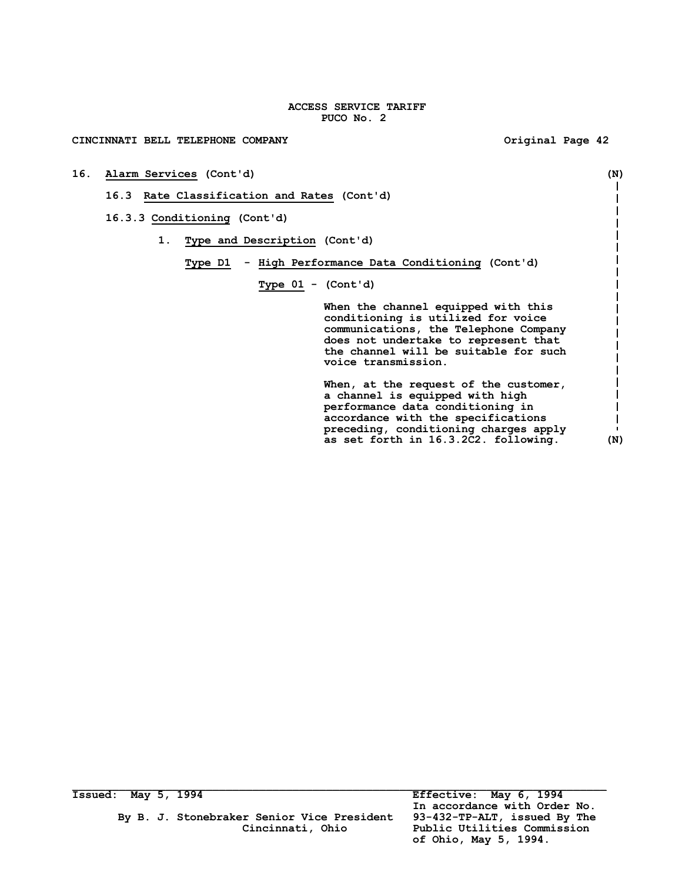ACCESS SERVICE TARIFF
PUCO No. 2

CINCINNATI BELL TELEPHONE COMPANY — Original Page 42

16. Alarm Services (Cont'd) (N)

16.3 Rate Classification and Rates (Cont'd)

16.3.3 Conditioning (Cont'd)

1. Type and Description (Cont'd)

Type D1 - High Performance Data Conditioning (Cont'd)

Type 01 - (Cont'd)

When the channel equipped with this conditioning is utilized for voice communications, the Telephone Company does not undertake to represent that the channel will be suitable for such voice transmission.

When, at the request of the customer, a channel is equipped with high performance data conditioning in accordance with the specifications preceding, conditioning charges apply as set forth in 16.3.2C2. following. (N)

Issued: May 5, 1994

By B. J. Stonebraker Senior Vice President
Cincinnati, Ohio

Effective: May 6, 1994
In accordance with Order No. 93-432-TP-ALT, issued By The Public Utilities Commission of Ohio, May 5, 1994.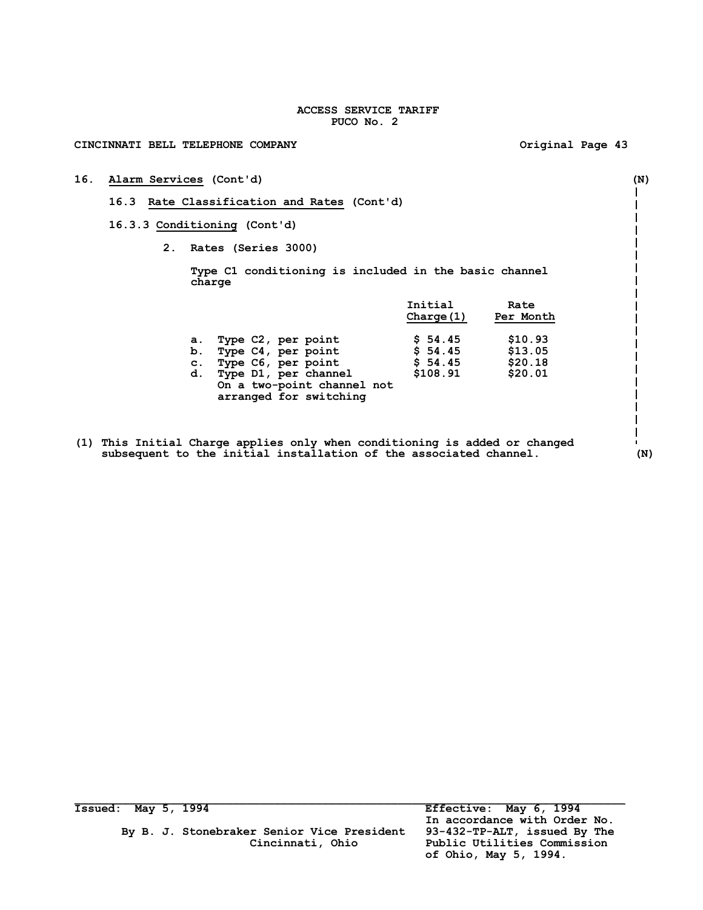ACCESS SERVICE TARIFF
PUCO No. 2

CINCINNATI BELL TELEPHONE COMPANY Original Page 43

16. **Alarm Services** (Cont'd) (N)

16.3 **Rate Classification and Rates** (Cont'd)

16.3.3 **Conditioning** (Cont'd)

2. Rates (Series 3000)

Type C1 conditioning is included in the basic channel charge

| | Initial Charge(1) | Rate Per Month |
|---|---|---|
| a. Type C2, per point | $ 54.45 | $10.93 |
| b. Type C4, per point | $ 54.45 | $13.05 |
| c. Type C6, per point | $ 54.45 | $20.18 |
| d. Type D1, per channel On a two-point channel not arranged for switching | $108.91 | $20.01 |

(1) This Initial Charge applies only when conditioning is added or changed subsequent to the initial installation of the associated channel. (N)

Issued: May 5, 1994

By B. J. Stonebraker Senior Vice President
Cincinnati, Ohio

Effective: May 6, 1994
In accordance with Order No. 93-432-TP-ALT, issued By The Public Utilities Commission of Ohio, May 5, 1994.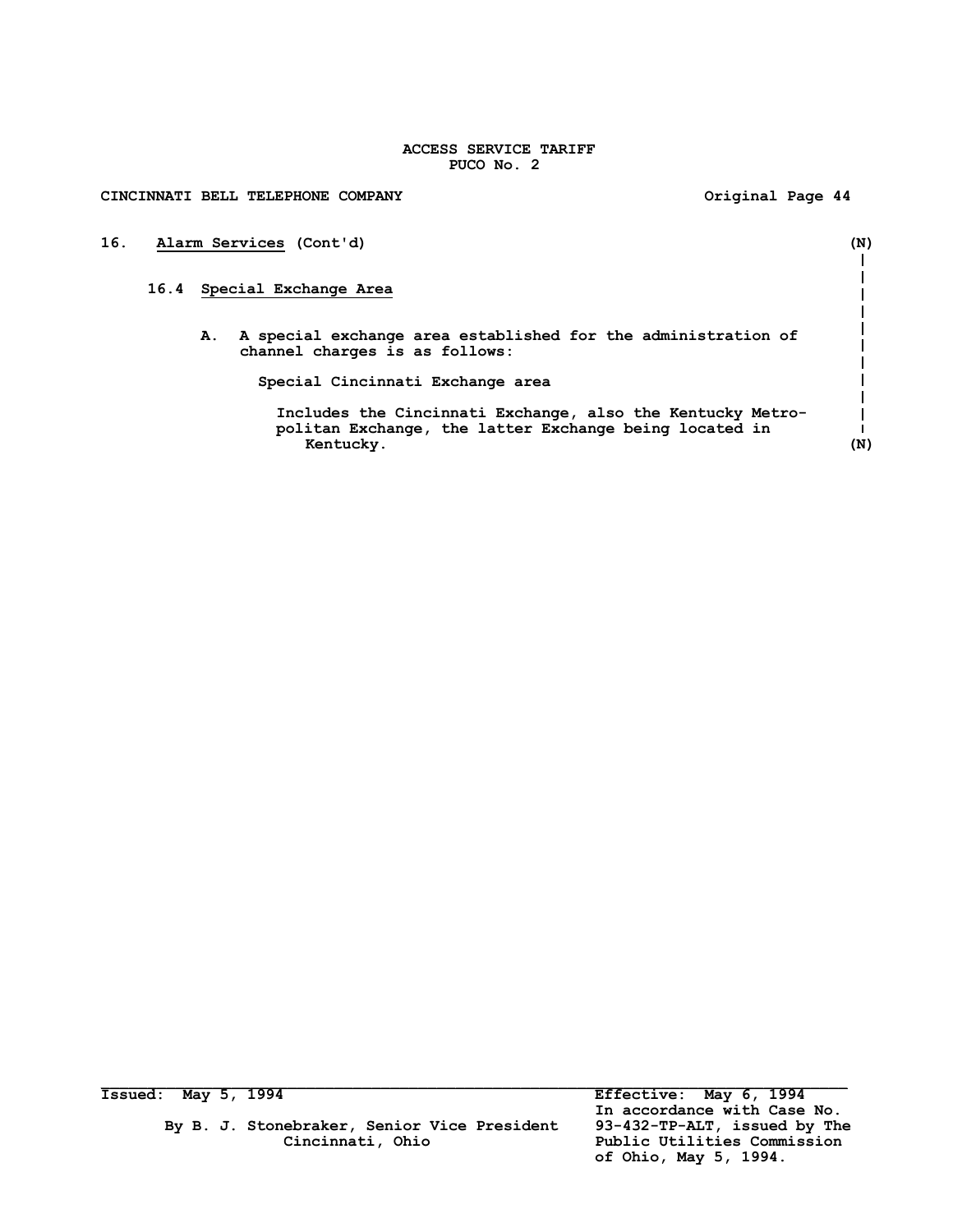## 16. Alarm Services (Cont'd) (N)

### 16.4 Special Exchange Area

A. A special exchange area established for the administration of channel charges is as follows:

Special Cincinnati Exchange area

Includes the Cincinnati Exchange, also the Kentucky Metropolitan Exchange, the latter Exchange being located in Kentucky. (N)

Issued: May 5, 1994

By B. J. Stonebraker, Senior Vice President
Cincinnati, Ohio

Effective: May 6, 1994
In accordance with Case No. 93-432-TP-ALT, issued by The Public Utilities Commission of Ohio, May 5, 1994.